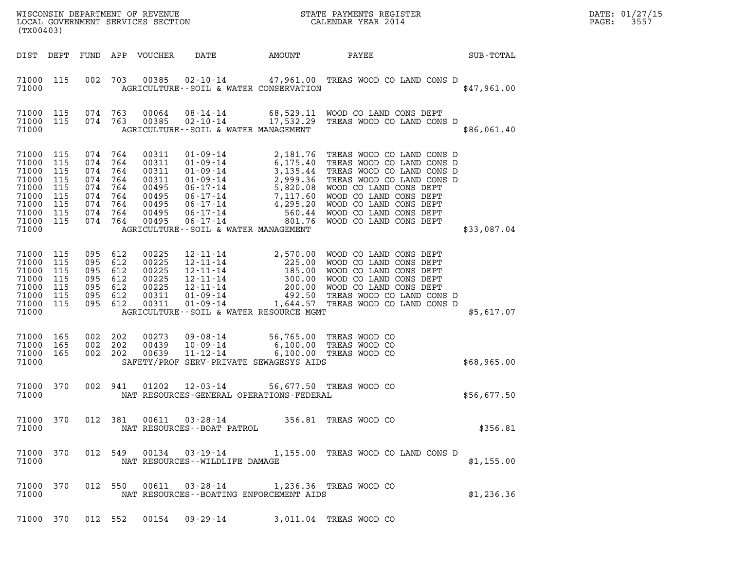WISCONSIN DEPARTMENT OF REVENUE
LOCAL GOVERNMENT SERVICES SECTION
(TX00403)

STATE PAYMENTS REGISTER
CALENDAR YEAR 2014

DATE: 01/27/15
PAGE: 3557

| DIST | DEPT | FUND | APP | VOUCHER | DATE | AMOUNT | PAYEE | SUB-TOTAL |
|---|---|---|---|---|---|---|---|---|
| 71000 | 115 | 002 | 703 | 00385 | 02-10-14 | 47,961.00 | TREAS WOOD CO LAND CONS D | |
| 71000 | | | | | AGRICULTURE--SOIL & WATER CONSERVATION | | | $47,961.00 |
| 71000 | 115 | 074 | 763 | 00064 | 08-14-14 | 68,529.11 | WOOD CO LAND CONS DEPT | |
| 71000 | 115 | 074 | 763 | 00385 | 02-10-14 | 17,532.29 | TREAS WOOD CO LAND CONS D | |
| 71000 | | | | | AGRICULTURE--SOIL & WATER MANAGEMENT | | | $86,061.40 |
| 71000 | 115 | 074 | 764 | 00311 | 01-09-14 | 2,181.76 | TREAS WOOD CO LAND CONS D | |
| 71000 | 115 | 074 | 764 | 00311 | 01-09-14 | 6,175.40 | TREAS WOOD CO LAND CONS D | |
| 71000 | 115 | 074 | 764 | 00311 | 01-09-14 | 3,135.44 | TREAS WOOD CO LAND CONS D | |
| 71000 | 115 | 074 | 764 | 00311 | 01-09-14 | 2,999.36 | TREAS WOOD CO LAND CONS D | |
| 71000 | 115 | 074 | 764 | 00495 | 06-17-14 | 5,820.08 | WOOD CO LAND CONS DEPT | |
| 71000 | 115 | 074 | 764 | 00495 | 06-17-14 | 7,117.60 | WOOD CO LAND CONS DEPT | |
| 71000 | 115 | 074 | 764 | 00495 | 06-17-14 | 4,295.20 | WOOD CO LAND CONS DEPT | |
| 71000 | 115 | 074 | 764 | 00495 | 06-17-14 | 560.44 | WOOD CO LAND CONS DEPT | |
| 71000 | 115 | 074 | 764 | 00495 | 06-17-14 | 801.76 | WOOD CO LAND CONS DEPT | |
| 71000 | | | | | AGRICULTURE--SOIL & WATER MANAGEMENT | | | $33,087.04 |
| 71000 | 115 | 095 | 612 | 00225 | 12-11-14 | 2,570.00 | WOOD CO LAND CONS DEPT | |
| 71000 | 115 | 095 | 612 | 00225 | 12-11-14 | 225.00 | WOOD CO LAND CONS DEPT | |
| 71000 | 115 | 095 | 612 | 00225 | 12-11-14 | 185.00 | WOOD CO LAND CONS DEPT | |
| 71000 | 115 | 095 | 612 | 00225 | 12-11-14 | 300.00 | WOOD CO LAND CONS DEPT | |
| 71000 | 115 | 095 | 612 | 00225 | 12-11-14 | 200.00 | WOOD CO LAND CONS DEPT | |
| 71000 | 115 | 095 | 612 | 00311 | 01-09-14 | 492.50 | TREAS WOOD CO LAND CONS D | |
| 71000 | 115 | 095 | 612 | 00311 | 01-09-14 | 1,644.57 | TREAS WOOD CO LAND CONS D | |
| 71000 | | | | | AGRICULTURE--SOIL & WATER RESOURCE MGMT | | | $5,617.07 |
| 71000 | 165 | 002 | 202 | 00273 | 09-08-14 | 56,765.00 | TREAS WOOD CO | |
| 71000 | 165 | 002 | 202 | 00439 | 10-09-14 | 6,100.00 | TREAS WOOD CO | |
| 71000 | 165 | 002 | 202 | 00639 | 11-12-14 | 6,100.00 | TREAS WOOD CO | |
| 71000 | | | | | SAFETY/PROF SERV-PRIVATE SEWAGESYS AIDS | | | $68,965.00 |
| 71000 | 370 | 002 | 941 | 01202 | 12-03-14 | 56,677.50 | TREAS WOOD CO | |
| 71000 | | | | | NAT RESOURCES-GENERAL OPERATIONS-FEDERAL | | | $56,677.50 |
| 71000 | 370 | 012 | 381 | 00611 | 03-28-14 | 356.81 | TREAS WOOD CO | |
| 71000 | | | | | NAT RESOURCES--BOAT PATROL | | | $356.81 |
| 71000 | 370 | 012 | 549 | 00134 | 03-19-14 | 1,155.00 | TREAS WOOD CO LAND CONS D | |
| 71000 | | | | | NAT RESOURCES--WILDLIFE DAMAGE | | | $1,155.00 |
| 71000 | 370 | 012 | 550 | 00611 | 03-28-14 | 1,236.36 | TREAS WOOD CO | |
| 71000 | | | | | NAT RESOURCES--BOATING ENFORCEMENT AIDS | | | $1,236.36 |
| 71000 | 370 | 012 | 552 | 00154 | 09-29-14 | 3,011.04 | TREAS WOOD CO | |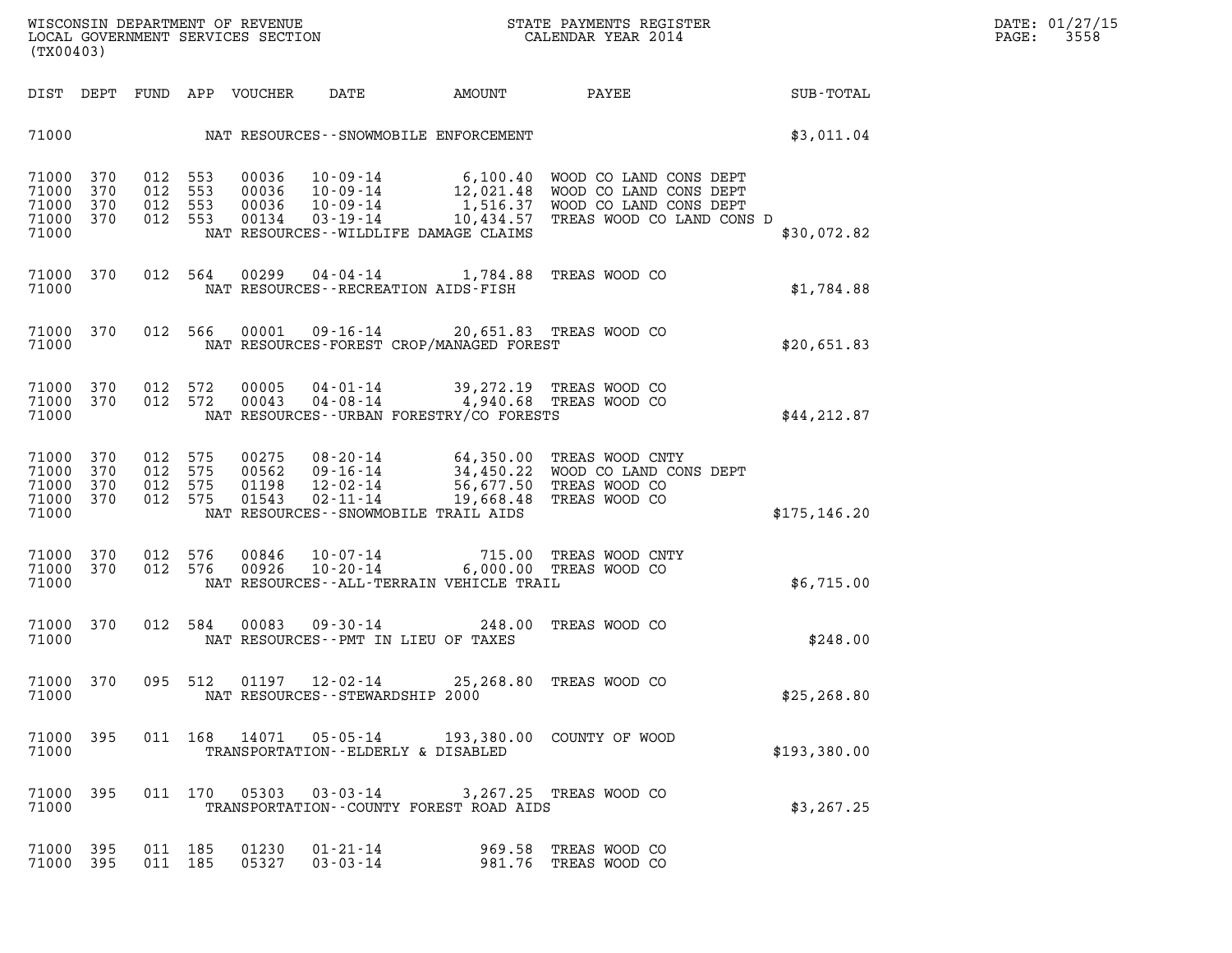WISCONSIN DEPARTMENT OF REVENUE
LOCAL GOVERNMENT SERVICES SECTION
(TX00403)

STATE PAYMENTS REGISTER
CALENDAR YEAR 2014

DATE: 01/27/15
PAGE: 3558

| DIST | DEPT | FUND | APP | VOUCHER | DATE | AMOUNT | PAYEE | SUB-TOTAL |
|---|---|---|---|---|---|---|---|---|
| 71000 | | | | | NAT RESOURCES--SNOWMOBILE ENFORCEMENT | | | $3,011.04 |
| 71000 | 370 | 012 | 553 | 00036 | 10-09-14 | 6,100.40 | WOOD CO LAND CONS DEPT | |
| 71000 | 370 | 012 | 553 | 00036 | 10-09-14 | 12,021.48 | WOOD CO LAND CONS DEPT | |
| 71000 | 370 | 012 | 553 | 00036 | 10-09-14 | 1,516.37 | WOOD CO LAND CONS DEPT | |
| 71000 | 370 | 012 | 553 | 00134 | 03-19-14 | 10,434.57 | TREAS WOOD CO LAND CONS D | |
| 71000 | | | | | NAT RESOURCES--WILDLIFE DAMAGE CLAIMS | | | $30,072.82 |
| 71000 | 370 | 012 | 564 | 00299 | 04-04-14 | 1,784.88 | TREAS WOOD CO | |
| 71000 | | | | | NAT RESOURCES--RECREATION AIDS-FISH | | | $1,784.88 |
| 71000 | 370 | 012 | 566 | 00001 | 09-16-14 | 20,651.83 | TREAS WOOD CO | |
| 71000 | | | | | NAT RESOURCES-FOREST CROP/MANAGED FOREST | | | $20,651.83 |
| 71000 | 370 | 012 | 572 | 00005 | 04-01-14 | 39,272.19 | TREAS WOOD CO | |
| 71000 | 370 | 012 | 572 | 00043 | 04-08-14 | 4,940.68 | TREAS WOOD CO | |
| 71000 | | | | | NAT RESOURCES--URBAN FORESTRY/CO FORESTS | | | $44,212.87 |
| 71000 | 370 | 012 | 575 | 00275 | 08-20-14 | 64,350.00 | TREAS WOOD CNTY | |
| 71000 | 370 | 012 | 575 | 00562 | 09-16-14 | 34,450.22 | WOOD CO LAND CONS DEPT | |
| 71000 | 370 | 012 | 575 | 01198 | 12-02-14 | 56,677.50 | TREAS WOOD CO | |
| 71000 | 370 | 012 | 575 | 01543 | 02-11-14 | 19,668.48 | TREAS WOOD CO | |
| 71000 | | | | | NAT RESOURCES--SNOWMOBILE TRAIL AIDS | | | $175,146.20 |
| 71000 | 370 | 012 | 576 | 00846 | 10-07-14 | 715.00 | TREAS WOOD CNTY | |
| 71000 | 370 | 012 | 576 | 00926 | 10-20-14 | 6,000.00 | TREAS WOOD CO | |
| 71000 | | | | | NAT RESOURCES--ALL-TERRAIN VEHICLE TRAIL | | | $6,715.00 |
| 71000 | 370 | 012 | 584 | 00083 | 09-30-14 | 248.00 | TREAS WOOD CO | |
| 71000 | | | | | NAT RESOURCES--PMT IN LIEU OF TAXES | | | $248.00 |
| 71000 | 370 | 095 | 512 | 01197 | 12-02-14 | 25,268.80 | TREAS WOOD CO | |
| 71000 | | | | | NAT RESOURCES--STEWARDSHIP 2000 | | | $25,268.80 |
| 71000 | 395 | 011 | 168 | 14071 | 05-05-14 | 193,380.00 | COUNTY OF WOOD | |
| 71000 | | | | | TRANSPORTATION--ELDERLY & DISABLED | | | $193,380.00 |
| 71000 | 395 | 011 | 170 | 05303 | 03-03-14 | 3,267.25 | TREAS WOOD CO | |
| 71000 | | | | | TRANSPORTATION--COUNTY FOREST ROAD AIDS | | | $3,267.25 |
| 71000 | 395 | 011 | 185 | 01230 | 01-21-14 | 969.58 | TREAS WOOD CO | |
| 71000 | 395 | 011 | 185 | 05327 | 03-03-14 | 981.76 | TREAS WOOD CO | |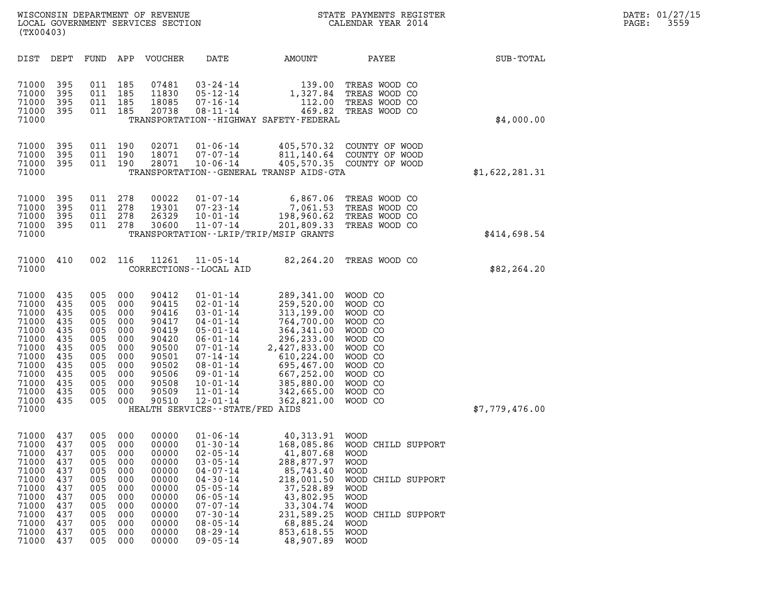WISCONSIN DEPARTMENT OF REVENUE
LOCAL GOVERNMENT SERVICES SECTION
(TX00403)

STATE PAYMENTS REGISTER
CALENDAR YEAR 2014

DATE: 01/27/15

| DIST | DEPT | FUND | APP | VOUCHER | DATE | AMOUNT | PAYEE | SUB-TOTAL |
|---|---|---|---|---|---|---|---|---|
| 71000 | 395 | 011 | 185 | 07481 | 03-24-14 | 139.00 | TREAS WOOD CO | |
| 71000 | 395 | 011 | 185 | 11830 | 05-12-14 | 1,327.84 | TREAS WOOD CO | |
| 71000 | 395 | 011 | 185 | 18085 | 07-16-14 | 112.00 | TREAS WOOD CO | |
| 71000 | 395 | 011 | 185 | 20738 | 08-11-14 | 469.82 | TREAS WOOD CO | |
| 71000 | | | | | TRANSPORTATION--HIGHWAY SAFETY-FEDERAL | | | $4,000.00 |
| 71000 | 395 | 011 | 190 | 02071 | 01-06-14 | 405,570.32 | COUNTY OF WOOD | |
| 71000 | 395 | 011 | 190 | 18071 | 07-07-14 | 811,140.64 | COUNTY OF WOOD | |
| 71000 | 395 | 011 | 190 | 28071 | 10-06-14 | 405,570.35 | COUNTY OF WOOD | |
| 71000 | | | | | TRANSPORTATION--GENERAL TRANSP AIDS-GTA | | | $1,622,281.31 |
| 71000 | 395 | 011 | 278 | 00022 | 01-07-14 | 6,867.06 | TREAS WOOD CO | |
| 71000 | 395 | 011 | 278 | 19301 | 07-23-14 | 7,061.53 | TREAS WOOD CO | |
| 71000 | 395 | 011 | 278 | 26329 | 10-01-14 | 198,960.62 | TREAS WOOD CO | |
| 71000 | 395 | 011 | 278 | 30600 | 11-07-14 | 201,809.33 | TREAS WOOD CO | |
| 71000 | | | | | TRANSPORTATION--LRIP/TRIP/MSIP GRANTS | | | $414,698.54 |
| 71000 | 410 | 002 | 116 | 11261 | 11-05-14 | 82,264.20 | TREAS WOOD CO | |
| 71000 | | | | | CORRECTIONS--LOCAL AID | | | $82,264.20 |
| 71000 | 435 | 005 | 000 | 90412 | 01-01-14 | 289,341.00 | WOOD CO | |
| 71000 | 435 | 005 | 000 | 90415 | 02-01-14 | 259,520.00 | WOOD CO | |
| 71000 | 435 | 005 | 000 | 90416 | 03-01-14 | 313,199.00 | WOOD CO | |
| 71000 | 435 | 005 | 000 | 90417 | 04-01-14 | 764,700.00 | WOOD CO | |
| 71000 | 435 | 005 | 000 | 90419 | 05-01-14 | 364,341.00 | WOOD CO | |
| 71000 | 435 | 005 | 000 | 90420 | 06-01-14 | 296,233.00 | WOOD CO | |
| 71000 | 435 | 005 | 000 | 90500 | 07-01-14 | 2,427,833.00 | WOOD CO | |
| 71000 | 435 | 005 | 000 | 90501 | 07-14-14 | 610,224.00 | WOOD CO | |
| 71000 | 435 | 005 | 000 | 90502 | 08-01-14 | 695,467.00 | WOOD CO | |
| 71000 | 435 | 005 | 000 | 90506 | 09-01-14 | 667,252.00 | WOOD CO | |
| 71000 | 435 | 005 | 000 | 90508 | 10-01-14 | 385,880.00 | WOOD CO | |
| 71000 | 435 | 005 | 000 | 90509 | 11-01-14 | 342,665.00 | WOOD CO | |
| 71000 | 435 | 005 | 000 | 90510 | 12-01-14 | 362,821.00 | WOOD CO | |
| 71000 | | | | | HEALTH SERVICES--STATE/FED AIDS | | | $7,779,476.00 |
| 71000 | 437 | 005 | 000 | 00000 | 01-06-14 | 40,313.91 | WOOD | |
| 71000 | 437 | 005 | 000 | 00000 | 01-30-14 | 168,085.86 | WOOD CHILD SUPPORT | |
| 71000 | 437 | 005 | 000 | 00000 | 02-05-14 | 41,807.68 | WOOD | |
| 71000 | 437 | 005 | 000 | 00000 | 03-05-14 | 288,877.97 | WOOD | |
| 71000 | 437 | 005 | 000 | 00000 | 04-07-14 | 85,743.40 | WOOD | |
| 71000 | 437 | 005 | 000 | 00000 | 04-30-14 | 218,001.50 | WOOD CHILD SUPPORT | |
| 71000 | 437 | 005 | 000 | 00000 | 05-05-14 | 37,528.89 | WOOD | |
| 71000 | 437 | 005 | 000 | 00000 | 06-05-14 | 43,802.95 | WOOD | |
| 71000 | 437 | 005 | 000 | 00000 | 07-07-14 | 33,304.74 | WOOD | |
| 71000 | 437 | 005 | 000 | 00000 | 07-30-14 | 231,589.25 | WOOD CHILD SUPPORT | |
| 71000 | 437 | 005 | 000 | 00000 | 08-05-14 | 68,885.24 | WOOD | |
| 71000 | 437 | 005 | 000 | 00000 | 08-29-14 | 853,618.55 | WOOD | |
| 71000 | 437 | 005 | 000 | 00000 | 09-05-14 | 48,907.89 | WOOD | |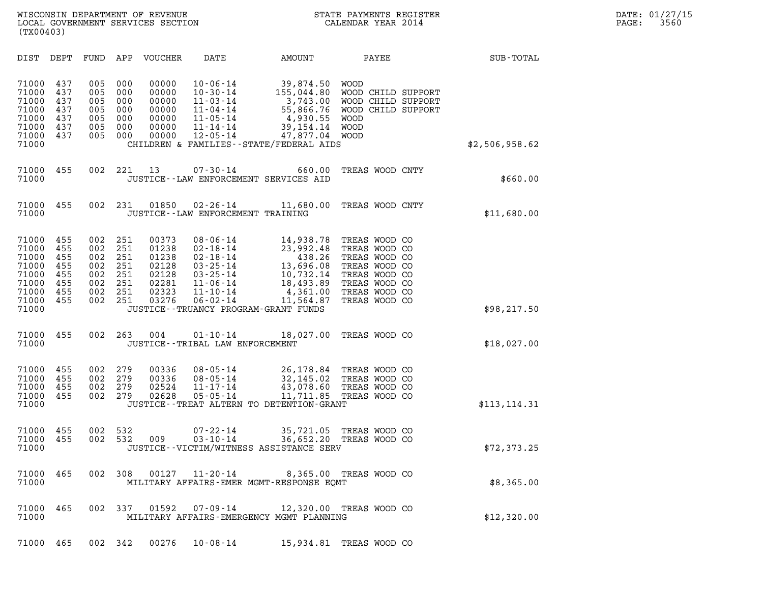WISCONSIN DEPARTMENT OF REVENUE
LOCAL GOVERNMENT SERVICES SECTION
(TX00403)

STATE PAYMENTS REGISTER
CALENDAR YEAR 2014

DATE: 01/27/15
PAGE: 3560

| DIST | DEPT | FUND | APP | VOUCHER | DATE | AMOUNT | PAYEE | SUB-TOTAL |
|---|---|---|---|---|---|---|---|---|
| 71000 | 437 | 005 | 000 | 00000 | 10-06-14 | 39,874.50 | WOOD | |
| 71000 | 437 | 005 | 000 | 00000 | 10-30-14 | 155,044.80 | WOOD CHILD SUPPORT | |
| 71000 | 437 | 005 | 000 | 00000 | 11-03-14 | 3,743.00 | WOOD CHILD SUPPORT | |
| 71000 | 437 | 005 | 000 | 00000 | 11-04-14 | 55,866.76 | WOOD CHILD SUPPORT | |
| 71000 | 437 | 005 | 000 | 00000 | 11-05-14 | 4,930.55 | WOOD | |
| 71000 | 437 | 005 | 000 | 00000 | 11-14-14 | 39,154.14 | WOOD | |
| 71000 | 437 | 005 | 000 | 00000 | 12-05-14 | 47,877.04 | WOOD | |
| 71000 | | | | | CHILDREN & FAMILIES--STATE/FEDERAL AIDS | | | $2,506,958.62 |
| 71000 | 455 | 002 | 221 | 13 | 07-30-14 | 660.00 | TREAS WOOD CNTY | |
| 71000 | | | | | JUSTICE--LAW ENFORCEMENT SERVICES AID | | | $660.00 |
| 71000 | 455 | 002 | 231 | 01850 | 02-26-14 | 11,680.00 | TREAS WOOD CNTY | |
| 71000 | | | | | JUSTICE--LAW ENFORCEMENT TRAINING | | | $11,680.00 |
| 71000 | 455 | 002 | 251 | 00373 | 08-06-14 | 14,938.78 | TREAS WOOD CO | |
| 71000 | 455 | 002 | 251 | 01238 | 02-18-14 | 23,992.48 | TREAS WOOD CO | |
| 71000 | 455 | 002 | 251 | 01238 | 02-18-14 | 438.26 | TREAS WOOD CO | |
| 71000 | 455 | 002 | 251 | 02128 | 03-25-14 | 13,696.08 | TREAS WOOD CO | |
| 71000 | 455 | 002 | 251 | 02128 | 03-25-14 | 10,732.14 | TREAS WOOD CO | |
| 71000 | 455 | 002 | 251 | 02281 | 11-06-14 | 18,493.89 | TREAS WOOD CO | |
| 71000 | 455 | 002 | 251 | 02323 | 11-10-14 | 4,361.00 | TREAS WOOD CO | |
| 71000 | 455 | 002 | 251 | 03276 | 06-02-14 | 11,564.87 | TREAS WOOD CO | |
| 71000 | | | | | JUSTICE--TRUANCY PROGRAM-GRANT FUNDS | | | $98,217.50 |
| 71000 | 455 | 002 | 263 | 004 | 01-10-14 | 18,027.00 | TREAS WOOD CO | |
| 71000 | | | | | JUSTICE--TRIBAL LAW ENFORCEMENT | | | $18,027.00 |
| 71000 | 455 | 002 | 279 | 00336 | 08-05-14 | 26,178.84 | TREAS WOOD CO | |
| 71000 | 455 | 002 | 279 | 00336 | 08-05-14 | 32,145.02 | TREAS WOOD CO | |
| 71000 | 455 | 002 | 279 | 02524 | 11-17-14 | 43,078.60 | TREAS WOOD CO | |
| 71000 | 455 | 002 | 279 | 02628 | 05-05-14 | 11,711.85 | TREAS WOOD CO | |
| 71000 | | | | | JUSTICE--TREAT ALTERN TO DETENTION-GRANT | | | $113,114.31 |
| 71000 | 455 | 002 | 532 | | 07-22-14 | 35,721.05 | TREAS WOOD CO | |
| 71000 | 455 | 002 | 532 | 009 | 03-10-14 | 36,652.20 | TREAS WOOD CO | |
| 71000 | | | | | JUSTICE--VICTIM/WITNESS ASSISTANCE SERV | | | $72,373.25 |
| 71000 | 465 | 002 | 308 | 00127 | 11-20-14 | 8,365.00 | TREAS WOOD CO | |
| 71000 | | | | | MILITARY AFFAIRS-EMER MGMT-RESPONSE EQMT | | | $8,365.00 |
| 71000 | 465 | 002 | 337 | 01592 | 07-09-14 | 12,320.00 | TREAS WOOD CO | |
| 71000 | | | | | MILITARY AFFAIRS-EMERGENCY MGMT PLANNING | | | $12,320.00 |
| 71000 | 465 | 002 | 342 | 00276 | 10-08-14 | 15,934.81 | TREAS WOOD CO | |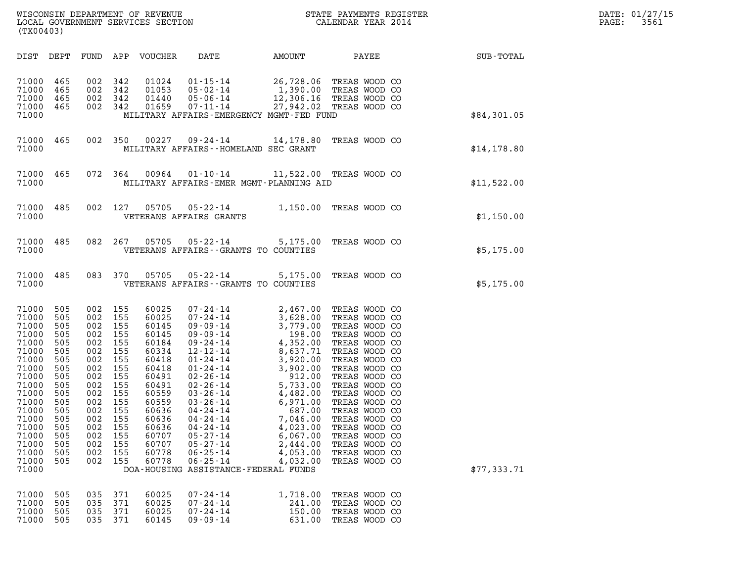WISCONSIN DEPARTMENT OF REVENUE
LOCAL GOVERNMENT SERVICES SECTION
(TX00403)

STATE PAYMENTS REGISTER
CALENDAR YEAR 2014

DATE: 01/27/15

| DIST | DEPT | FUND | APP | VOUCHER | DATE | AMOUNT | PAYEE | SUB-TOTAL |
|---|---|---|---|---|---|---|---|---|
| 71000 | 465 | 002 | 342 | 01024 | 01-15-14 | 26,728.06 | TREAS WOOD CO | |
| 71000 | 465 | 002 | 342 | 01053 | 05-02-14 | 1,390.00 | TREAS WOOD CO | |
| 71000 | 465 | 002 | 342 | 01440 | 05-06-14 | 12,306.16 | TREAS WOOD CO | |
| 71000 | 465 | 002 | 342 | 01659 | 07-11-14 | 27,942.02 | TREAS WOOD CO | |
| 71000 | | | | | MILITARY AFFAIRS-EMERGENCY MGMT-FED FUND | | | $84,301.05 |
| 71000 | 465 | 002 | 350 | 00227 | 09-24-14 | 14,178.80 | TREAS WOOD CO | |
| 71000 | | | | | MILITARY AFFAIRS--HOMELAND SEC GRANT | | | $14,178.80 |
| 71000 | 465 | 072 | 364 | 00964 | 01-10-14 | 11,522.00 | TREAS WOOD CO | |
| 71000 | | | | | MILITARY AFFAIRS-EMER MGMT-PLANNING AID | | | $11,522.00 |
| 71000 | 485 | 002 | 127 | 05705 | 05-22-14 | 1,150.00 | TREAS WOOD CO | |
| 71000 | | | | | VETERANS AFFAIRS GRANTS | | | $1,150.00 |
| 71000 | 485 | 082 | 267 | 05705 | 05-22-14 | 5,175.00 | TREAS WOOD CO | |
| 71000 | | | | | VETERANS AFFAIRS--GRANTS TO COUNTIES | | | $5,175.00 |
| 71000 | 485 | 083 | 370 | 05705 | 05-22-14 | 5,175.00 | TREAS WOOD CO | |
| 71000 | | | | | VETERANS AFFAIRS--GRANTS TO COUNTIES | | | $5,175.00 |
| 71000 | 505 | 002 | 155 | 60025 | 07-24-14 | 2,467.00 | TREAS WOOD CO | |
| 71000 | 505 | 002 | 155 | 60025 | 07-24-14 | 3,628.00 | TREAS WOOD CO | |
| 71000 | 505 | 002 | 155 | 60145 | 09-09-14 | 3,779.00 | TREAS WOOD CO | |
| 71000 | 505 | 002 | 155 | 60145 | 09-09-14 | 198.00 | TREAS WOOD CO | |
| 71000 | 505 | 002 | 155 | 60184 | 09-24-14 | 4,352.00 | TREAS WOOD CO | |
| 71000 | 505 | 002 | 155 | 60334 | 12-12-14 | 8,637.71 | TREAS WOOD CO | |
| 71000 | 505 | 002 | 155 | 60418 | 01-24-14 | 3,920.00 | TREAS WOOD CO | |
| 71000 | 505 | 002 | 155 | 60418 | 01-24-14 | 3,902.00 | TREAS WOOD CO | |
| 71000 | 505 | 002 | 155 | 60491 | 02-26-14 | 912.00 | TREAS WOOD CO | |
| 71000 | 505 | 002 | 155 | 60491 | 02-26-14 | 5,733.00 | TREAS WOOD CO | |
| 71000 | 505 | 002 | 155 | 60559 | 03-26-14 | 4,482.00 | TREAS WOOD CO | |
| 71000 | 505 | 002 | 155 | 60559 | 03-26-14 | 6,971.00 | TREAS WOOD CO | |
| 71000 | 505 | 002 | 155 | 60636 | 04-24-14 | 687.00 | TREAS WOOD CO | |
| 71000 | 505 | 002 | 155 | 60636 | 04-24-14 | 7,046.00 | TREAS WOOD CO | |
| 71000 | 505 | 002 | 155 | 60636 | 04-24-14 | 4,023.00 | TREAS WOOD CO | |
| 71000 | 505 | 002 | 155 | 60707 | 05-27-14 | 6,067.00 | TREAS WOOD CO | |
| 71000 | 505 | 002 | 155 | 60707 | 05-27-14 | 2,444.00 | TREAS WOOD CO | |
| 71000 | 505 | 002 | 155 | 60778 | 06-25-14 | 4,053.00 | TREAS WOOD CO | |
| 71000 | 505 | 002 | 155 | 60778 | 06-25-14 | 4,032.00 | TREAS WOOD CO | |
| 71000 | | | | | DOA-HOUSING ASSISTANCE-FEDERAL FUNDS | | | $77,333.71 |
| 71000 | 505 | 035 | 371 | 60025 | 07-24-14 | 1,718.00 | TREAS WOOD CO | |
| 71000 | 505 | 035 | 371 | 60025 | 07-24-14 | 241.00 | TREAS WOOD CO | |
| 71000 | 505 | 035 | 371 | 60025 | 07-24-14 | 150.00 | TREAS WOOD CO | |
| 71000 | 505 | 035 | 371 | 60145 | 09-09-14 | 631.00 | TREAS WOOD CO | |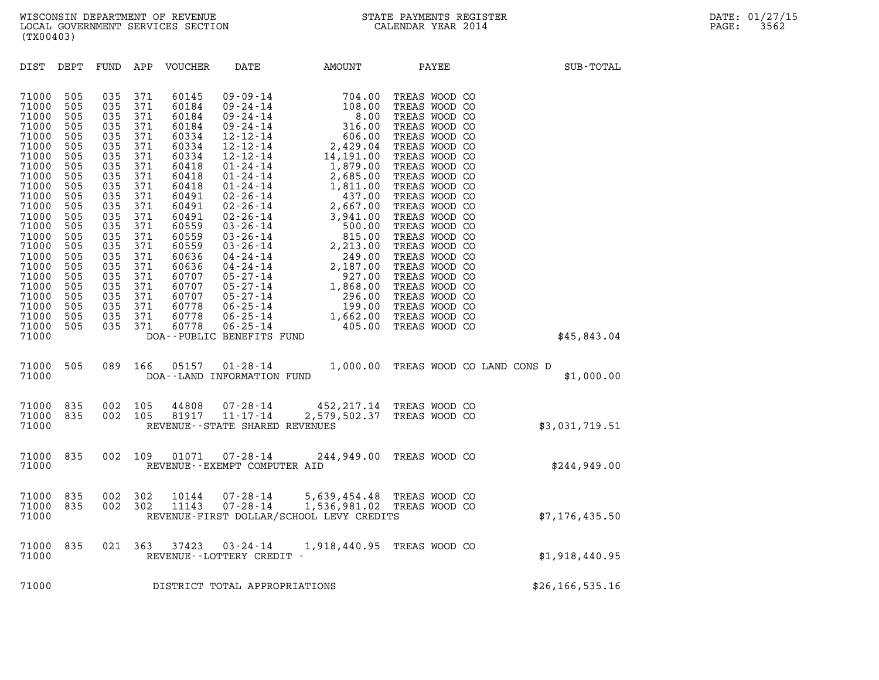WISCONSIN DEPARTMENT OF REVENUE
LOCAL GOVERNMENT SERVICES SECTION
(TX00403)

STATE PAYMENTS REGISTER
CALENDAR YEAR 2014

DATE: 01/27/15
PAGE: 3562

| DIST | DEPT | FUND | APP | VOUCHER | DATE | AMOUNT | PAYEE | SUB-TOTAL |
|---|---|---|---|---|---|---|---|---|
| 71000 | 505 | 035 | 371 | 60145 | 09-09-14 | 704.00 | TREAS WOOD CO | |
| 71000 | 505 | 035 | 371 | 60184 | 09-24-14 | 108.00 | TREAS WOOD CO | |
| 71000 | 505 | 035 | 371 | 60184 | 09-24-14 | 8.00 | TREAS WOOD CO | |
| 71000 | 505 | 035 | 371 | 60184 | 09-24-14 | 316.00 | TREAS WOOD CO | |
| 71000 | 505 | 035 | 371 | 60334 | 12-12-14 | 606.00 | TREAS WOOD CO | |
| 71000 | 505 | 035 | 371 | 60334 | 12-12-14 | 2,429.04 | TREAS WOOD CO | |
| 71000 | 505 | 035 | 371 | 60334 | 12-12-14 | 14,191.00 | TREAS WOOD CO | |
| 71000 | 505 | 035 | 371 | 60418 | 01-24-14 | 1,879.00 | TREAS WOOD CO | |
| 71000 | 505 | 035 | 371 | 60418 | 01-24-14 | 2,685.00 | TREAS WOOD CO | |
| 71000 | 505 | 035 | 371 | 60418 | 01-24-14 | 1,811.00 | TREAS WOOD CO | |
| 71000 | 505 | 035 | 371 | 60491 | 02-26-14 | 437.00 | TREAS WOOD CO | |
| 71000 | 505 | 035 | 371 | 60491 | 02-26-14 | 2,667.00 | TREAS WOOD CO | |
| 71000 | 505 | 035 | 371 | 60491 | 02-26-14 | 3,941.00 | TREAS WOOD CO | |
| 71000 | 505 | 035 | 371 | 60559 | 03-26-14 | 500.00 | TREAS WOOD CO | |
| 71000 | 505 | 035 | 371 | 60559 | 03-26-14 | 815.00 | TREAS WOOD CO | |
| 71000 | 505 | 035 | 371 | 60559 | 03-26-14 | 2,213.00 | TREAS WOOD CO | |
| 71000 | 505 | 035 | 371 | 60636 | 04-24-14 | 249.00 | TREAS WOOD CO | |
| 71000 | 505 | 035 | 371 | 60636 | 04-24-14 | 2,187.00 | TREAS WOOD CO | |
| 71000 | 505 | 035 | 371 | 60707 | 05-27-14 | 927.00 | TREAS WOOD CO | |
| 71000 | 505 | 035 | 371 | 60707 | 05-27-14 | 1,868.00 | TREAS WOOD CO | |
| 71000 | 505 | 035 | 371 | 60707 | 05-27-14 | 296.00 | TREAS WOOD CO | |
| 71000 | 505 | 035 | 371 | 60778 | 06-25-14 | 199.00 | TREAS WOOD CO | |
| 71000 | 505 | 035 | 371 | 60778 | 06-25-14 | 1,662.00 | TREAS WOOD CO | |
| 71000 | 505 | 035 | 371 | 60778 | 06-25-14 | 405.00 | TREAS WOOD CO | |
| 71000 | | | | DOA--PUBLIC BENEFITS FUND | | | | $45,843.04 |
| 71000 | 505 | 089 | 166 | 05157 | 01-28-14 | 1,000.00 | TREAS WOOD CO LAND CONS D | |
| 71000 | | | | DOA--LAND INFORMATION FUND | | | | $1,000.00 |
| 71000 | 835 | 002 | 105 | 44808 | 07-28-14 | 452,217.14 | TREAS WOOD CO | |
| 71000 | 835 | 002 | 105 | 81917 | 11-17-14 | 2,579,502.37 | TREAS WOOD CO | |
| 71000 | | | | REVENUE--STATE SHARED REVENUES | | | | $3,031,719.51 |
| 71000 | 835 | 002 | 109 | 01071 | 07-28-14 | 244,949.00 | TREAS WOOD CO | |
| 71000 | | | | REVENUE--EXEMPT COMPUTER AID | | | | $244,949.00 |
| 71000 | 835 | 002 | 302 | 10144 | 07-28-14 | 5,639,454.48 | TREAS WOOD CO | |
| 71000 | 835 | 002 | 302 | 11143 | 07-28-14 | 1,536,981.02 | TREAS WOOD CO | |
| 71000 | | | | REVENUE-FIRST DOLLAR/SCHOOL LEVY CREDITS | | | | $7,176,435.50 |
| 71000 | 835 | 021 | 363 | 37423 | 03-24-14 | 1,918,440.95 | TREAS WOOD CO | |
| 71000 | | | | REVENUE--LOTTERY CREDIT - | | | | $1,918,440.95 |
| 71000 | | | | DISTRICT TOTAL APPROPRIATIONS | | | | $26,166,535.16 |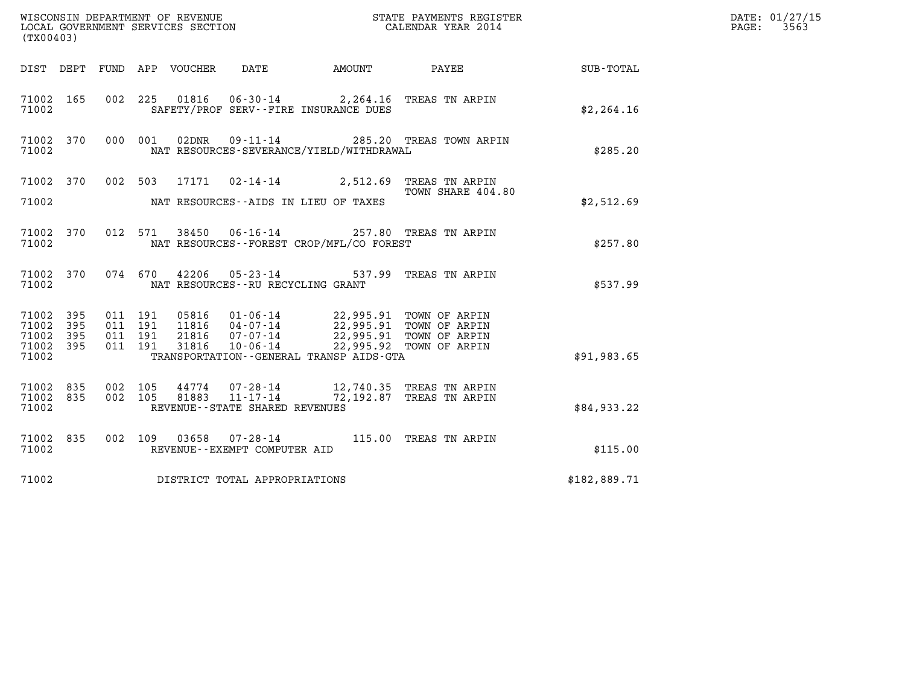WISCONSIN DEPARTMENT OF REVENUE
LOCAL GOVERNMENT SERVICES SECTION
(TX00403)

STATE PAYMENTS REGISTER
CALENDAR YEAR 2014

DATE: 01/27/15
PAGE: 3563

| DIST | DEPT | FUND | APP | VOUCHER | DATE | AMOUNT | PAYEE | SUB-TOTAL |
|---|---|---|---|---|---|---|---|---|
| 71002 | 165 | 002 | 225 | 01816 | 06-30-14 | 2,264.16 | TREAS TN ARPIN | |
| 71002 | | | | | SAFETY/PROF SERV--FIRE INSURANCE DUES | | | $2,264.16 |
| 71002 | 370 | 000 | 001 | 02DNR | 09-11-14 | 285.20 | TREAS TOWN ARPIN | |
| 71002 | | | | | NAT RESOURCES-SEVERANCE/YIELD/WITHDRAWAL | | | $285.20 |
| 71002 | 370 | 002 | 503 | 17171 | 02-14-14 | 2,512.69 | TREAS TN ARPIN TOWN SHARE 404.80 | |
| 71002 | | | | | NAT RESOURCES--AIDS IN LIEU OF TAXES | | | $2,512.69 |
| 71002 | 370 | 012 | 571 | 38450 | 06-16-14 | 257.80 | TREAS TN ARPIN | |
| 71002 | | | | | NAT RESOURCES--FOREST CROP/MFL/CO FOREST | | | $257.80 |
| 71002 | 370 | 074 | 670 | 42206 | 05-23-14 | 537.99 | TREAS TN ARPIN | |
| 71002 | | | | | NAT RESOURCES--RU RECYCLING GRANT | | | $537.99 |
| 71002 | 395 | 011 | 191 | 05816 | 01-06-14 | 22,995.91 | TOWN OF ARPIN | |
| 71002 | 395 | 011 | 191 | 11816 | 04-07-14 | 22,995.91 | TOWN OF ARPIN | |
| 71002 | 395 | 011 | 191 | 21816 | 07-07-14 | 22,995.91 | TOWN OF ARPIN | |
| 71002 | 395 | 011 | 191 | 31816 | 10-06-14 | 22,995.92 | TOWN OF ARPIN | |
| 71002 | | | | | TRANSPORTATION--GENERAL TRANSP AIDS-GTA | | | $91,983.65 |
| 71002 | 835 | 002 | 105 | 44774 | 07-28-14 | 12,740.35 | TREAS TN ARPIN | |
| 71002 | 835 | 002 | 105 | 81883 | 11-17-14 | 72,192.87 | TREAS TN ARPIN | |
| 71002 | | | | | REVENUE--STATE SHARED REVENUES | | | $84,933.22 |
| 71002 | 835 | 002 | 109 | 03658 | 07-28-14 | 115.00 | TREAS TN ARPIN | |
| 71002 | | | | | REVENUE--EXEMPT COMPUTER AID | | | $115.00 |
| 71002 | | | | | DISTRICT TOTAL APPROPRIATIONS | | | $182,889.71 |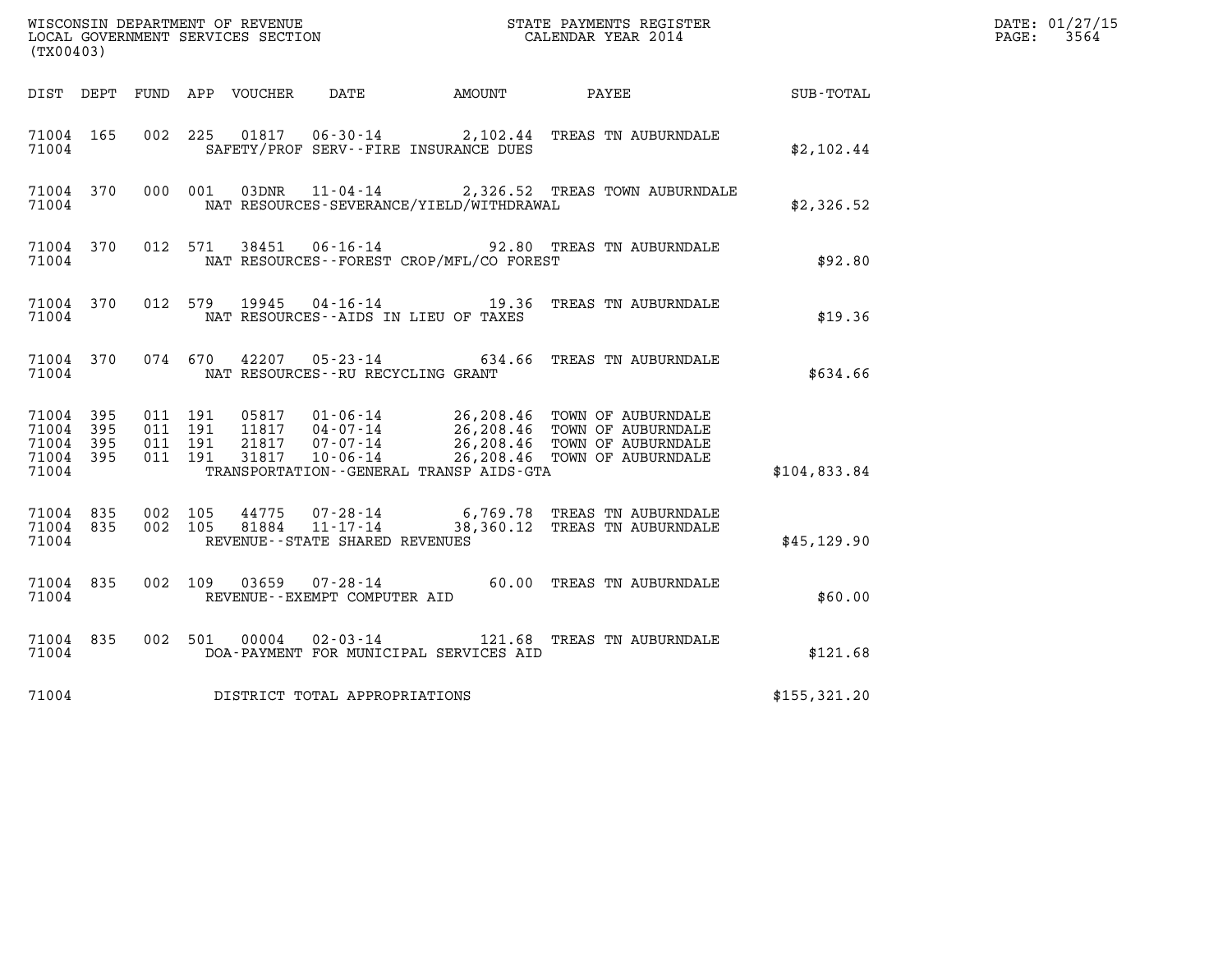WISCONSIN DEPARTMENT OF REVENUE
LOCAL GOVERNMENT SERVICES SECTION
(TX00403)

STATE PAYMENTS REGISTER
CALENDAR YEAR 2014

DATE: 01/27/15
PAGE: 3564

| DIST | DEPT | FUND | APP | VOUCHER | DATE | AMOUNT | PAYEE | SUB-TOTAL |
|---|---|---|---|---|---|---|---|---|
| 71004 | 165 | 002 | 225 | 01817 | 06-30-14 | 2,102.44 | TREAS TN AUBURNDALE | |
| 71004 | | | | SAFETY/PROF SERV--FIRE INSURANCE DUES | | | | $2,102.44 |
| 71004 | 370 | 000 | 001 | 03DNR | 11-04-14 | 2,326.52 | TREAS TOWN AUBURNDALE | |
| 71004 | | | | NAT RESOURCES-SEVERANCE/YIELD/WITHDRAWAL | | | | $2,326.52 |
| 71004 | 370 | 012 | 571 | 38451 | 06-16-14 | 92.80 | TREAS TN AUBURNDALE | |
| 71004 | | | | NAT RESOURCES--FOREST CROP/MFL/CO FOREST | | | | $92.80 |
| 71004 | 370 | 012 | 579 | 19945 | 04-16-14 | 19.36 | TREAS TN AUBURNDALE | |
| 71004 | | | | NAT RESOURCES--AIDS IN LIEU OF TAXES | | | | $19.36 |
| 71004 | 370 | 074 | 670 | 42207 | 05-23-14 | 634.66 | TREAS TN AUBURNDALE | |
| 71004 | | | | NAT RESOURCES--RU RECYCLING GRANT | | | | $634.66 |
| 71004 | 395 | 011 | 191 | 05817 | 01-06-14 | 26,208.46 | TOWN OF AUBURNDALE | |
| 71004 | 395 | 011 | 191 | 11817 | 04-07-14 | 26,208.46 | TOWN OF AUBURNDALE | |
| 71004 | 395 | 011 | 191 | 21817 | 07-07-14 | 26,208.46 | TOWN OF AUBURNDALE | |
| 71004 | 395 | 011 | 191 | 31817 | 10-06-14 | 26,208.46 | TOWN OF AUBURNDALE | |
| 71004 | | | | TRANSPORTATION--GENERAL TRANSP AIDS-GTA | | | | $104,833.84 |
| 71004 | 835 | 002 | 105 | 44775 | 07-28-14 | 6,769.78 | TREAS TN AUBURNDALE | |
| 71004 | 835 | 002 | 105 | 81884 | 11-17-14 | 38,360.12 | TREAS TN AUBURNDALE | |
| 71004 | | | | REVENUE--STATE SHARED REVENUES | | | | $45,129.90 |
| 71004 | 835 | 002 | 109 | 03659 | 07-28-14 | 60.00 | TREAS TN AUBURNDALE | |
| 71004 | | | | REVENUE--EXEMPT COMPUTER AID | | | | $60.00 |
| 71004 | 835 | 002 | 501 | 00004 | 02-03-14 | 121.68 | TREAS TN AUBURNDALE | |
| 71004 | | | | DOA-PAYMENT FOR MUNICIPAL SERVICES AID | | | | $121.68 |
| 71004 | | | | DISTRICT TOTAL APPROPRIATIONS | | | | $155,321.20 |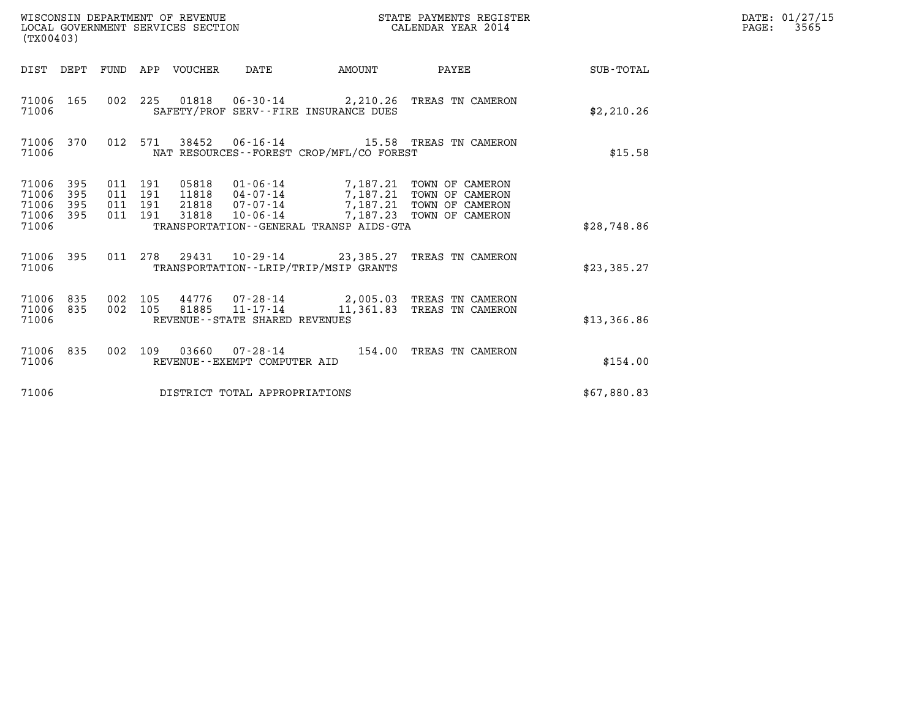WISCONSIN DEPARTMENT OF REVENUE
LOCAL GOVERNMENT SERVICES SECTION
(TX00403)

STATE PAYMENTS REGISTER
CALENDAR YEAR 2014

DATE: 01/27/15
PAGE: 3565

| DIST | DEPT | FUND | APP | VOUCHER | DATE | AMOUNT | PAYEE | SUB-TOTAL |
|---|---|---|---|---|---|---|---|---|
| 71006 | 165 | 002 | 225 | 01818 | 06-30-14 | 2,210.26 | TREAS TN CAMERON | |
| 71006 | | | | | SAFETY/PROF SERV--FIRE INSURANCE DUES | | | $2,210.26 |
| 71006 | 370 | 012 | 571 | 38452 | 06-16-14 | 15.58 | TREAS TN CAMERON | |
| 71006 | | | | | NAT RESOURCES--FOREST CROP/MFL/CO FOREST | | | $15.58 |
| 71006 | 395 | 011 | 191 | 05818 | 01-06-14 | 7,187.21 | TOWN OF CAMERON | |
| 71006 | 395 | 011 | 191 | 11818 | 04-07-14 | 7,187.21 | TOWN OF CAMERON | |
| 71006 | 395 | 011 | 191 | 21818 | 07-07-14 | 7,187.21 | TOWN OF CAMERON | |
| 71006 | 395 | 011 | 191 | 31818 | 10-06-14 | 7,187.23 | TOWN OF CAMERON | |
| 71006 | | | | | TRANSPORTATION--GENERAL TRANSP AIDS-GTA | | | $28,748.86 |
| 71006 | 395 | 011 | 278 | 29431 | 10-29-14 | 23,385.27 | TREAS TN CAMERON | |
| 71006 | | | | | TRANSPORTATION--LRIP/TRIP/MSIP GRANTS | | | $23,385.27 |
| 71006 | 835 | 002 | 105 | 44776 | 07-28-14 | 2,005.03 | TREAS TN CAMERON | |
| 71006 | 835 | 002 | 105 | 81885 | 11-17-14 | 11,361.83 | TREAS TN CAMERON | |
| 71006 | | | | | REVENUE--STATE SHARED REVENUES | | | $13,366.86 |
| 71006 | 835 | 002 | 109 | 03660 | 07-28-14 | 154.00 | TREAS TN CAMERON | |
| 71006 | | | | | REVENUE--EXEMPT COMPUTER AID | | | $154.00 |
| 71006 | | | | | DISTRICT TOTAL APPROPRIATIONS | | | $67,880.83 |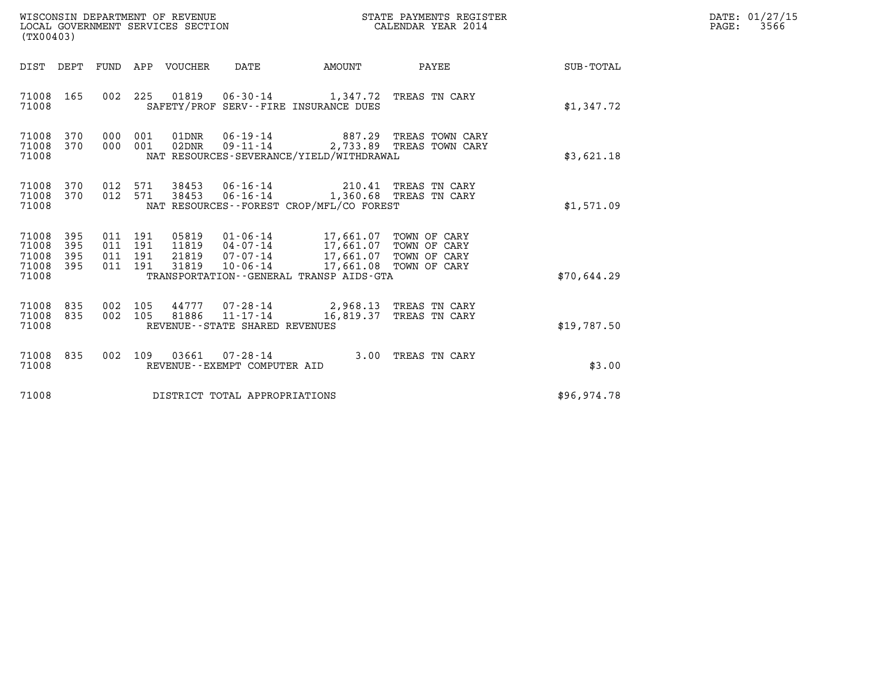WISCONSIN DEPARTMENT OF REVENUE
LOCAL GOVERNMENT SERVICES SECTION
(TX00403)

STATE PAYMENTS REGISTER
CALENDAR YEAR 2014

DATE: 01/27/15
PAGE: 3566

| DIST | DEPT | FUND | APP | VOUCHER | DATE | AMOUNT | PAYEE | SUB-TOTAL |
|---|---|---|---|---|---|---|---|---|
| 71008 | 165 | 002 | 225 | 01819 | 06-30-14 | 1,347.72 | TREAS TN CARY | |
| 71008 | | | | | SAFETY/PROF SERV--FIRE INSURANCE DUES | | | $1,347.72 |
| 71008 | 370 | 000 | 001 | 01DNR | 06-19-14 | 887.29 | TREAS TOWN CARY | |
| 71008 | 370 | 000 | 001 | 02DNR | 09-11-14 | 2,733.89 | TREAS TOWN CARY | |
| 71008 | | | | | NAT RESOURCES-SEVERANCE/YIELD/WITHDRAWAL | | | $3,621.18 |
| 71008 | 370 | 012 | 571 | 38453 | 06-16-14 | 210.41 | TREAS TN CARY | |
| 71008 | 370 | 012 | 571 | 38453 | 06-16-14 | 1,360.68 | TREAS TN CARY | |
| 71008 | | | | | NAT RESOURCES--FOREST CROP/MFL/CO FOREST | | | $1,571.09 |
| 71008 | 395 | 011 | 191 | 05819 | 01-06-14 | 17,661.07 | TOWN OF CARY | |
| 71008 | 395 | 011 | 191 | 11819 | 04-07-14 | 17,661.07 | TOWN OF CARY | |
| 71008 | 395 | 011 | 191 | 21819 | 07-07-14 | 17,661.07 | TOWN OF CARY | |
| 71008 | 395 | 011 | 191 | 31819 | 10-06-14 | 17,661.08 | TOWN OF CARY | |
| 71008 | | | | | TRANSPORTATION--GENERAL TRANSP AIDS-GTA | | | $70,644.29 |
| 71008 | 835 | 002 | 105 | 44777 | 07-28-14 | 2,968.13 | TREAS TN CARY | |
| 71008 | 835 | 002 | 105 | 81886 | 11-17-14 | 16,819.37 | TREAS TN CARY | |
| 71008 | | | | | REVENUE--STATE SHARED REVENUES | | | $19,787.50 |
| 71008 | 835 | 002 | 109 | 03661 | 07-28-14 | 3.00 | TREAS TN CARY | |
| 71008 | | | | | REVENUE--EXEMPT COMPUTER AID | | | $3.00 |
| 71008 | | | | | DISTRICT TOTAL APPROPRIATIONS | | | $96,974.78 |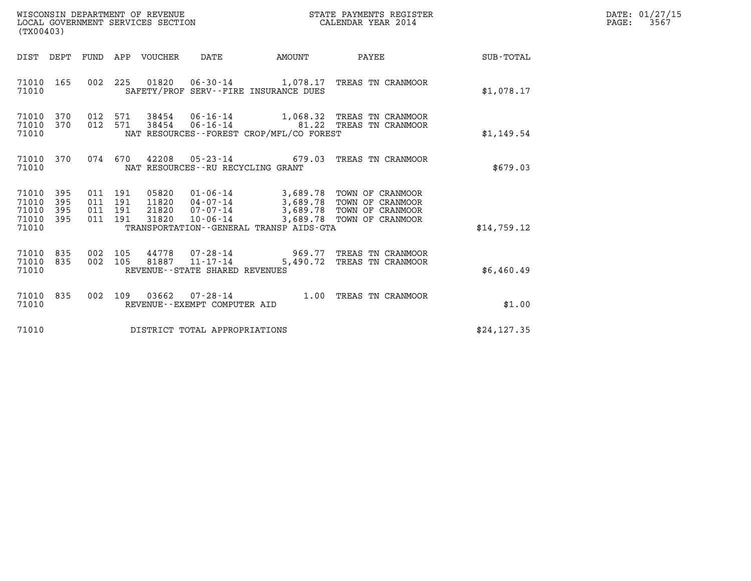WISCONSIN DEPARTMENT OF REVENUE
LOCAL GOVERNMENT SERVICES SECTION
(TX00403)

STATE PAYMENTS REGISTER
CALENDAR YEAR 2014

DATE: 01/27/15
PAGE: 3567

| DIST | DEPT | FUND | APP | VOUCHER | DATE | AMOUNT | PAYEE | SUB-TOTAL |
|---|---|---|---|---|---|---|---|---|
| 71010 | 165 | 002 | 225 | 01820 | 06-30-14 | 1,078.17 | TREAS TN CRANMOOR | |
| 71010 | | | | | SAFETY/PROF SERV--FIRE INSURANCE DUES | | | $1,078.17 |
| 71010 | 370 | 012 | 571 | 38454 | 06-16-14 | 1,068.32 | TREAS TN CRANMOOR | |
| 71010 | 370 | 012 | 571 | 38454 | 06-16-14 | 81.22 | TREAS TN CRANMOOR | |
| 71010 | | | | | NAT RESOURCES--FOREST CROP/MFL/CO FOREST | | | $1,149.54 |
| 71010 | 370 | 074 | 670 | 42208 | 05-23-14 | 679.03 | TREAS TN CRANMOOR | |
| 71010 | | | | | NAT RESOURCES--RU RECYCLING GRANT | | | $679.03 |
| 71010 | 395 | 011 | 191 | 05820 | 01-06-14 | 3,689.78 | TOWN OF CRANMOOR | |
| 71010 | 395 | 011 | 191 | 11820 | 04-07-14 | 3,689.78 | TOWN OF CRANMOOR | |
| 71010 | 395 | 011 | 191 | 21820 | 07-07-14 | 3,689.78 | TOWN OF CRANMOOR | |
| 71010 | 395 | 011 | 191 | 31820 | 10-06-14 | 3,689.78 | TOWN OF CRANMOOR | |
| 71010 | | | | | TRANSPORTATION--GENERAL TRANSP AIDS-GTA | | | $14,759.12 |
| 71010 | 835 | 002 | 105 | 44778 | 07-28-14 | 969.77 | TREAS TN CRANMOOR | |
| 71010 | 835 | 002 | 105 | 81887 | 11-17-14 | 5,490.72 | TREAS TN CRANMOOR | |
| 71010 | | | | | REVENUE--STATE SHARED REVENUES | | | $6,460.49 |
| 71010 | 835 | 002 | 109 | 03662 | 07-28-14 | 1.00 | TREAS TN CRANMOOR | |
| 71010 | | | | | REVENUE--EXEMPT COMPUTER AID | | | $1.00 |
| 71010 | | | | | DISTRICT TOTAL APPROPRIATIONS | | | $24,127.35 |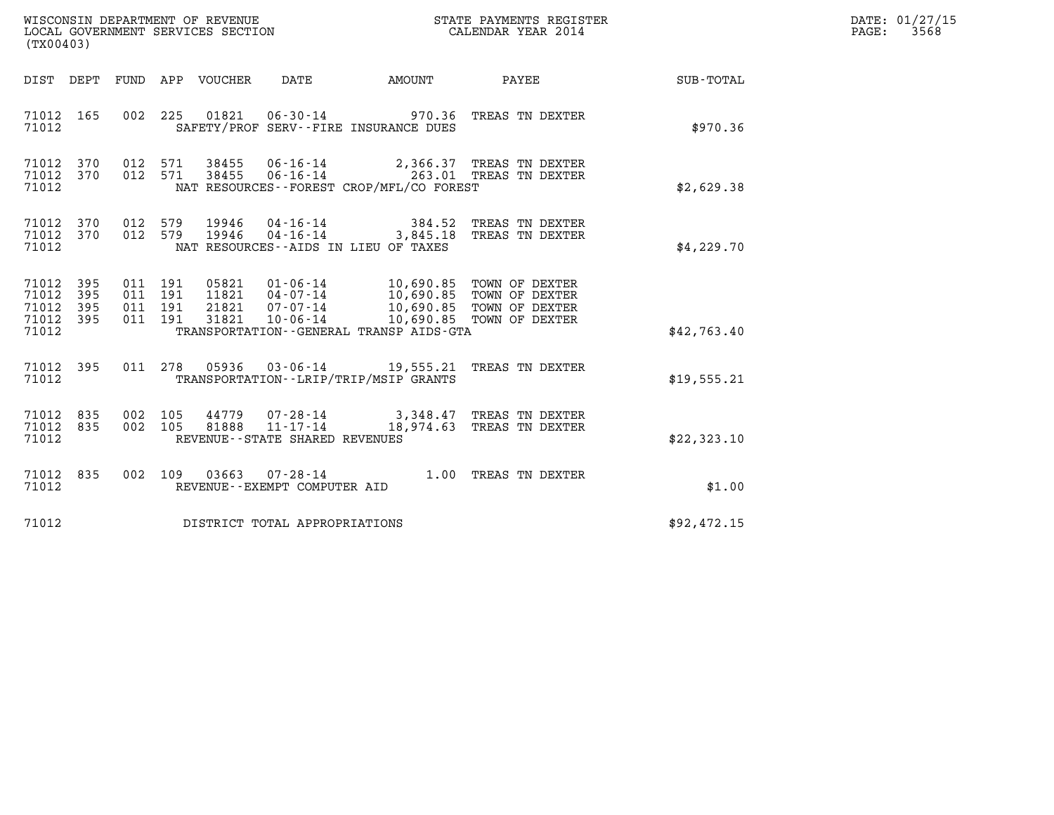WISCONSIN DEPARTMENT OF REVENUE
LOCAL GOVERNMENT SERVICES SECTION
(TX00403)

STATE PAYMENTS REGISTER
CALENDAR YEAR 2014

DATE: 01/27/15
PAGE: 3568

| DIST | DEPT | FUND | APP | VOUCHER | DATE | AMOUNT | PAYEE | SUB-TOTAL |
|---|---|---|---|---|---|---|---|---|
| 71012 | 165 | 002 | 225 | 01821 | 06-30-14 | 970.36 | TREAS TN DEXTER | |
| 71012 | | | | | SAFETY/PROF SERV--FIRE INSURANCE DUES | | | $970.36 |
| 71012 | 370 | 012 | 571 | 38455 | 06-16-14 | 2,366.37 | TREAS TN DEXTER | |
| 71012 | 370 | 012 | 571 | 38455 | 06-16-14 | 263.01 | TREAS TN DEXTER | |
| 71012 | | | | | NAT RESOURCES--FOREST CROP/MFL/CO FOREST | | | $2,629.38 |
| 71012 | 370 | 012 | 579 | 19946 | 04-16-14 | 384.52 | TREAS TN DEXTER | |
| 71012 | 370 | 012 | 579 | 19946 | 04-16-14 | 3,845.18 | TREAS TN DEXTER | |
| 71012 | | | | | NAT RESOURCES--AIDS IN LIEU OF TAXES | | | $4,229.70 |
| 71012 | 395 | 011 | 191 | 05821 | 01-06-14 | 10,690.85 | TOWN OF DEXTER | |
| 71012 | 395 | 011 | 191 | 11821 | 04-07-14 | 10,690.85 | TOWN OF DEXTER | |
| 71012 | 395 | 011 | 191 | 21821 | 07-07-14 | 10,690.85 | TOWN OF DEXTER | |
| 71012 | 395 | 011 | 191 | 31821 | 10-06-14 | 10,690.85 | TOWN OF DEXTER | |
| 71012 | | | | | TRANSPORTATION--GENERAL TRANSP AIDS-GTA | | | $42,763.40 |
| 71012 | 395 | 011 | 278 | 05936 | 03-06-14 | 19,555.21 | TREAS TN DEXTER | |
| 71012 | | | | | TRANSPORTATION--LRIP/TRIP/MSIP GRANTS | | | $19,555.21 |
| 71012 | 835 | 002 | 105 | 44779 | 07-28-14 | 3,348.47 | TREAS TN DEXTER | |
| 71012 | 835 | 002 | 105 | 81888 | 11-17-14 | 18,974.63 | TREAS TN DEXTER | |
| 71012 | | | | | REVENUE--STATE SHARED REVENUES | | | $22,323.10 |
| 71012 | 835 | 002 | 109 | 03663 | 07-28-14 | 1.00 | TREAS TN DEXTER | |
| 71012 | | | | | REVENUE--EXEMPT COMPUTER AID | | | $1.00 |
| 71012 | | | | | DISTRICT TOTAL APPROPRIATIONS | | | $92,472.15 |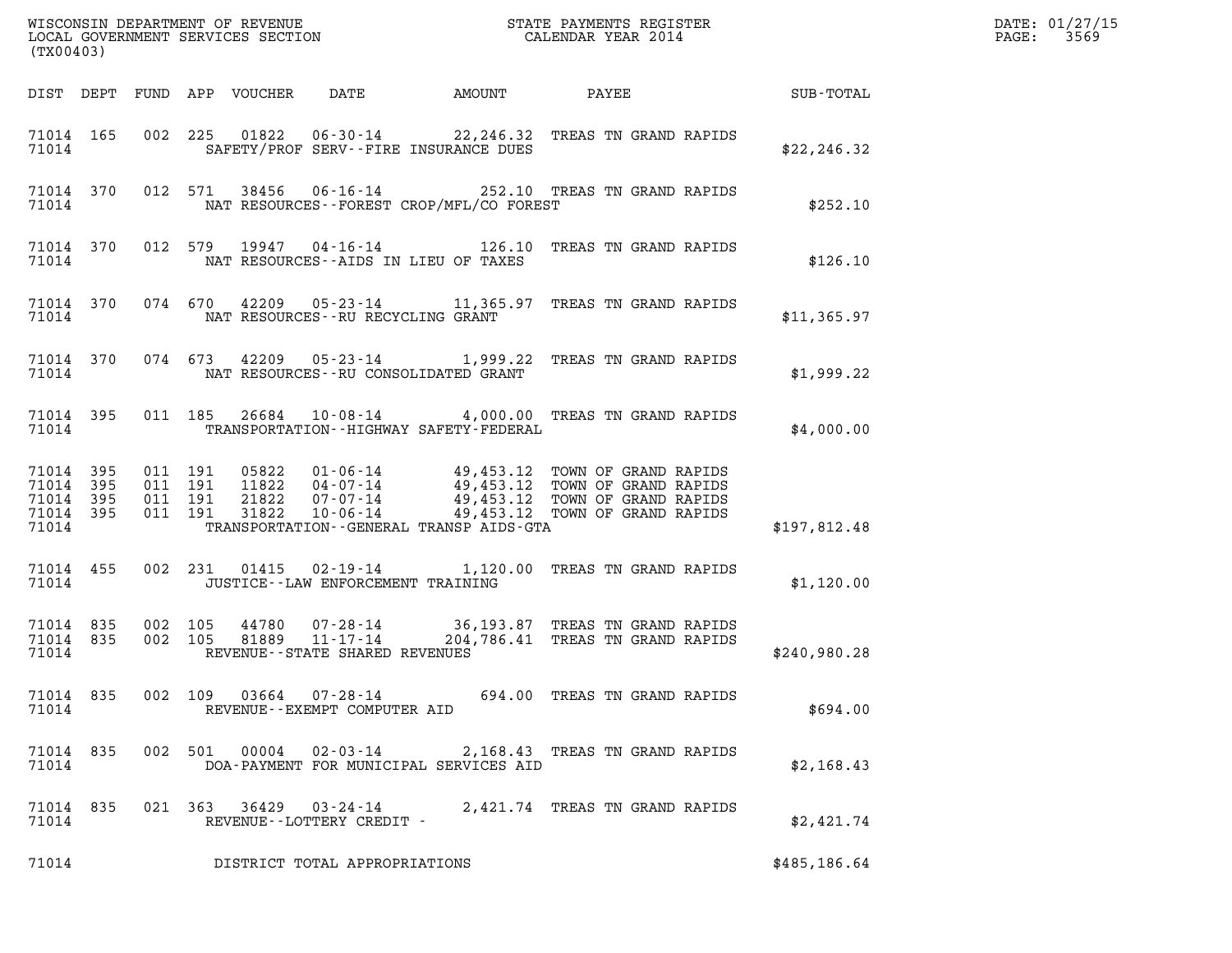WISCONSIN DEPARTMENT OF REVENUE
LOCAL GOVERNMENT SERVICES SECTION
(TX00403)

STATE PAYMENTS REGISTER
CALENDAR YEAR 2014

DATE: 01/27/15

| DIST | DEPT | FUND | APP | VOUCHER | DATE | AMOUNT | PAYEE | SUB-TOTAL |
|---|---|---|---|---|---|---|---|---|
| 71014 | 165 | 002 | 225 | 01822 | 06-30-14 | 22,246.32 | TREAS TN GRAND RAPIDS | |
| 71014 | | | | SAFETY/PROF SERV--FIRE INSURANCE DUES | | | | $22,246.32 |
| 71014 | 370 | 012 | 571 | 38456 | 06-16-14 | 252.10 | TREAS TN GRAND RAPIDS | |
| 71014 | | | | NAT RESOURCES--FOREST CROP/MFL/CO FOREST | | | | $252.10 |
| 71014 | 370 | 012 | 579 | 19947 | 04-16-14 | 126.10 | TREAS TN GRAND RAPIDS | |
| 71014 | | | | NAT RESOURCES--AIDS IN LIEU OF TAXES | | | | $126.10 |
| 71014 | 370 | 074 | 670 | 42209 | 05-23-14 | 11,365.97 | TREAS TN GRAND RAPIDS | |
| 71014 | | | | NAT RESOURCES--RU RECYCLING GRANT | | | | $11,365.97 |
| 71014 | 370 | 074 | 673 | 42209 | 05-23-14 | 1,999.22 | TREAS TN GRAND RAPIDS | |
| 71014 | | | | NAT RESOURCES--RU CONSOLIDATED GRANT | | | | $1,999.22 |
| 71014 | 395 | 011 | 185 | 26684 | 10-08-14 | 4,000.00 | TREAS TN GRAND RAPIDS | |
| 71014 | | | | TRANSPORTATION--HIGHWAY SAFETY-FEDERAL | | | | $4,000.00 |
| 71014 | 395 | 011 | 191 | 05822 | 01-06-14 | 49,453.12 | TOWN OF GRAND RAPIDS | |
| 71014 | 395 | 011 | 191 | 11822 | 04-07-14 | 49,453.12 | TOWN OF GRAND RAPIDS | |
| 71014 | 395 | 011 | 191 | 21822 | 07-07-14 | 49,453.12 | TOWN OF GRAND RAPIDS | |
| 71014 | 395 | 011 | 191 | 31822 | 10-06-14 | 49,453.12 | TOWN OF GRAND RAPIDS | |
| 71014 | | | | TRANSPORTATION--GENERAL TRANSP AIDS-GTA | | | | $197,812.48 |
| 71014 | 455 | 002 | 231 | 01415 | 02-19-14 | 1,120.00 | TREAS TN GRAND RAPIDS | |
| 71014 | | | | JUSTICE--LAW ENFORCEMENT TRAINING | | | | $1,120.00 |
| 71014 | 835 | 002 | 105 | 44780 | 07-28-14 | 36,193.87 | TREAS TN GRAND RAPIDS | |
| 71014 | 835 | 002 | 105 | 81889 | 11-17-14 | 204,786.41 | TREAS TN GRAND RAPIDS | |
| 71014 | | | | REVENUE--STATE SHARED REVENUES | | | | $240,980.28 |
| 71014 | 835 | 002 | 109 | 03664 | 07-28-14 | 694.00 | TREAS TN GRAND RAPIDS | |
| 71014 | | | | REVENUE--EXEMPT COMPUTER AID | | | | $694.00 |
| 71014 | 835 | 002 | 501 | 00004 | 02-03-14 | 2,168.43 | TREAS TN GRAND RAPIDS | |
| 71014 | | | | DOA-PAYMENT FOR MUNICIPAL SERVICES AID | | | | $2,168.43 |
| 71014 | 835 | 021 | 363 | 36429 | 03-24-14 | 2,421.74 | TREAS TN GRAND RAPIDS | |
| 71014 | | | | REVENUE--LOTTERY CREDIT - | | | | $2,421.74 |
| 71014 | | | | DISTRICT TOTAL APPROPRIATIONS | | | | $485,186.64 |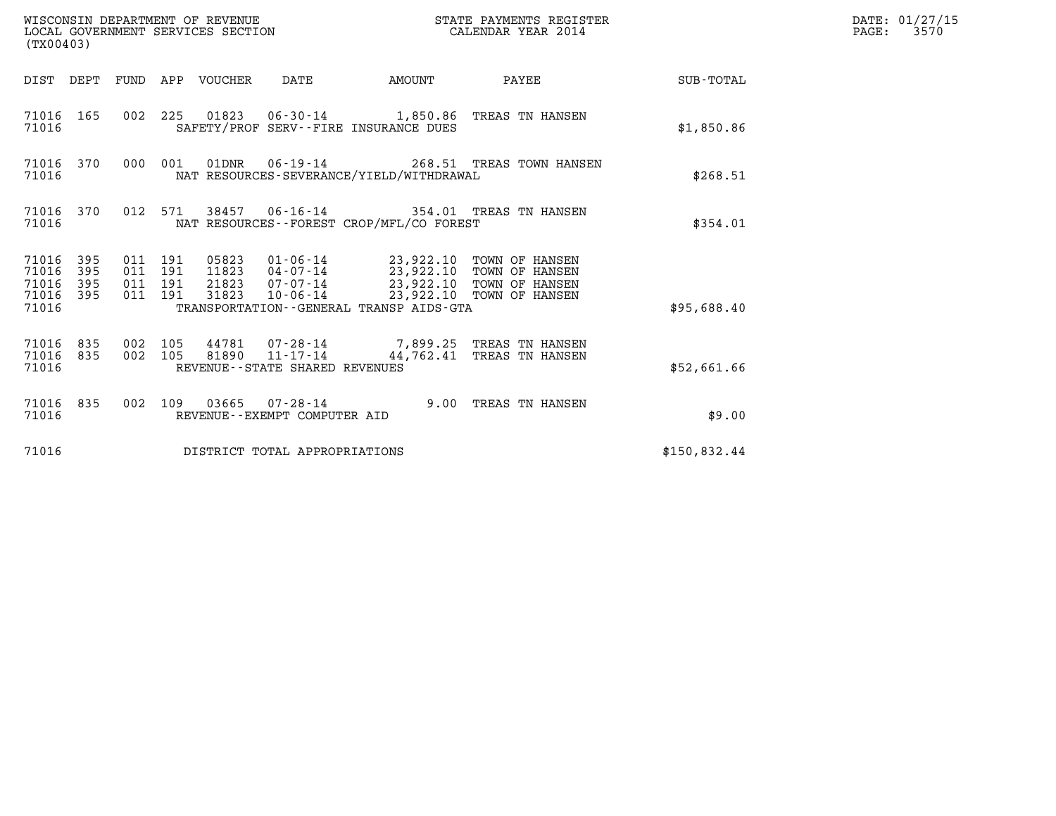WISCONSIN DEPARTMENT OF REVENUE
LOCAL GOVERNMENT SERVICES SECTION
(TX00403)

STATE PAYMENTS REGISTER
CALENDAR YEAR 2014

DATE: 01/27/15
PAGE: 3570

| DIST | DEPT | FUND | APP | VOUCHER | DATE | AMOUNT | PAYEE | SUB-TOTAL |
|---|---|---|---|---|---|---|---|---|
| 71016 | 165 | 002 | 225 | 01823 | 06-30-14 | 1,850.86 | TREAS TN HANSEN | |
| 71016 | | | | | SAFETY/PROF SERV--FIRE INSURANCE DUES | | | $1,850.86 |
| 71016 | 370 | 000 | 001 | 01DNR | 06-19-14 | 268.51 | TREAS TOWN HANSEN | |
| 71016 | | | | | NAT RESOURCES-SEVERANCE/YIELD/WITHDRAWAL | | | $268.51 |
| 71016 | 370 | 012 | 571 | 38457 | 06-16-14 | 354.01 | TREAS TN HANSEN | |
| 71016 | | | | | NAT RESOURCES--FOREST CROP/MFL/CO FOREST | | | $354.01 |
| 71016 | 395 | 011 | 191 | 05823 | 01-06-14 | 23,922.10 | TOWN OF HANSEN | |
| 71016 | 395 | 011 | 191 | 11823 | 04-07-14 | 23,922.10 | TOWN OF HANSEN | |
| 71016 | 395 | 011 | 191 | 21823 | 07-07-14 | 23,922.10 | TOWN OF HANSEN | |
| 71016 | 395 | 011 | 191 | 31823 | 10-06-14 | 23,922.10 | TOWN OF HANSEN | |
| 71016 | | | | | TRANSPORTATION--GENERAL TRANSP AIDS-GTA | | | $95,688.40 |
| 71016 | 835 | 002 | 105 | 44781 | 07-28-14 | 7,899.25 | TREAS TN HANSEN | |
| 71016 | 835 | 002 | 105 | 81890 | 11-17-14 | 44,762.41 | TREAS TN HANSEN | |
| 71016 | | | | | REVENUE--STATE SHARED REVENUES | | | $52,661.66 |
| 71016 | 835 | 002 | 109 | 03665 | 07-28-14 | 9.00 | TREAS TN HANSEN | |
| 71016 | | | | | REVENUE--EXEMPT COMPUTER AID | | | $9.00 |
| 71016 | | | | | DISTRICT TOTAL APPROPRIATIONS | | | $150,832.44 |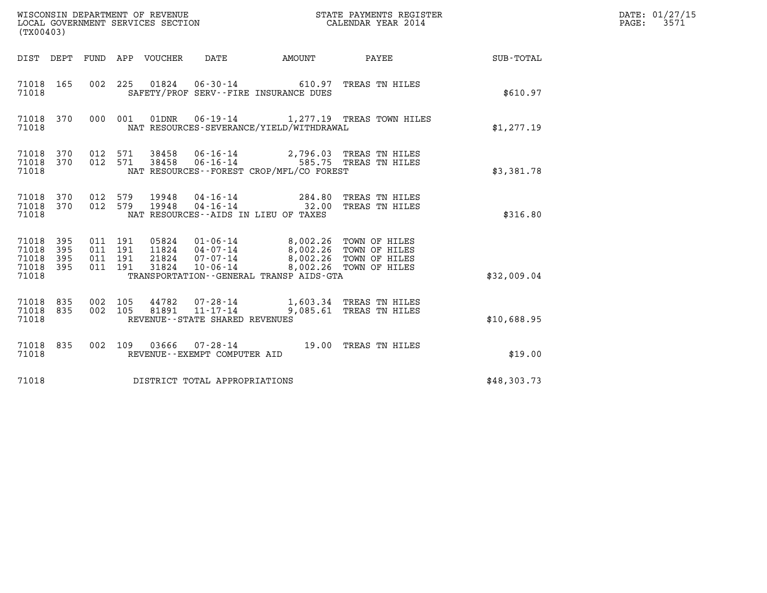WISCONSIN DEPARTMENT OF REVENUE
LOCAL GOVERNMENT SERVICES SECTION
(TX00403)

STATE PAYMENTS REGISTER
CALENDAR YEAR 2014

DATE: 01/27/15
PAGE: 3571

| DIST | DEPT | FUND | APP | VOUCHER | DATE | AMOUNT | PAYEE | SUB-TOTAL |
|---|---|---|---|---|---|---|---|---|
| 71018 | 165 | 002 | 225 | 01824 | 06-30-14 | 610.97 | TREAS TN HILES | |
| 71018 | | | | | SAFETY/PROF SERV--FIRE INSURANCE DUES | | | $610.97 |
| 71018 | 370 | 000 | 001 | 01DNR | 06-19-14 | 1,277.19 | TREAS TOWN HILES | |
| 71018 | | | | | NAT RESOURCES-SEVERANCE/YIELD/WITHDRAWAL | | | $1,277.19 |
| 71018 | 370 | 012 | 571 | 38458 | 06-16-14 | 2,796.03 | TREAS TN HILES | |
| 71018 | 370 | 012 | 571 | 38458 | 06-16-14 | 585.75 | TREAS TN HILES | |
| 71018 | | | | | NAT RESOURCES--FOREST CROP/MFL/CO FOREST | | | $3,381.78 |
| 71018 | 370 | 012 | 579 | 19948 | 04-16-14 | 284.80 | TREAS TN HILES | |
| 71018 | 370 | 012 | 579 | 19948 | 04-16-14 | 32.00 | TREAS TN HILES | |
| 71018 | | | | | NAT RESOURCES--AIDS IN LIEU OF TAXES | | | $316.80 |
| 71018 | 395 | 011 | 191 | 05824 | 01-06-14 | 8,002.26 | TOWN OF HILES | |
| 71018 | 395 | 011 | 191 | 11824 | 04-07-14 | 8,002.26 | TOWN OF HILES | |
| 71018 | 395 | 011 | 191 | 21824 | 07-07-14 | 8,002.26 | TOWN OF HILES | |
| 71018 | 395 | 011 | 191 | 31824 | 10-06-14 | 8,002.26 | TOWN OF HILES | |
| 71018 | | | | | TRANSPORTATION--GENERAL TRANSP AIDS-GTA | | | $32,009.04 |
| 71018 | 835 | 002 | 105 | 44782 | 07-28-14 | 1,603.34 | TREAS TN HILES | |
| 71018 | 835 | 002 | 105 | 81891 | 11-17-14 | 9,085.61 | TREAS TN HILES | |
| 71018 | | | | | REVENUE--STATE SHARED REVENUES | | | $10,688.95 |
| 71018 | 835 | 002 | 109 | 03666 | 07-28-14 | 19.00 | TREAS TN HILES | |
| 71018 | | | | | REVENUE--EXEMPT COMPUTER AID | | | $19.00 |
| 71018 | | | | | DISTRICT TOTAL APPROPRIATIONS | | | $48,303.73 |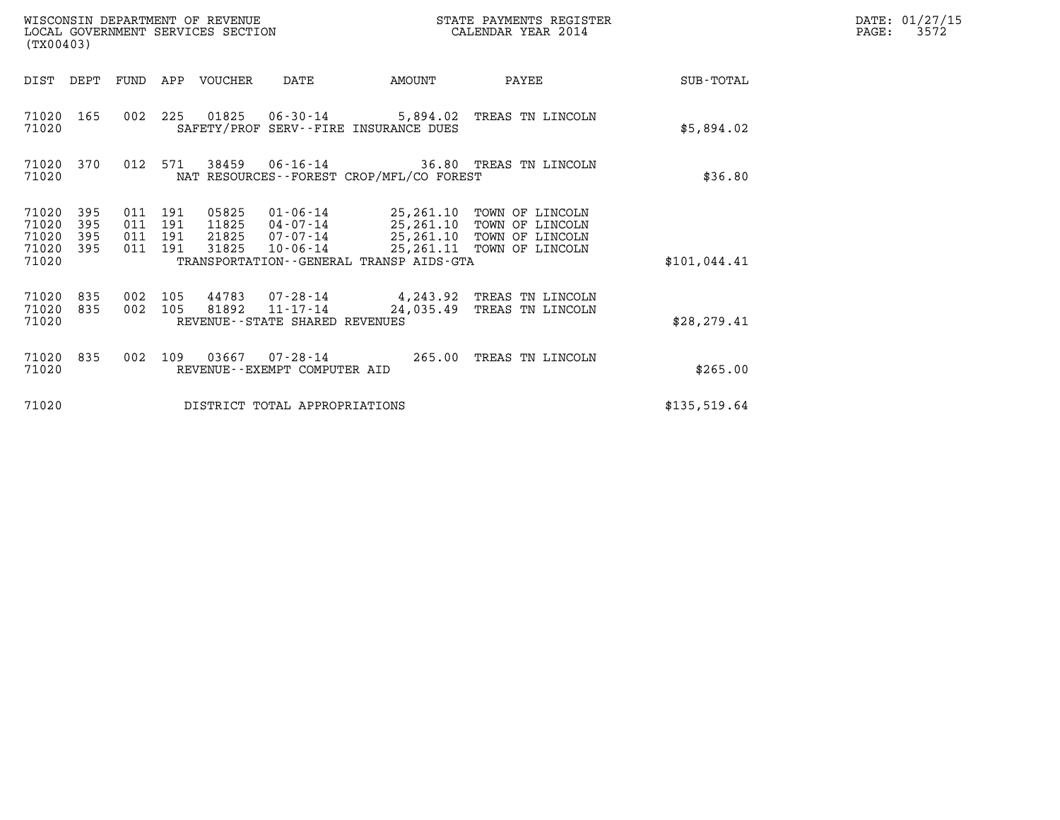WISCONSIN DEPARTMENT OF REVENUE
LOCAL GOVERNMENT SERVICES SECTION
(TX00403)

STATE PAYMENTS REGISTER
CALENDAR YEAR 2014

DATE: 01/27/15
PAGE: 3572

| DIST | DEPT | FUND | APP | VOUCHER | DATE | AMOUNT | PAYEE | SUB-TOTAL |
|---|---|---|---|---|---|---|---|---|
| 71020 | 165 | 002 | 225 | 01825 | 06-30-14 | 5,894.02 | TREAS TN LINCOLN | |
| 71020 | | | | SAFETY/PROF SERV--FIRE INSURANCE DUES | | | | $5,894.02 |
| 71020 | 370 | 012 | 571 | 38459 | 06-16-14 | 36.80 | TREAS TN LINCOLN | |
| 71020 | | | | NAT RESOURCES--FOREST CROP/MFL/CO FOREST | | | | $36.80 |
| 71020 | 395 | 011 | 191 | 05825 | 01-06-14 | 25,261.10 | TOWN OF LINCOLN | |
| 71020 | 395 | 011 | 191 | 11825 | 04-07-14 | 25,261.10 | TOWN OF LINCOLN | |
| 71020 | 395 | 011 | 191 | 21825 | 07-07-14 | 25,261.10 | TOWN OF LINCOLN | |
| 71020 | 395 | 011 | 191 | 31825 | 10-06-14 | 25,261.11 | TOWN OF LINCOLN | |
| 71020 | | | | TRANSPORTATION--GENERAL TRANSP AIDS-GTA | | | | $101,044.41 |
| 71020 | 835 | 002 | 105 | 44783 | 07-28-14 | 4,243.92 | TREAS TN LINCOLN | |
| 71020 | 835 | 002 | 105 | 81892 | 11-17-14 | 24,035.49 | TREAS TN LINCOLN | |
| 71020 | | | | REVENUE--STATE SHARED REVENUES | | | | $28,279.41 |
| 71020 | 835 | 002 | 109 | 03667 | 07-28-14 | 265.00 | TREAS TN LINCOLN | |
| 71020 | | | | REVENUE--EXEMPT COMPUTER AID | | | | $265.00 |
| 71020 | | | | DISTRICT TOTAL APPROPRIATIONS | | | | $135,519.64 |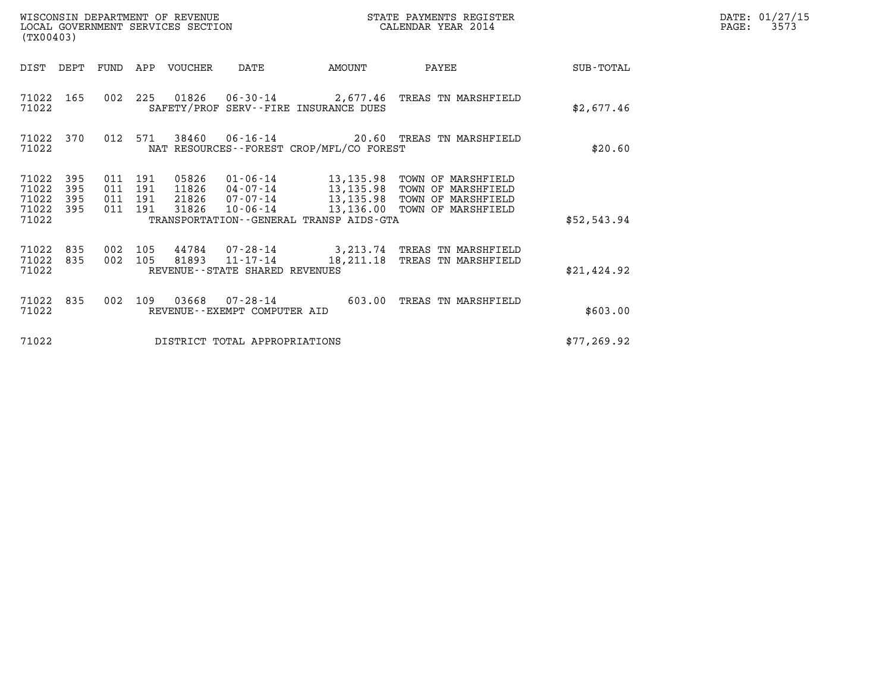WISCONSIN DEPARTMENT OF REVENUE
LOCAL GOVERNMENT SERVICES SECTION
(TX00403)

STATE PAYMENTS REGISTER
CALENDAR YEAR 2014

DATE: 01/27/15
PAGE: 3573

| DIST | DEPT | FUND | APP | VOUCHER | DATE | AMOUNT | PAYEE | SUB-TOTAL |
|---|---|---|---|---|---|---|---|---|
| 71022 | 165 | 002 | 225 | 01826 | 06-30-14 | 2,677.46 | TREAS TN MARSHFIELD | |
| 71022 | | | | | SAFETY/PROF SERV--FIRE INSURANCE DUES | | | $2,677.46 |
| 71022 | 370 | 012 | 571 | 38460 | 06-16-14 | 20.60 | TREAS TN MARSHFIELD | |
| 71022 | | | | | NAT RESOURCES--FOREST CROP/MFL/CO FOREST | | | $20.60 |
| 71022 | 395 | 011 | 191 | 05826 | 01-06-14 | 13,135.98 | TOWN OF MARSHFIELD | |
| 71022 | 395 | 011 | 191 | 11826 | 04-07-14 | 13,135.98 | TOWN OF MARSHFIELD | |
| 71022 | 395 | 011 | 191 | 21826 | 07-07-14 | 13,135.98 | TOWN OF MARSHFIELD | |
| 71022 | 395 | 011 | 191 | 31826 | 10-06-14 | 13,136.00 | TOWN OF MARSHFIELD | |
| 71022 | | | | | TRANSPORTATION--GENERAL TRANSP AIDS-GTA | | | $52,543.94 |
| 71022 | 835 | 002 | 105 | 44784 | 07-28-14 | 3,213.74 | TREAS TN MARSHFIELD | |
| 71022 | 835 | 002 | 105 | 81893 | 11-17-14 | 18,211.18 | TREAS TN MARSHFIELD | |
| 71022 | | | | | REVENUE--STATE SHARED REVENUES | | | $21,424.92 |
| 71022 | 835 | 002 | 109 | 03668 | 07-28-14 | 603.00 | TREAS TN MARSHFIELD | |
| 71022 | | | | | REVENUE--EXEMPT COMPUTER AID | | | $603.00 |
| 71022 | | | | | DISTRICT TOTAL APPROPRIATIONS | | | $77,269.92 |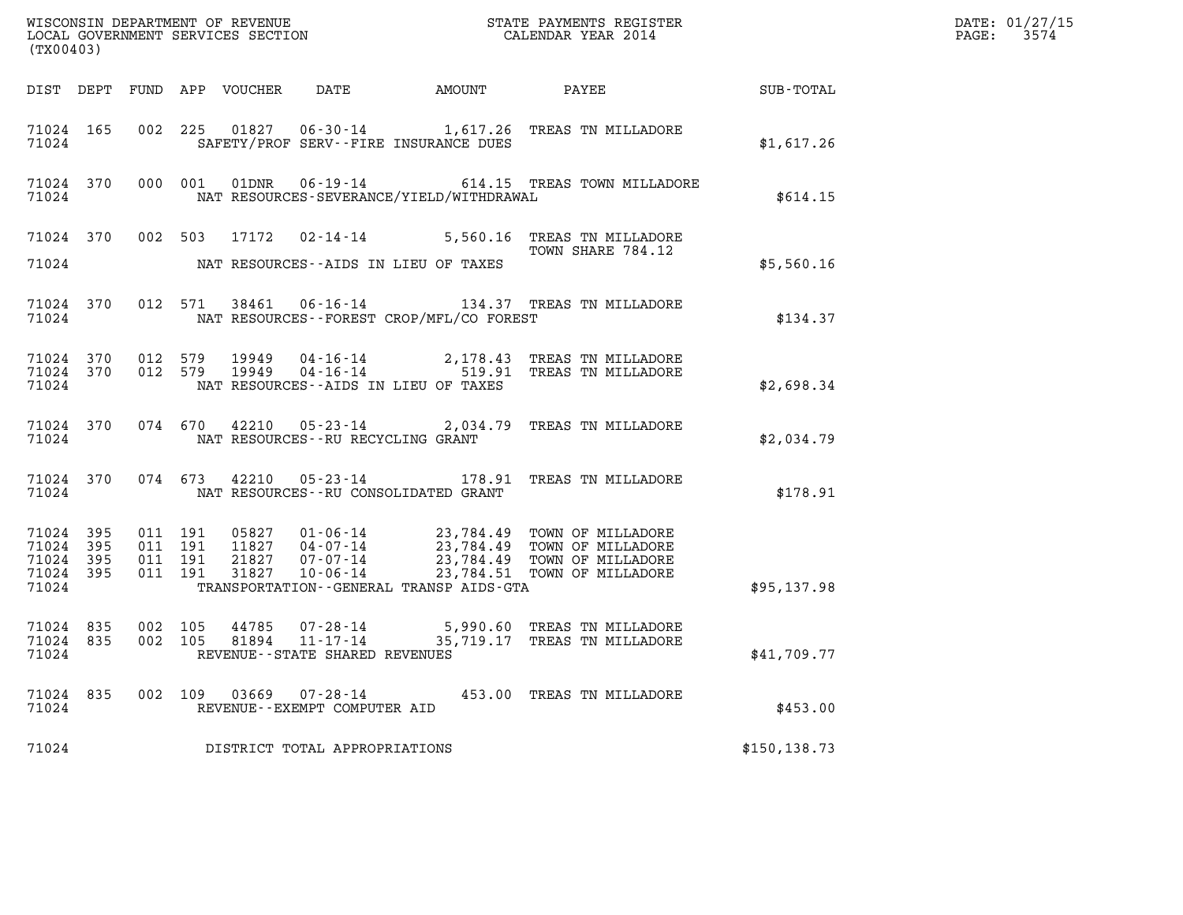WISCONSIN DEPARTMENT OF REVENUE
LOCAL GOVERNMENT SERVICES SECTION
(TX00403)

STATE PAYMENTS REGISTER
CALENDAR YEAR 2014

DATE: 01/27/15
PAGE: 3574

| DIST | DEPT | FUND | APP | VOUCHER | DATE | AMOUNT | PAYEE | SUB-TOTAL |
|---|---|---|---|---|---|---|---|---|
| 71024 | 165 | 002 | 225 | 01827 | 06-30-14 | 1,617.26 | TREAS TN MILLADORE | |
| 71024 | | | | SAFETY/PROF SERV--FIRE INSURANCE DUES | | | | $1,617.26 |
| 71024 | 370 | 000 | 001 | 01DNR | 06-19-14 | 614.15 | TREAS TOWN MILLADORE | |
| 71024 | | | | NAT RESOURCES-SEVERANCE/YIELD/WITHDRAWAL | | | | $614.15 |
| 71024 | 370 | 002 | 503 | 17172 | 02-14-14 | 5,560.16 | TREAS TN MILLADORE TOWN SHARE 784.12 | |
| 71024 | | | | NAT RESOURCES--AIDS IN LIEU OF TAXES | | | | $5,560.16 |
| 71024 | 370 | 012 | 571 | 38461 | 06-16-14 | 134.37 | TREAS TN MILLADORE | |
| 71024 | | | | NAT RESOURCES--FOREST CROP/MFL/CO FOREST | | | | $134.37 |
| 71024 | 370 | 012 | 579 | 19949 | 04-16-14 | 2,178.43 | TREAS TN MILLADORE | |
| 71024 | 370 | 012 | 579 | 19949 | 04-16-14 | 519.91 | TREAS TN MILLADORE | |
| 71024 | | | | NAT RESOURCES--AIDS IN LIEU OF TAXES | | | | $2,698.34 |
| 71024 | 370 | 074 | 670 | 42210 | 05-23-14 | 2,034.79 | TREAS TN MILLADORE | |
| 71024 | | | | NAT RESOURCES--RU RECYCLING GRANT | | | | $2,034.79 |
| 71024 | 370 | 074 | 673 | 42210 | 05-23-14 | 178.91 | TREAS TN MILLADORE | |
| 71024 | | | | NAT RESOURCES--RU CONSOLIDATED GRANT | | | | $178.91 |
| 71024 | 395 | 011 | 191 | 05827 | 01-06-14 | 23,784.49 | TOWN OF MILLADORE | |
| 71024 | 395 | 011 | 191 | 11827 | 04-07-14 | 23,784.49 | TOWN OF MILLADORE | |
| 71024 | 395 | 011 | 191 | 21827 | 07-07-14 | 23,784.49 | TOWN OF MILLADORE | |
| 71024 | 395 | 011 | 191 | 31827 | 10-06-14 | 23,784.51 | TOWN OF MILLADORE | |
| 71024 | | | | TRANSPORTATION--GENERAL TRANSP AIDS-GTA | | | | $95,137.98 |
| 71024 | 835 | 002 | 105 | 44785 | 07-28-14 | 5,990.60 | TREAS TN MILLADORE | |
| 71024 | 835 | 002 | 105 | 81894 | 11-17-14 | 35,719.17 | TREAS TN MILLADORE | |
| 71024 | | | | REVENUE--STATE SHARED REVENUES | | | | $41,709.77 |
| 71024 | 835 | 002 | 109 | 03669 | 07-28-14 | 453.00 | TREAS TN MILLADORE | |
| 71024 | | | | REVENUE--EXEMPT COMPUTER AID | | | | $453.00 |
| 71024 | | | | DISTRICT TOTAL APPROPRIATIONS | | | | $150,138.73 |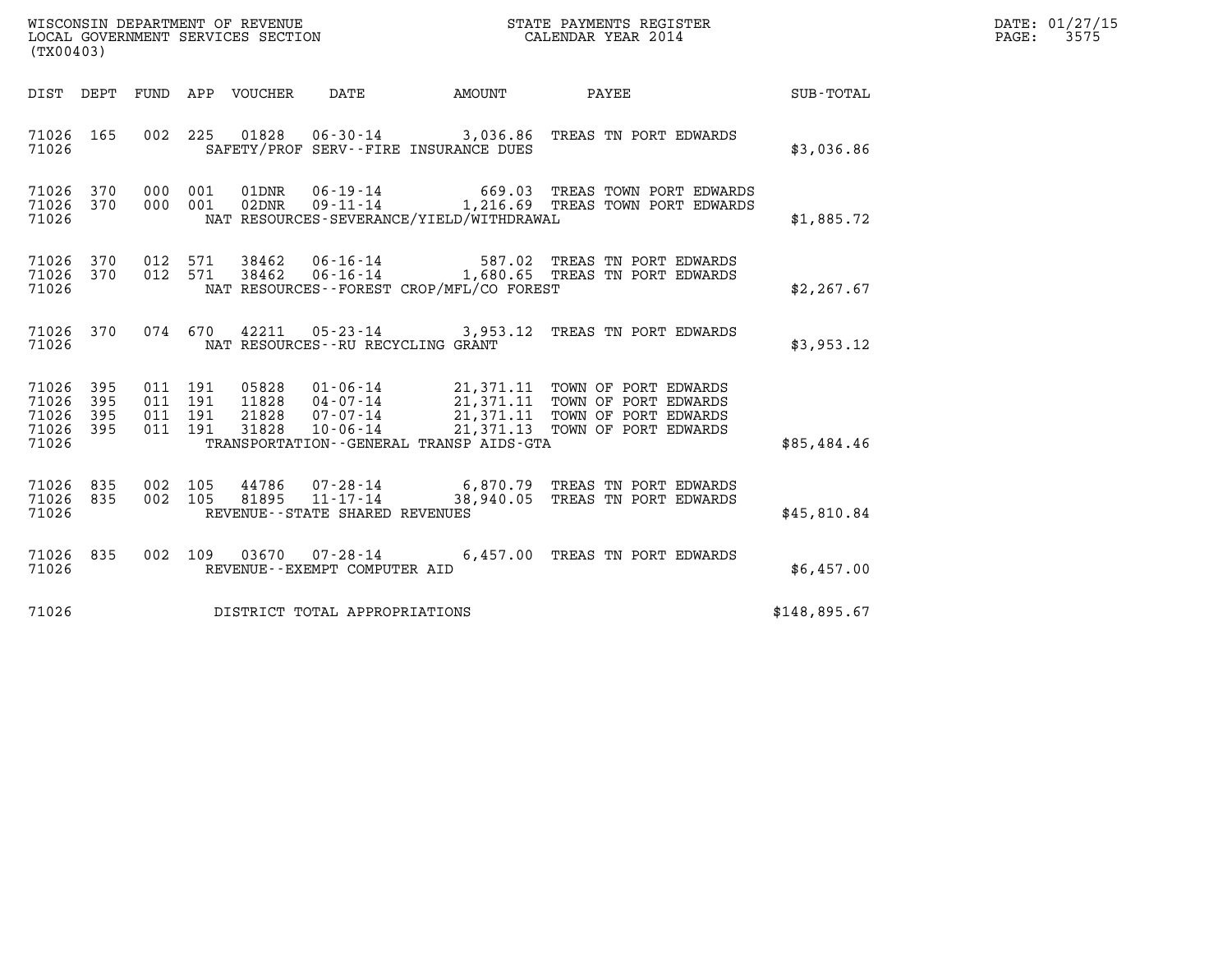WISCONSIN DEPARTMENT OF REVENUE
LOCAL GOVERNMENT SERVICES SECTION
(TX00403)

STATE PAYMENTS REGISTER
CALENDAR YEAR 2014

DATE: 01/27/15
PAGE: 3575

| DIST | DEPT | FUND | APP | VOUCHER | DATE | AMOUNT | PAYEE | SUB-TOTAL |
|---|---|---|---|---|---|---|---|---|
| 71026 | 165 | 002 | 225 | 01828 | 06-30-14 | 3,036.86 | TREAS TN PORT EDWARDS | |
| 71026 | | | | | SAFETY/PROF SERV--FIRE INSURANCE DUES | | | $3,036.86 |
| 71026 | 370 | 000 | 001 | 01DNR | 06-19-14 | 669.03 | TREAS TOWN PORT EDWARDS | |
| 71026 | 370 | 000 | 001 | 02DNR | 09-11-14 | 1,216.69 | TREAS TOWN PORT EDWARDS | |
| 71026 | | | | | NAT RESOURCES-SEVERANCE/YIELD/WITHDRAWAL | | | $1,885.72 |
| 71026 | 370 | 012 | 571 | 38462 | 06-16-14 | 587.02 | TREAS TN PORT EDWARDS | |
| 71026 | 370 | 012 | 571 | 38462 | 06-16-14 | 1,680.65 | TREAS TN PORT EDWARDS | |
| 71026 | | | | | NAT RESOURCES--FOREST CROP/MFL/CO FOREST | | | $2,267.67 |
| 71026 | 370 | 074 | 670 | 42211 | 05-23-14 | 3,953.12 | TREAS TN PORT EDWARDS | |
| 71026 | | | | | NAT RESOURCES--RU RECYCLING GRANT | | | $3,953.12 |
| 71026 | 395 | 011 | 191 | 05828 | 01-06-14 | 21,371.11 | TOWN OF PORT EDWARDS | |
| 71026 | 395 | 011 | 191 | 11828 | 04-07-14 | 21,371.11 | TOWN OF PORT EDWARDS | |
| 71026 | 395 | 011 | 191 | 21828 | 07-07-14 | 21,371.11 | TOWN OF PORT EDWARDS | |
| 71026 | 395 | 011 | 191 | 31828 | 10-06-14 | 21,371.13 | TOWN OF PORT EDWARDS | |
| 71026 | | | | | TRANSPORTATION--GENERAL TRANSP AIDS-GTA | | | $85,484.46 |
| 71026 | 835 | 002 | 105 | 44786 | 07-28-14 | 6,870.79 | TREAS TN PORT EDWARDS | |
| 71026 | 835 | 002 | 105 | 81895 | 11-17-14 | 38,940.05 | TREAS TN PORT EDWARDS | |
| 71026 | | | | | REVENUE--STATE SHARED REVENUES | | | $45,810.84 |
| 71026 | 835 | 002 | 109 | 03670 | 07-28-14 | 6,457.00 | TREAS TN PORT EDWARDS | |
| 71026 | | | | | REVENUE--EXEMPT COMPUTER AID | | | $6,457.00 |
| 71026 | | | | | DISTRICT TOTAL APPROPRIATIONS | | | $148,895.67 |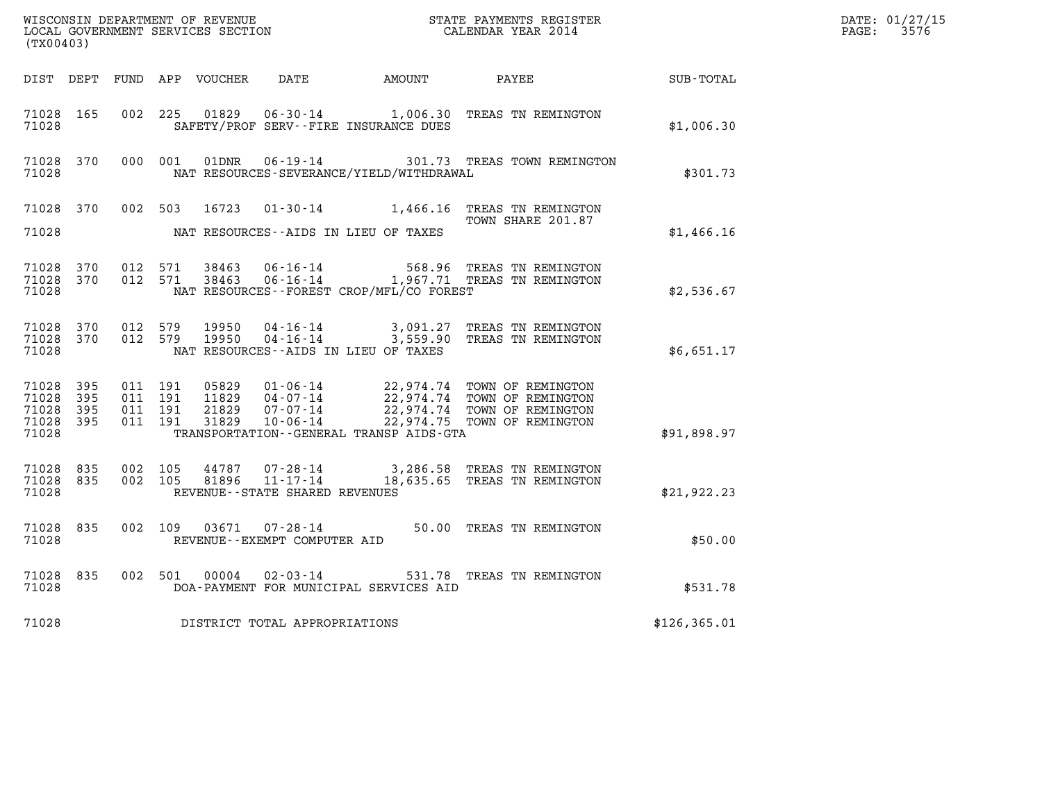WISCONSIN DEPARTMENT OF REVENUE
LOCAL GOVERNMENT SERVICES SECTION
(TX00403)

STATE PAYMENTS REGISTER
CALENDAR YEAR 2014

DATE: 01/27/15
PAGE: 3576

| DIST | DEPT | FUND | APP | VOUCHER | DATE | AMOUNT | PAYEE | SUB-TOTAL |
|---|---|---|---|---|---|---|---|---|
| 71028 | 165 | 002 | 225 | 01829 | 06-30-14 | 1,006.30 | TREAS TN REMINGTON | |
| 71028 | | | | | SAFETY/PROF SERV--FIRE INSURANCE DUES | | | $1,006.30 |
| 71028 | 370 | 000 | 001 | 01DNR | 06-19-14 | 301.73 | TREAS TOWN REMINGTON | |
| 71028 | | | | | NAT RESOURCES-SEVERANCE/YIELD/WITHDRAWAL | | | $301.73 |
| 71028 | 370 | 002 | 503 | 16723 | 01-30-14 | 1,466.16 | TREAS TN REMINGTON TOWN SHARE 201.87 | |
| 71028 | | | | | NAT RESOURCES--AIDS IN LIEU OF TAXES | | | $1,466.16 |
| 71028 | 370 | 012 | 571 | 38463 | 06-16-14 | 568.96 | TREAS TN REMINGTON | |
| 71028 | 370 | 012 | 571 | 38463 | 06-16-14 | 1,967.71 | TREAS TN REMINGTON | |
| 71028 | | | | | NAT RESOURCES--FOREST CROP/MFL/CO FOREST | | | $2,536.67 |
| 71028 | 370 | 012 | 579 | 19950 | 04-16-14 | 3,091.27 | TREAS TN REMINGTON | |
| 71028 | 370 | 012 | 579 | 19950 | 04-16-14 | 3,559.90 | TREAS TN REMINGTON | |
| 71028 | | | | | NAT RESOURCES--AIDS IN LIEU OF TAXES | | | $6,651.17 |
| 71028 | 395 | 011 | 191 | 05829 | 01-06-14 | 22,974.74 | TOWN OF REMINGTON | |
| 71028 | 395 | 011 | 191 | 11829 | 04-07-14 | 22,974.74 | TOWN OF REMINGTON | |
| 71028 | 395 | 011 | 191 | 21829 | 07-07-14 | 22,974.74 | TOWN OF REMINGTON | |
| 71028 | 395 | 011 | 191 | 31829 | 10-06-14 | 22,974.75 | TOWN OF REMINGTON | |
| 71028 | | | | | TRANSPORTATION--GENERAL TRANSP AIDS-GTA | | | $91,898.97 |
| 71028 | 835 | 002 | 105 | 44787 | 07-28-14 | 3,286.58 | TREAS TN REMINGTON | |
| 71028 | 835 | 002 | 105 | 81896 | 11-17-14 | 18,635.65 | TREAS TN REMINGTON | |
| 71028 | | | | | REVENUE--STATE SHARED REVENUES | | | $21,922.23 |
| 71028 | 835 | 002 | 109 | 03671 | 07-28-14 | 50.00 | TREAS TN REMINGTON | |
| 71028 | | | | | REVENUE--EXEMPT COMPUTER AID | | | $50.00 |
| 71028 | 835 | 002 | 501 | 00004 | 02-03-14 | 531.78 | TREAS TN REMINGTON | |
| 71028 | | | | | DOA-PAYMENT FOR MUNICIPAL SERVICES AID | | | $531.78 |
| 71028 | | | | | DISTRICT TOTAL APPROPRIATIONS | | | $126,365.01 |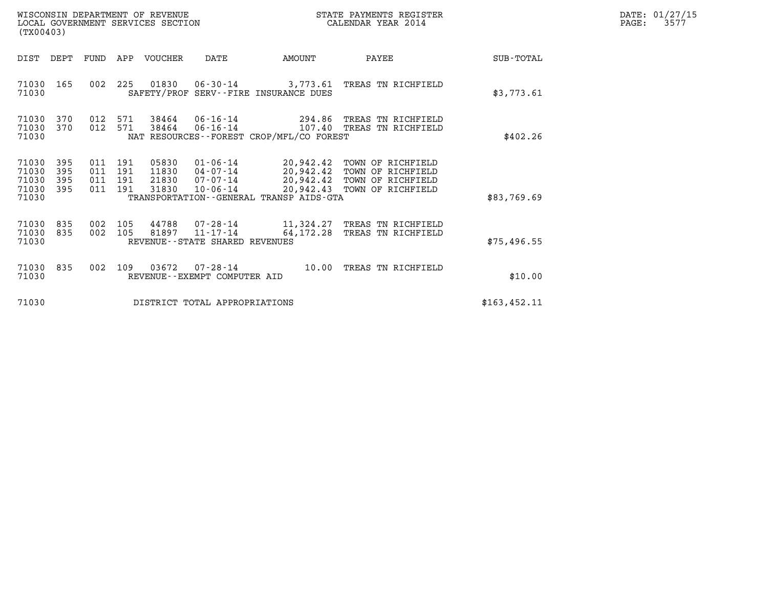WISCONSIN DEPARTMENT OF REVENUE
LOCAL GOVERNMENT SERVICES SECTION
(TX00403)

STATE PAYMENTS REGISTER
CALENDAR YEAR 2014

DATE: 01/27/15

| DIST | DEPT | FUND | APP | VOUCHER | DATE | AMOUNT | PAYEE | SUB-TOTAL |
|---|---|---|---|---|---|---|---|---|
| 71030 | 165 | 002 | 225 | 01830 | 06-30-14 | 3,773.61 | TREAS TN RICHFIELD | |
| 71030 | | | | | SAFETY/PROF SERV--FIRE INSURANCE DUES | | | $3,773.61 |
| 71030 | 370 | 012 | 571 | 38464 | 06-16-14 | 294.86 | TREAS TN RICHFIELD | |
| 71030 | 370 | 012 | 571 | 38464 | 06-16-14 | 107.40 | TREAS TN RICHFIELD | |
| 71030 | | | | | NAT RESOURCES--FOREST CROP/MFL/CO FOREST | | | $402.26 |
| 71030 | 395 | 011 | 191 | 05830 | 01-06-14 | 20,942.42 | TOWN OF RICHFIELD | |
| 71030 | 395 | 011 | 191 | 11830 | 04-07-14 | 20,942.42 | TOWN OF RICHFIELD | |
| 71030 | 395 | 011 | 191 | 21830 | 07-07-14 | 20,942.42 | TOWN OF RICHFIELD | |
| 71030 | 395 | 011 | 191 | 31830 | 10-06-14 | 20,942.43 | TOWN OF RICHFIELD | |
| 71030 | | | | | TRANSPORTATION--GENERAL TRANSP AIDS-GTA | | | $83,769.69 |
| 71030 | 835 | 002 | 105 | 44788 | 07-28-14 | 11,324.27 | TREAS TN RICHFIELD | |
| 71030 | 835 | 002 | 105 | 81897 | 11-17-14 | 64,172.28 | TREAS TN RICHFIELD | |
| 71030 | | | | | REVENUE--STATE SHARED REVENUES | | | $75,496.55 |
| 71030 | 835 | 002 | 109 | 03672 | 07-28-14 | 10.00 | TREAS TN RICHFIELD | |
| 71030 | | | | | REVENUE--EXEMPT COMPUTER AID | | | $10.00 |
| 71030 | | | | | DISTRICT TOTAL APPROPRIATIONS | | | $163,452.11 |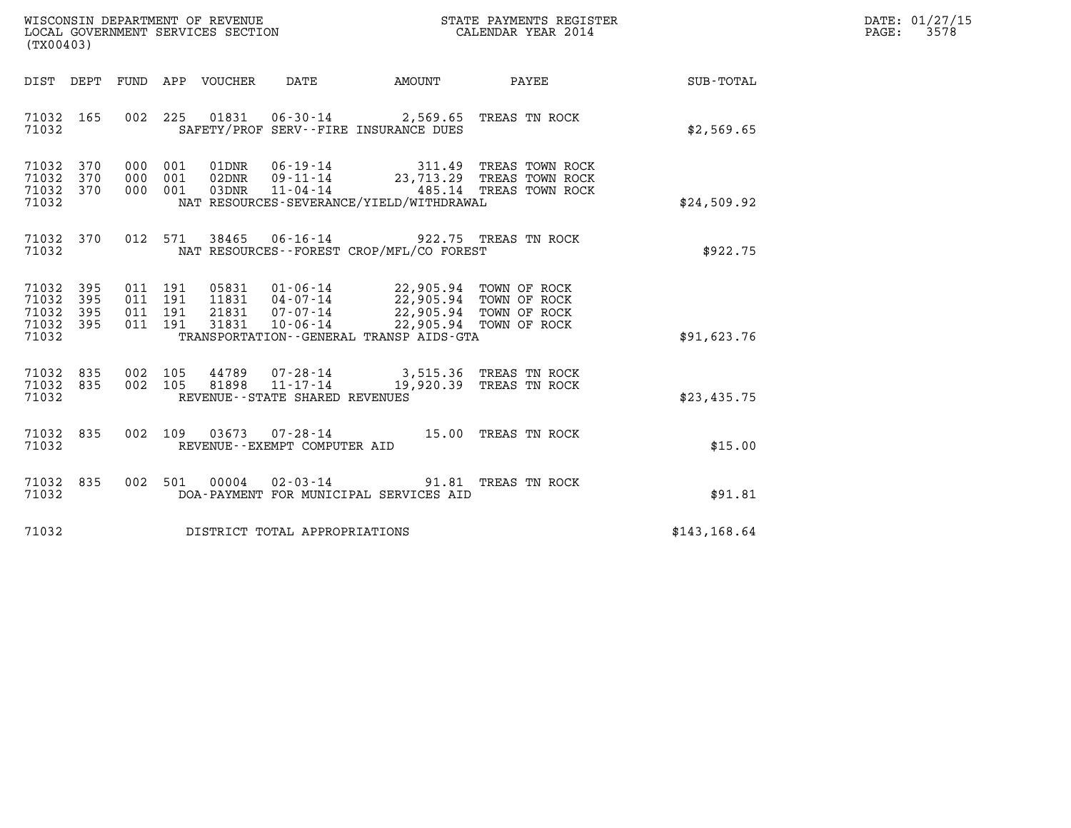WISCONSIN DEPARTMENT OF REVENUE
LOCAL GOVERNMENT SERVICES SECTION
(TX00403)

STATE PAYMENTS REGISTER
CALENDAR YEAR 2014

DATE: 01/27/15
PAGE: 3578

| DIST | DEPT | FUND | APP | VOUCHER | DATE | AMOUNT | PAYEE | SUB-TOTAL |
|---|---|---|---|---|---|---|---|---|
| 71032 | 165 | 002 | 225 | 01831 | 06-30-14 | 2,569.65 | TREAS TN ROCK | |
| 71032 | | | | | SAFETY/PROF SERV--FIRE INSURANCE DUES | | | $2,569.65 |
| 71032 | 370 | 000 | 001 | 01DNR | 06-19-14 | 311.49 | TREAS TOWN ROCK | |
| 71032 | 370 | 000 | 001 | 02DNR | 09-11-14 | 23,713.29 | TREAS TOWN ROCK | |
| 71032 | 370 | 000 | 001 | 03DNR | 11-04-14 | 485.14 | TREAS TOWN ROCK | |
| 71032 | | | | | NAT RESOURCES-SEVERANCE/YIELD/WITHDRAWAL | | | $24,509.92 |
| 71032 | 370 | 012 | 571 | 38465 | 06-16-14 | 922.75 | TREAS TN ROCK | |
| 71032 | | | | | NAT RESOURCES--FOREST CROP/MFL/CO FOREST | | | $922.75 |
| 71032 | 395 | 011 | 191 | 05831 | 01-06-14 | 22,905.94 | TOWN OF ROCK | |
| 71032 | 395 | 011 | 191 | 11831 | 04-07-14 | 22,905.94 | TOWN OF ROCK | |
| 71032 | 395 | 011 | 191 | 21831 | 07-07-14 | 22,905.94 | TOWN OF ROCK | |
| 71032 | 395 | 011 | 191 | 31831 | 10-06-14 | 22,905.94 | TOWN OF ROCK | |
| 71032 | | | | | TRANSPORTATION--GENERAL TRANSP AIDS-GTA | | | $91,623.76 |
| 71032 | 835 | 002 | 105 | 44789 | 07-28-14 | 3,515.36 | TREAS TN ROCK | |
| 71032 | 835 | 002 | 105 | 81898 | 11-17-14 | 19,920.39 | TREAS TN ROCK | |
| 71032 | | | | | REVENUE--STATE SHARED REVENUES | | | $23,435.75 |
| 71032 | 835 | 002 | 109 | 03673 | 07-28-14 | 15.00 | TREAS TN ROCK | |
| 71032 | | | | | REVENUE--EXEMPT COMPUTER AID | | | $15.00 |
| 71032 | 835 | 002 | 501 | 00004 | 02-03-14 | 91.81 | TREAS TN ROCK | |
| 71032 | | | | | DOA-PAYMENT FOR MUNICIPAL SERVICES AID | | | $91.81 |
| 71032 | | | | | DISTRICT TOTAL APPROPRIATIONS | | | $143,168.64 |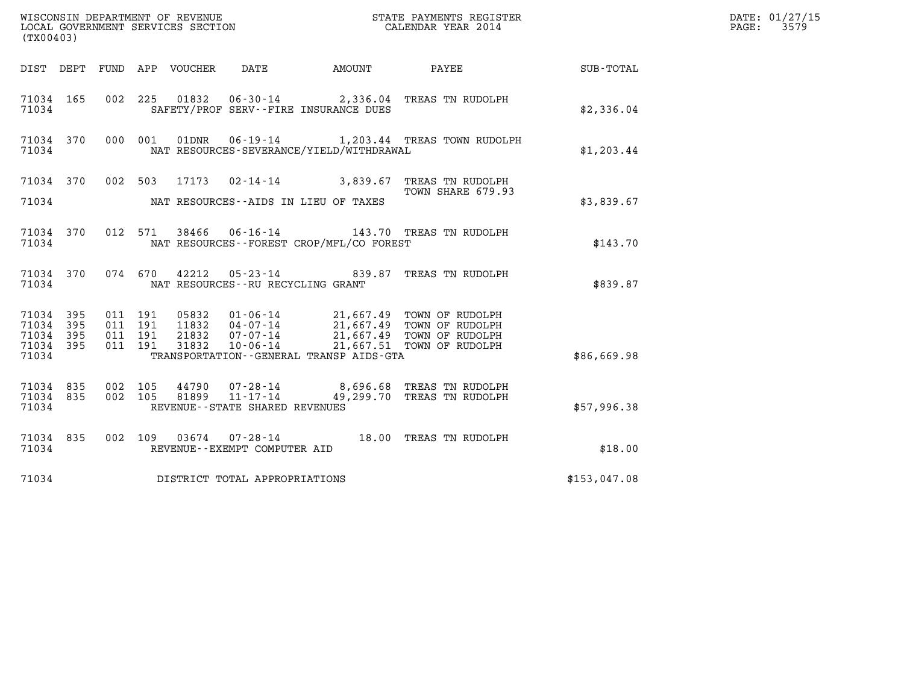WISCONSIN DEPARTMENT OF REVENUE
LOCAL GOVERNMENT SERVICES SECTION
(TX00403)

STATE PAYMENTS REGISTER
CALENDAR YEAR 2014

DATE: 01/27/15
PAGE: 3579

| DIST | DEPT | FUND | APP | VOUCHER | DATE | AMOUNT | PAYEE | SUB-TOTAL |
|---|---|---|---|---|---|---|---|---|
| 71034 | 165 | 002 | 225 | 01832 | 06-30-14 | 2,336.04 | TREAS TN RUDOLPH | |
| 71034 | | | | | SAFETY/PROF SERV--FIRE INSURANCE DUES | | | $2,336.04 |
| 71034 | 370 | 000 | 001 | 01DNR | 06-19-14 | 1,203.44 | TREAS TOWN RUDOLPH | |
| 71034 | | | | | NAT RESOURCES-SEVERANCE/YIELD/WITHDRAWAL | | | $1,203.44 |
| 71034 | 370 | 002 | 503 | 17173 | 02-14-14 | 3,839.67 | TREAS TN RUDOLPH<br>TOWN SHARE 679.93 | |
| 71034 | | | | | NAT RESOURCES--AIDS IN LIEU OF TAXES | | | $3,839.67 |
| 71034 | 370 | 012 | 571 | 38466 | 06-16-14 | 143.70 | TREAS TN RUDOLPH | |
| 71034 | | | | | NAT RESOURCES--FOREST CROP/MFL/CO FOREST | | | $143.70 |
| 71034 | 370 | 074 | 670 | 42212 | 05-23-14 | 839.87 | TREAS TN RUDOLPH | |
| 71034 | | | | | NAT RESOURCES--RU RECYCLING GRANT | | | $839.87 |
| 71034 | 395 | 011 | 191 | 05832 | 01-06-14 | 21,667.49 | TOWN OF RUDOLPH | |
| 71034 | 395 | 011 | 191 | 11832 | 04-07-14 | 21,667.49 | TOWN OF RUDOLPH | |
| 71034 | 395 | 011 | 191 | 21832 | 07-07-14 | 21,667.49 | TOWN OF RUDOLPH | |
| 71034 | 395 | 011 | 191 | 31832 | 10-06-14 | 21,667.51 | TOWN OF RUDOLPH | |
| 71034 | | | | | TRANSPORTATION--GENERAL TRANSP AIDS-GTA | | | $86,669.98 |
| 71034 | 835 | 002 | 105 | 44790 | 07-28-14 | 8,696.68 | TREAS TN RUDOLPH | |
| 71034 | 835 | 002 | 105 | 81899 | 11-17-14 | 49,299.70 | TREAS TN RUDOLPH | |
| 71034 | | | | | REVENUE--STATE SHARED REVENUES | | | $57,996.38 |
| 71034 | 835 | 002 | 109 | 03674 | 07-28-14 | 18.00 | TREAS TN RUDOLPH | |
| 71034 | | | | | REVENUE--EXEMPT COMPUTER AID | | | $18.00 |
| 71034 | | | | | DISTRICT TOTAL APPROPRIATIONS | | | $153,047.08 |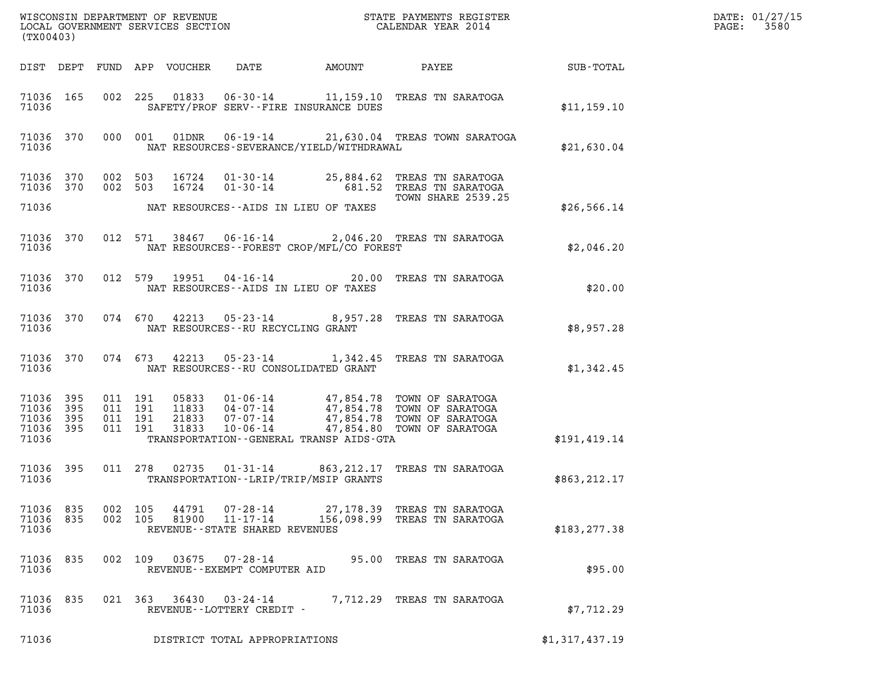WISCONSIN DEPARTMENT OF REVENUE
LOCAL GOVERNMENT SERVICES SECTION
(TX00403)

STATE PAYMENTS REGISTER
CALENDAR YEAR 2014

DATE: 01/27/15
PAGE: 3580

| DIST | DEPT | FUND | APP | VOUCHER | DATE | AMOUNT | PAYEE | SUB-TOTAL |
|---|---|---|---|---|---|---|---|---|
| 71036 | 165 | 002 | 225 | 01833 | 06-30-14 | 11,159.10 | TREAS TN SARATOGA | |
| 71036 | | | | SAFETY/PROF SERV--FIRE INSURANCE DUES | | | | $11,159.10 |
| 71036 | 370 | 000 | 001 | 01DNR | 06-19-14 | 21,630.04 | TREAS TOWN SARATOGA | |
| 71036 | | | | NAT RESOURCES-SEVERANCE/YIELD/WITHDRAWAL | | | | $21,630.04 |
| 71036 | 370 | 002 | 503 | 16724 | 01-30-14 | 25,884.62 | TREAS TN SARATOGA | |
| 71036 | 370 | 002 | 503 | 16724 | 01-30-14 | 681.52 | TREAS TN SARATOGA TOWN SHARE 2539.25 | |
| 71036 | | | | NAT RESOURCES--AIDS IN LIEU OF TAXES | | | | $26,566.14 |
| 71036 | 370 | 012 | 571 | 38467 | 06-16-14 | 2,046.20 | TREAS TN SARATOGA | |
| 71036 | | | | NAT RESOURCES--FOREST CROP/MFL/CO FOREST | | | | $2,046.20 |
| 71036 | 370 | 012 | 579 | 19951 | 04-16-14 | 20.00 | TREAS TN SARATOGA | |
| 71036 | | | | NAT RESOURCES--AIDS IN LIEU OF TAXES | | | | $20.00 |
| 71036 | 370 | 074 | 670 | 42213 | 05-23-14 | 8,957.28 | TREAS TN SARATOGA | |
| 71036 | | | | NAT RESOURCES--RU RECYCLING GRANT | | | | $8,957.28 |
| 71036 | 370 | 074 | 673 | 42213 | 05-23-14 | 1,342.45 | TREAS TN SARATOGA | |
| 71036 | | | | NAT RESOURCES--RU CONSOLIDATED GRANT | | | | $1,342.45 |
| 71036 | 395 | 011 | 191 | 05833 | 01-06-14 | 47,854.78 | TOWN OF SARATOGA | |
| 71036 | 395 | 011 | 191 | 11833 | 04-07-14 | 47,854.78 | TOWN OF SARATOGA | |
| 71036 | 395 | 011 | 191 | 21833 | 07-07-14 | 47,854.78 | TOWN OF SARATOGA | |
| 71036 | 395 | 011 | 191 | 31833 | 10-06-14 | 47,854.80 | TOWN OF SARATOGA | |
| 71036 | | | | TRANSPORTATION--GENERAL TRANSP AIDS-GTA | | | | $191,419.14 |
| 71036 | 395 | 011 | 278 | 02735 | 01-31-14 | 863,212.17 | TREAS TN SARATOGA | |
| 71036 | | | | TRANSPORTATION--LRIP/TRIP/MSIP GRANTS | | | | $863,212.17 |
| 71036 | 835 | 002 | 105 | 44791 | 07-28-14 | 27,178.39 | TREAS TN SARATOGA | |
| 71036 | 835 | 002 | 105 | 81900 | 11-17-14 | 156,098.99 | TREAS TN SARATOGA | |
| 71036 | | | | REVENUE--STATE SHARED REVENUES | | | | $183,277.38 |
| 71036 | 835 | 002 | 109 | 03675 | 07-28-14 | 95.00 | TREAS TN SARATOGA | |
| 71036 | | | | REVENUE--EXEMPT COMPUTER AID | | | | $95.00 |
| 71036 | 835 | 021 | 363 | 36430 | 03-24-14 | 7,712.29 | TREAS TN SARATOGA | |
| 71036 | | | | REVENUE--LOTTERY CREDIT - | | | | $7,712.29 |
| 71036 | | | | DISTRICT TOTAL APPROPRIATIONS | | | | $1,317,437.19 |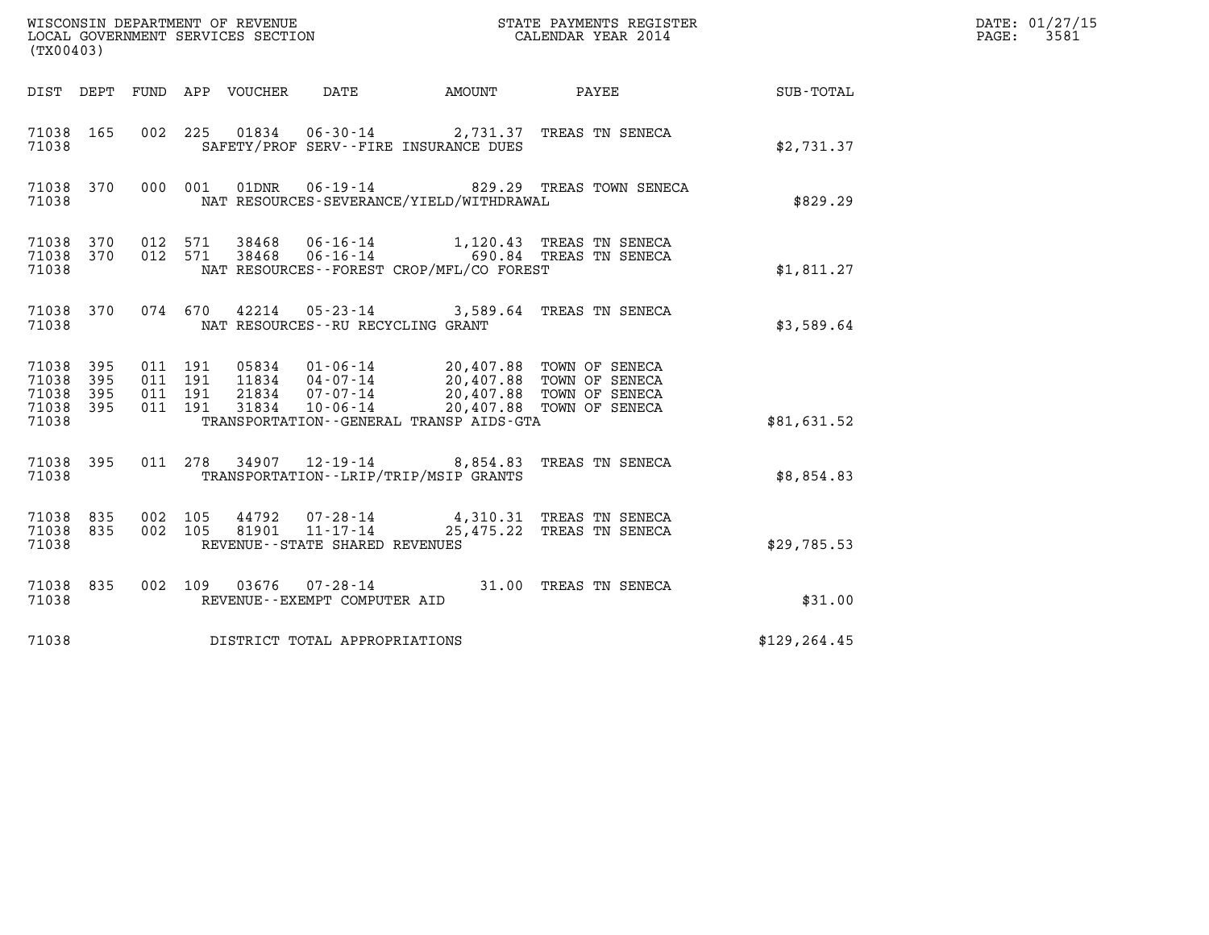WISCONSIN DEPARTMENT OF REVENUE
LOCAL GOVERNMENT SERVICES SECTION
(TX00403)

STATE PAYMENTS REGISTER
CALENDAR YEAR 2014

DATE: 01/27/15
PAGE: 3581

| DIST | DEPT | FUND | APP | VOUCHER | DATE | AMOUNT | PAYEE | SUB-TOTAL |
|---|---|---|---|---|---|---|---|---|
| 71038 | 165 | 002 | 225 | 01834 | 06-30-14 | 2,731.37 | TREAS TN SENECA | |
| 71038 | | | | SAFETY/PROF SERV--FIRE INSURANCE DUES | | | | $2,731.37 |
| 71038 | 370 | 000 | 001 | 01DNR | 06-19-14 | 829.29 | TREAS TOWN SENECA | |
| 71038 | | | | NAT RESOURCES-SEVERANCE/YIELD/WITHDRAWAL | | | | $829.29 |
| 71038 | 370 | 012 | 571 | 38468 | 06-16-14 | 1,120.43 | TREAS TN SENECA | |
| 71038 | 370 | 012 | 571 | 38468 | 06-16-14 | 690.84 | TREAS TN SENECA | |
| 71038 | | | | NAT RESOURCES--FOREST CROP/MFL/CO FOREST | | | | $1,811.27 |
| 71038 | 370 | 074 | 670 | 42214 | 05-23-14 | 3,589.64 | TREAS TN SENECA | |
| 71038 | | | | NAT RESOURCES--RU RECYCLING GRANT | | | | $3,589.64 |
| 71038 | 395 | 011 | 191 | 05834 | 01-06-14 | 20,407.88 | TOWN OF SENECA | |
| 71038 | 395 | 011 | 191 | 11834 | 04-07-14 | 20,407.88 | TOWN OF SENECA | |
| 71038 | 395 | 011 | 191 | 21834 | 07-07-14 | 20,407.88 | TOWN OF SENECA | |
| 71038 | 395 | 011 | 191 | 31834 | 10-06-14 | 20,407.88 | TOWN OF SENECA | |
| 71038 | | | | TRANSPORTATION--GENERAL TRANSP AIDS-GTA | | | | $81,631.52 |
| 71038 | 395 | 011 | 278 | 34907 | 12-19-14 | 8,854.83 | TREAS TN SENECA | |
| 71038 | | | | TRANSPORTATION--LRIP/TRIP/MSIP GRANTS | | | | $8,854.83 |
| 71038 | 835 | 002 | 105 | 44792 | 07-28-14 | 4,310.31 | TREAS TN SENECA | |
| 71038 | 835 | 002 | 105 | 81901 | 11-17-14 | 25,475.22 | TREAS TN SENECA | |
| 71038 | | | | REVENUE--STATE SHARED REVENUES | | | | $29,785.53 |
| 71038 | 835 | 002 | 109 | 03676 | 07-28-14 | 31.00 | TREAS TN SENECA | |
| 71038 | | | | REVENUE--EXEMPT COMPUTER AID | | | | $31.00 |
| 71038 | | | | DISTRICT TOTAL APPROPRIATIONS | | | | $129,264.45 |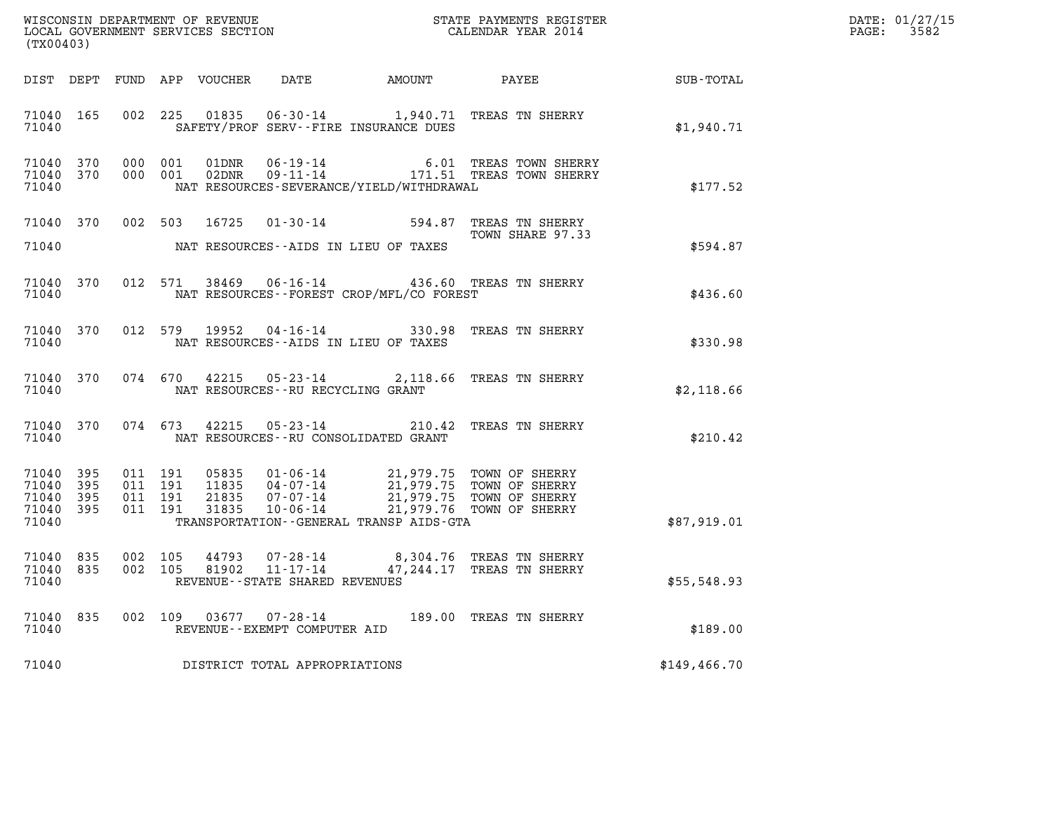WISCONSIN DEPARTMENT OF REVENUE
LOCAL GOVERNMENT SERVICES SECTION
(TX00403)

STATE PAYMENTS REGISTER
CALENDAR YEAR 2014

DATE: 01/27/15
PAGE: 3582

| DIST | DEPT | FUND | APP | VOUCHER | DATE | AMOUNT | PAYEE | SUB-TOTAL |
|---|---|---|---|---|---|---|---|---|
| 71040 | 165 | 002 | 225 | 01835 | 06-30-14 | 1,940.71 | TREAS TN SHERRY | |
| 71040 | | | | | SAFETY/PROF SERV--FIRE INSURANCE DUES | | | $1,940.71 |
| 71040 | 370 | 000 | 001 | 01DNR | 06-19-14 | 6.01 | TREAS TOWN SHERRY | |
| 71040 | 370 | 000 | 001 | 02DNR | 09-11-14 | 171.51 | TREAS TOWN SHERRY | |
| 71040 | | | | | NAT RESOURCES-SEVERANCE/YIELD/WITHDRAWAL | | | $177.52 |
| 71040 | 370 | 002 | 503 | 16725 | 01-30-14 | 594.87 | TREAS TN SHERRY TOWN SHARE 97.33 | |
| 71040 | | | | | NAT RESOURCES--AIDS IN LIEU OF TAXES | | | $594.87 |
| 71040 | 370 | 012 | 571 | 38469 | 06-16-14 | 436.60 | TREAS TN SHERRY | |
| 71040 | | | | | NAT RESOURCES--FOREST CROP/MFL/CO FOREST | | | $436.60 |
| 71040 | 370 | 012 | 579 | 19952 | 04-16-14 | 330.98 | TREAS TN SHERRY | |
| 71040 | | | | | NAT RESOURCES--AIDS IN LIEU OF TAXES | | | $330.98 |
| 71040 | 370 | 074 | 670 | 42215 | 05-23-14 | 2,118.66 | TREAS TN SHERRY | |
| 71040 | | | | | NAT RESOURCES--RU RECYCLING GRANT | | | $2,118.66 |
| 71040 | 370 | 074 | 673 | 42215 | 05-23-14 | 210.42 | TREAS TN SHERRY | |
| 71040 | | | | | NAT RESOURCES--RU CONSOLIDATED GRANT | | | $210.42 |
| 71040 | 395 | 011 | 191 | 05835 | 01-06-14 | 21,979.75 | TOWN OF SHERRY | |
| 71040 | 395 | 011 | 191 | 11835 | 04-07-14 | 21,979.75 | TOWN OF SHERRY | |
| 71040 | 395 | 011 | 191 | 21835 | 07-07-14 | 21,979.75 | TOWN OF SHERRY | |
| 71040 | 395 | 011 | 191 | 31835 | 10-06-14 | 21,979.76 | TOWN OF SHERRY | |
| 71040 | | | | | TRANSPORTATION--GENERAL TRANSP AIDS-GTA | | | $87,919.01 |
| 71040 | 835 | 002 | 105 | 44793 | 07-28-14 | 8,304.76 | TREAS TN SHERRY | |
| 71040 | 835 | 002 | 105 | 81902 | 11-17-14 | 47,244.17 | TREAS TN SHERRY | |
| 71040 | | | | | REVENUE--STATE SHARED REVENUES | | | $55,548.93 |
| 71040 | 835 | 002 | 109 | 03677 | 07-28-14 | 189.00 | TREAS TN SHERRY | |
| 71040 | | | | | REVENUE--EXEMPT COMPUTER AID | | | $189.00 |
| 71040 | | | | | DISTRICT TOTAL APPROPRIATIONS | | | $149,466.70 |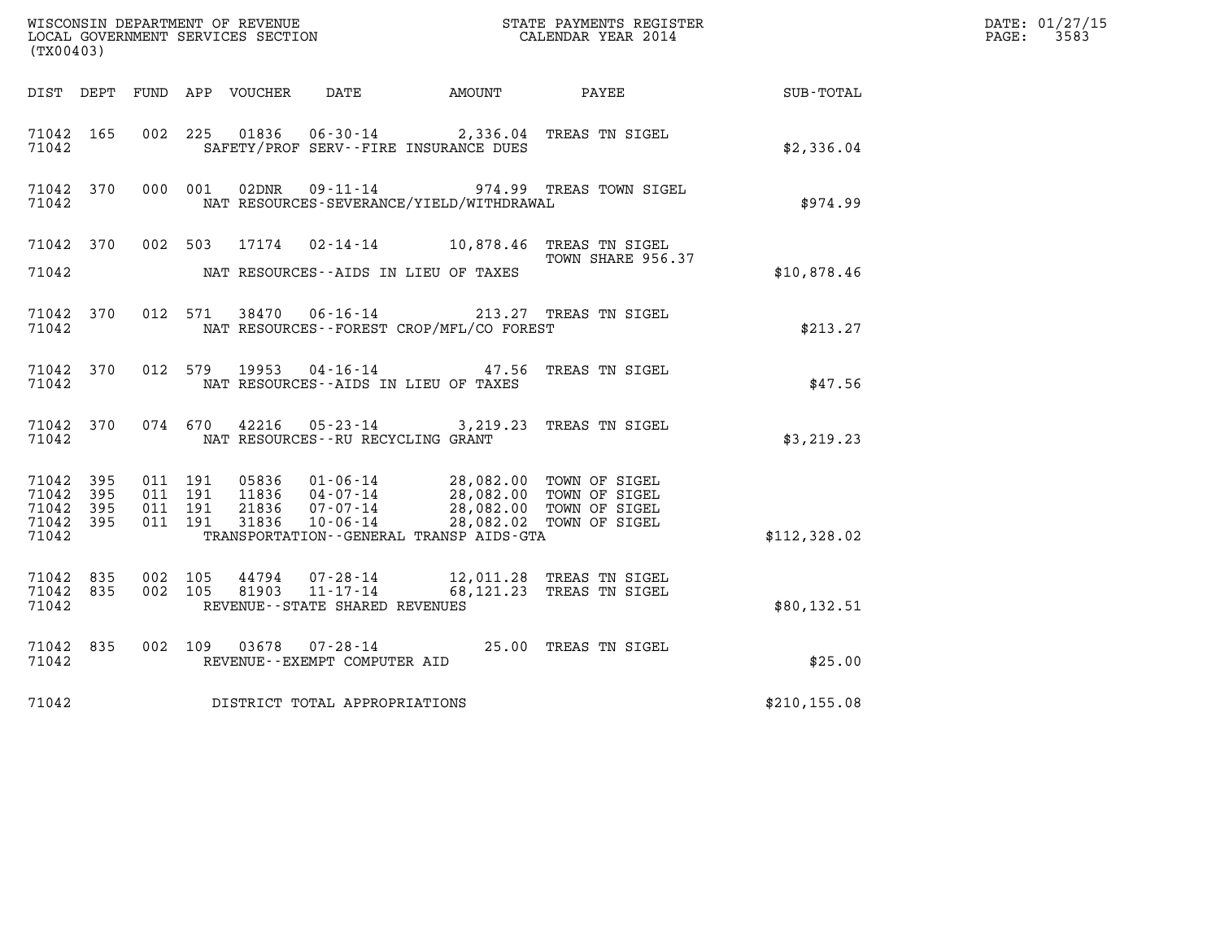WISCONSIN DEPARTMENT OF REVENUE
LOCAL GOVERNMENT SERVICES SECTION
(TX00403)

STATE PAYMENTS REGISTER
CALENDAR YEAR 2014

| DIST | DEPT | FUND | APP | VOUCHER | DATE | AMOUNT | PAYEE | SUB-TOTAL |
|---|---|---|---|---|---|---|---|---|
| 71042 | 165 | 002 | 225 | 01836 | 06-30-14 | 2,336.04 | TREAS TN SIGEL | |
| 71042 | | | | | SAFETY/PROF SERV--FIRE INSURANCE DUES | | | $2,336.04 |
| 71042 | 370 | 000 | 001 | 02DNR | 09-11-14 | 974.99 | TREAS TOWN SIGEL | |
| 71042 | | | | | NAT RESOURCES-SEVERANCE/YIELD/WITHDRAWAL | | | $974.99 |
| 71042 | 370 | 002 | 503 | 17174 | 02-14-14 | 10,878.46 | TREAS TN SIGEL TOWN SHARE 956.37 | |
| 71042 | | | | | NAT RESOURCES--AIDS IN LIEU OF TAXES | | | $10,878.46 |
| 71042 | 370 | 012 | 571 | 38470 | 06-16-14 | 213.27 | TREAS TN SIGEL | |
| 71042 | | | | | NAT RESOURCES--FOREST CROP/MFL/CO FOREST | | | $213.27 |
| 71042 | 370 | 012 | 579 | 19953 | 04-16-14 | 47.56 | TREAS TN SIGEL | |
| 71042 | | | | | NAT RESOURCES--AIDS IN LIEU OF TAXES | | | $47.56 |
| 71042 | 370 | 074 | 670 | 42216 | 05-23-14 | 3,219.23 | TREAS TN SIGEL | |
| 71042 | | | | | NAT RESOURCES--RU RECYCLING GRANT | | | $3,219.23 |
| 71042 | 395 | 011 | 191 | 05836 | 01-06-14 | 28,082.00 | TOWN OF SIGEL | |
| 71042 | 395 | 011 | 191 | 11836 | 04-07-14 | 28,082.00 | TOWN OF SIGEL | |
| 71042 | 395 | 011 | 191 | 21836 | 07-07-14 | 28,082.00 | TOWN OF SIGEL | |
| 71042 | 395 | 011 | 191 | 31836 | 10-06-14 | 28,082.02 | TOWN OF SIGEL | |
| 71042 | | | | | TRANSPORTATION--GENERAL TRANSP AIDS-GTA | | | $112,328.02 |
| 71042 | 835 | 002 | 105 | 44794 | 07-28-14 | 12,011.28 | TREAS TN SIGEL | |
| 71042 | 835 | 002 | 105 | 81903 | 11-17-14 | 68,121.23 | TREAS TN SIGEL | |
| 71042 | | | | | REVENUE--STATE SHARED REVENUES | | | $80,132.51 |
| 71042 | 835 | 002 | 109 | 03678 | 07-28-14 | 25.00 | TREAS TN SIGEL | |
| 71042 | | | | | REVENUE--EXEMPT COMPUTER AID | | | $25.00 |
| 71042 | | | | | DISTRICT TOTAL APPROPRIATIONS | | | $210,155.08 |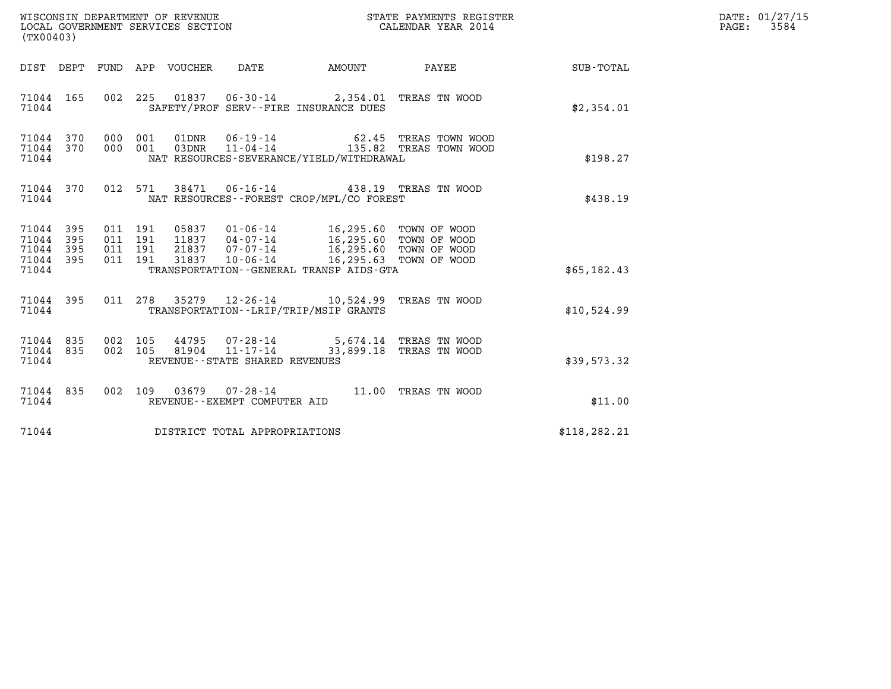WISCONSIN DEPARTMENT OF REVENUE
LOCAL GOVERNMENT SERVICES SECTION
(TX00403)

STATE PAYMENTS REGISTER
CALENDAR YEAR 2014

| DIST | DEPT | FUND | APP | VOUCHER | DATE | AMOUNT | PAYEE | SUB-TOTAL |
|---|---|---|---|---|---|---|---|---|
| 71044 | 165 | 002 | 225 | 01837 | 06-30-14 | 2,354.01 | TREAS TN WOOD | |
| 71044 | | | | SAFETY/PROF SERV--FIRE INSURANCE DUES | | | | $2,354.01 |
| 71044 | 370 | 000 | 001 | 01DNR | 06-19-14 | 62.45 | TREAS TOWN WOOD | |
| 71044 | 370 | 000 | 001 | 03DNR | 11-04-14 | 135.82 | TREAS TOWN WOOD | |
| 71044 | | | | NAT RESOURCES-SEVERANCE/YIELD/WITHDRAWAL | | | | $198.27 |
| 71044 | 370 | 012 | 571 | 38471 | 06-16-14 | 438.19 | TREAS TN WOOD | |
| 71044 | | | | NAT RESOURCES--FOREST CROP/MFL/CO FOREST | | | | $438.19 |
| 71044 | 395 | 011 | 191 | 05837 | 01-06-14 | 16,295.60 | TOWN OF WOOD | |
| 71044 | 395 | 011 | 191 | 11837 | 04-07-14 | 16,295.60 | TOWN OF WOOD | |
| 71044 | 395 | 011 | 191 | 21837 | 07-07-14 | 16,295.60 | TOWN OF WOOD | |
| 71044 | 395 | 011 | 191 | 31837 | 10-06-14 | 16,295.63 | TOWN OF WOOD | |
| 71044 | | | | TRANSPORTATION--GENERAL TRANSP AIDS-GTA | | | | $65,182.43 |
| 71044 | 395 | 011 | 278 | 35279 | 12-26-14 | 10,524.99 | TREAS TN WOOD | |
| 71044 | | | | TRANSPORTATION--LRIP/TRIP/MSIP GRANTS | | | | $10,524.99 |
| 71044 | 835 | 002 | 105 | 44795 | 07-28-14 | 5,674.14 | TREAS TN WOOD | |
| 71044 | 835 | 002 | 105 | 81904 | 11-17-14 | 33,899.18 | TREAS TN WOOD | |
| 71044 | | | | REVENUE--STATE SHARED REVENUES | | | | $39,573.32 |
| 71044 | 835 | 002 | 109 | 03679 | 07-28-14 | 11.00 | TREAS TN WOOD | |
| 71044 | | | | REVENUE--EXEMPT COMPUTER AID | | | | $11.00 |
| 71044 | | | | DISTRICT TOTAL APPROPRIATIONS | | | | $118,282.21 |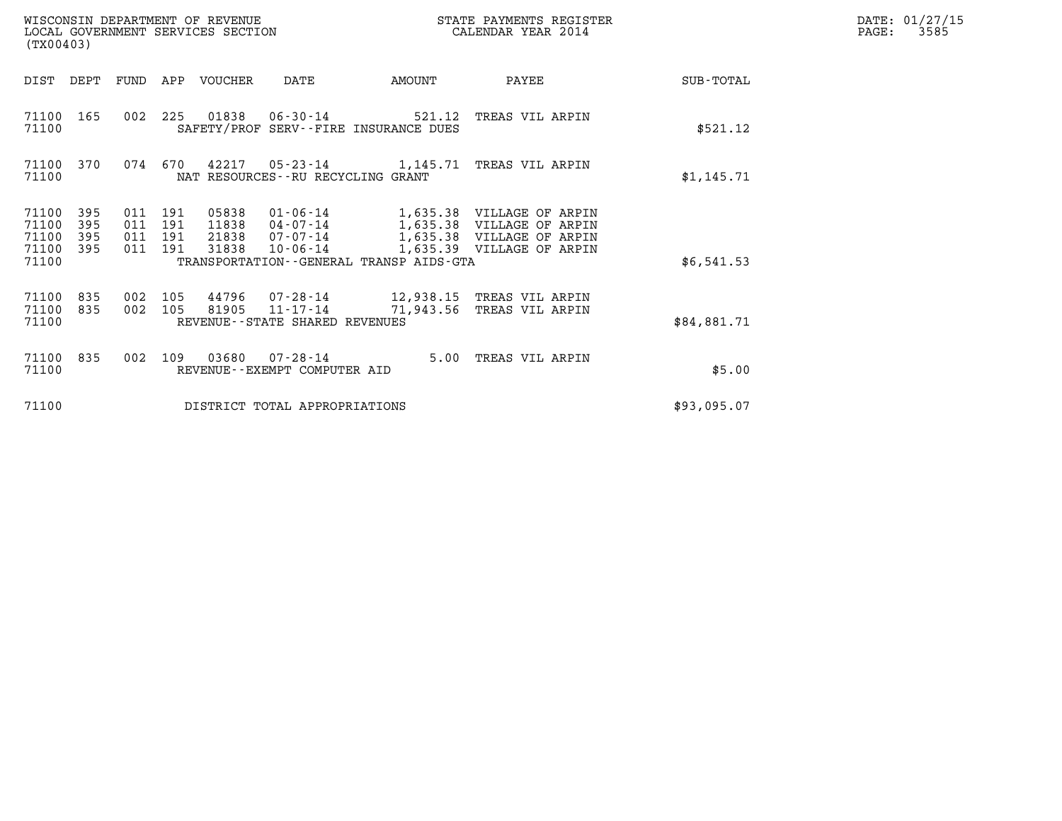WISCONSIN DEPARTMENT OF REVENUE
LOCAL GOVERNMENT SERVICES SECTION
(TX00403)

STATE PAYMENTS REGISTER
CALENDAR YEAR 2014

DATE: 01/27/15
PAGE: 3585

| DIST | DEPT | FUND | APP | VOUCHER | DATE | AMOUNT | PAYEE | SUB-TOTAL |
|---|---|---|---|---|---|---|---|---|
| 71100 | 165 | 002 | 225 | 01838 | 06-30-14 | 521.12 | TREAS VIL ARPIN | |
| 71100 | | | | | SAFETY/PROF SERV--FIRE INSURANCE DUES | | | $521.12 |
| 71100 | 370 | 074 | 670 | 42217 | 05-23-14 | 1,145.71 | TREAS VIL ARPIN | |
| 71100 | | | | | NAT RESOURCES--RU RECYCLING GRANT | | | $1,145.71 |
| 71100 | 395 | 011 | 191 | 05838 | 01-06-14 | 1,635.38 | VILLAGE OF ARPIN | |
| 71100 | 395 | 011 | 191 | 11838 | 04-07-14 | 1,635.38 | VILLAGE OF ARPIN | |
| 71100 | 395 | 011 | 191 | 21838 | 07-07-14 | 1,635.38 | VILLAGE OF ARPIN | |
| 71100 | 395 | 011 | 191 | 31838 | 10-06-14 | 1,635.39 | VILLAGE OF ARPIN | |
| 71100 | | | | | TRANSPORTATION--GENERAL TRANSP AIDS-GTA | | | $6,541.53 |
| 71100 | 835 | 002 | 105 | 44796 | 07-28-14 | 12,938.15 | TREAS VIL ARPIN | |
| 71100 | 835 | 002 | 105 | 81905 | 11-17-14 | 71,943.56 | TREAS VIL ARPIN | |
| 71100 | | | | | REVENUE--STATE SHARED REVENUES | | | $84,881.71 |
| 71100 | 835 | 002 | 109 | 03680 | 07-28-14 | 5.00 | TREAS VIL ARPIN | |
| 71100 | | | | | REVENUE--EXEMPT COMPUTER AID | | | $5.00 |
| 71100 | | | | | DISTRICT TOTAL APPROPRIATIONS | | | $93,095.07 |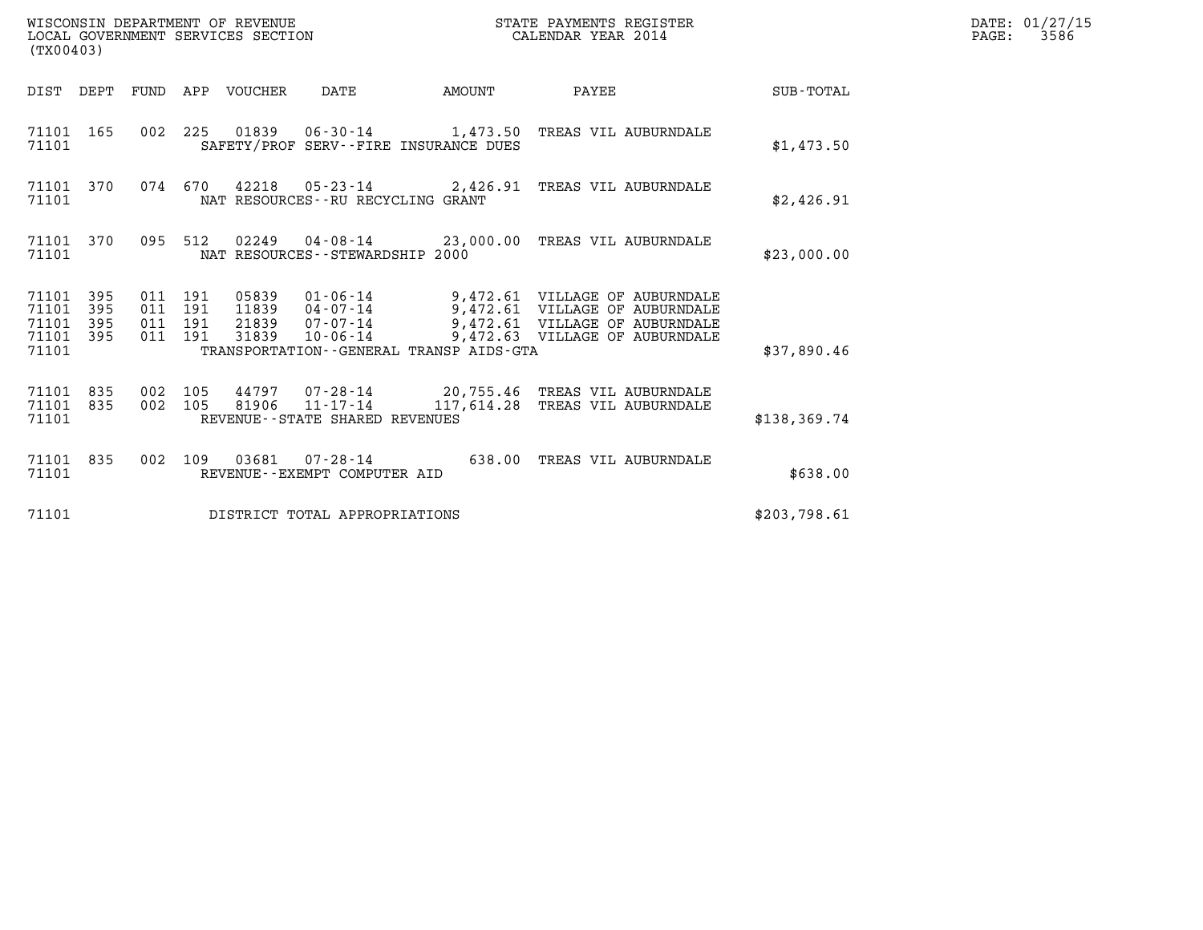WISCONSIN DEPARTMENT OF REVENUE
LOCAL GOVERNMENT SERVICES SECTION
(TX00403)

STATE PAYMENTS REGISTER
CALENDAR YEAR 2014

DATE: 01/27/15

| DIST | DEPT | FUND | APP | VOUCHER | DATE | AMOUNT | PAYEE | SUB-TOTAL |
|---|---|---|---|---|---|---|---|---|
| 71101 | 165 | 002 | 225 | 01839 | 06-30-14 | 1,473.50 | TREAS VIL AUBURNDALE | |
| 71101 | | | | SAFETY/PROF SERV--FIRE INSURANCE DUES | | | | $1,473.50 |
| 71101 | 370 | 074 | 670 | 42218 | 05-23-14 | 2,426.91 | TREAS VIL AUBURNDALE | |
| 71101 | | | | NAT RESOURCES--RU RECYCLING GRANT | | | | $2,426.91 |
| 71101 | 370 | 095 | 512 | 02249 | 04-08-14 | 23,000.00 | TREAS VIL AUBURNDALE | |
| 71101 | | | | NAT RESOURCES--STEWARDSHIP 2000 | | | | $23,000.00 |
| 71101 | 395 | 011 | 191 | 05839 | 01-06-14 | 9,472.61 | VILLAGE OF AUBURNDALE | |
| 71101 | 395 | 011 | 191 | 11839 | 04-07-14 | 9,472.61 | VILLAGE OF AUBURNDALE | |
| 71101 | 395 | 011 | 191 | 21839 | 07-07-14 | 9,472.61 | VILLAGE OF AUBURNDALE | |
| 71101 | 395 | 011 | 191 | 31839 | 10-06-14 | 9,472.63 | VILLAGE OF AUBURNDALE | |
| 71101 | | | | TRANSPORTATION--GENERAL TRANSP AIDS-GTA | | | | $37,890.46 |
| 71101 | 835 | 002 | 105 | 44797 | 07-28-14 | 20,755.46 | TREAS VIL AUBURNDALE | |
| 71101 | 835 | 002 | 105 | 81906 | 11-17-14 | 117,614.28 | TREAS VIL AUBURNDALE | |
| 71101 | | | | REVENUE--STATE SHARED REVENUES | | | | $138,369.74 |
| 71101 | 835 | 002 | 109 | 03681 | 07-28-14 | 638.00 | TREAS VIL AUBURNDALE | |
| 71101 | | | | REVENUE--EXEMPT COMPUTER AID | | | | $638.00 |
| 71101 | | | | DISTRICT TOTAL APPROPRIATIONS | | | | $203,798.61 |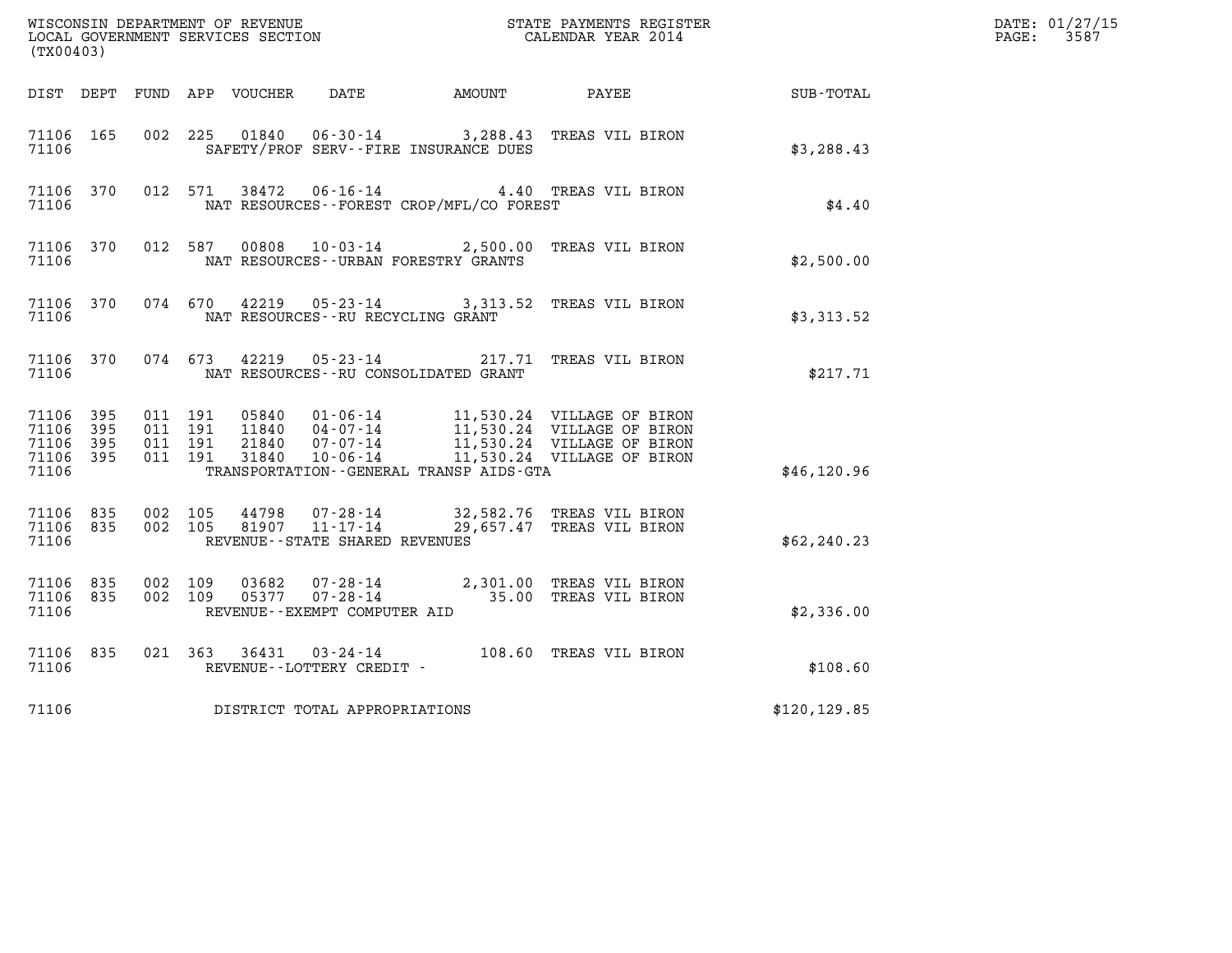WISCONSIN DEPARTMENT OF REVENUE
LOCAL GOVERNMENT SERVICES SECTION
(TX00403)

STATE PAYMENTS REGISTER
CALENDAR YEAR 2014

DATE: 01/27/15
PAGE: 3587

| DIST | DEPT | FUND | APP | VOUCHER | DATE | AMOUNT | PAYEE | SUB-TOTAL |
|---|---|---|---|---|---|---|---|---|
| 71106 | 165 | 002 | 225 | 01840 | 06-30-14 | 3,288.43 | TREAS VIL BIRON | |
| 71106 | | | | | SAFETY/PROF SERV--FIRE INSURANCE DUES | | | $3,288.43 |
| 71106 | 370 | 012 | 571 | 38472 | 06-16-14 | 4.40 | TREAS VIL BIRON | |
| 71106 | | | | | NAT RESOURCES--FOREST CROP/MFL/CO FOREST | | | $4.40 |
| 71106 | 370 | 012 | 587 | 00808 | 10-03-14 | 2,500.00 | TREAS VIL BIRON | |
| 71106 | | | | | NAT RESOURCES--URBAN FORESTRY GRANTS | | | $2,500.00 |
| 71106 | 370 | 074 | 670 | 42219 | 05-23-14 | 3,313.52 | TREAS VIL BIRON | |
| 71106 | | | | | NAT RESOURCES--RU RECYCLING GRANT | | | $3,313.52 |
| 71106 | 370 | 074 | 673 | 42219 | 05-23-14 | 217.71 | TREAS VIL BIRON | |
| 71106 | | | | | NAT RESOURCES--RU CONSOLIDATED GRANT | | | $217.71 |
| 71106 | 395 | 011 | 191 | 05840 | 01-06-14 | 11,530.24 | VILLAGE OF BIRON | |
| 71106 | 395 | 011 | 191 | 11840 | 04-07-14 | 11,530.24 | VILLAGE OF BIRON | |
| 71106 | 395 | 011 | 191 | 21840 | 07-07-14 | 11,530.24 | VILLAGE OF BIRON | |
| 71106 | 395 | 011 | 191 | 31840 | 10-06-14 | 11,530.24 | VILLAGE OF BIRON | |
| 71106 | | | | | TRANSPORTATION--GENERAL TRANSP AIDS-GTA | | | $46,120.96 |
| 71106 | 835 | 002 | 105 | 44798 | 07-28-14 | 32,582.76 | TREAS VIL BIRON | |
| 71106 | 835 | 002 | 105 | 81907 | 11-17-14 | 29,657.47 | TREAS VIL BIRON | |
| 71106 | | | | | REVENUE--STATE SHARED REVENUES | | | $62,240.23 |
| 71106 | 835 | 002 | 109 | 03682 | 07-28-14 | 2,301.00 | TREAS VIL BIRON | |
| 71106 | 835 | 002 | 109 | 05377 | 07-28-14 | 35.00 | TREAS VIL BIRON | |
| 71106 | | | | | REVENUE--EXEMPT COMPUTER AID | | | $2,336.00 |
| 71106 | 835 | 021 | 363 | 36431 | 03-24-14 | 108.60 | TREAS VIL BIRON | |
| 71106 | | | | | REVENUE--LOTTERY CREDIT - | | | $108.60 |
| 71106 | | | | | DISTRICT TOTAL APPROPRIATIONS | | | $120,129.85 |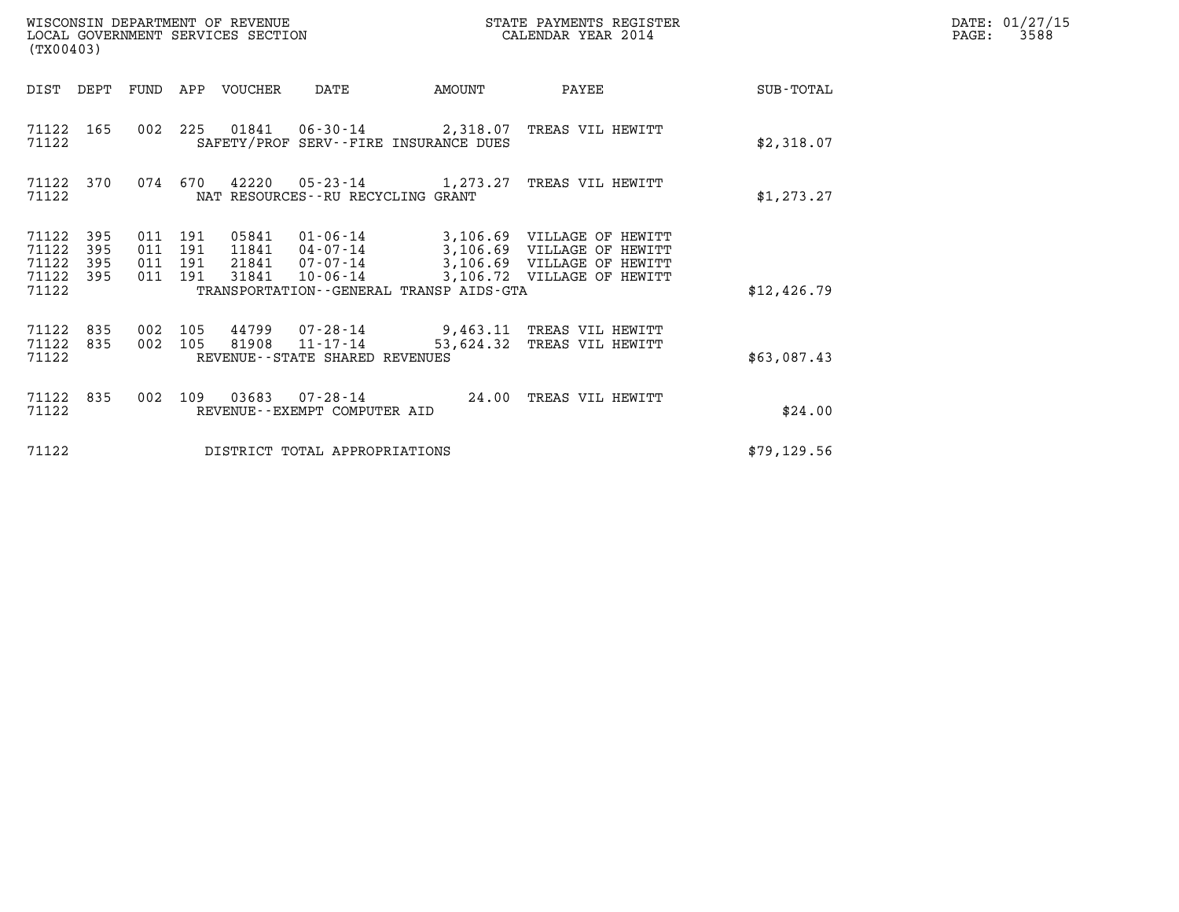| DIST | DEPT | FUND | APP | VOUCHER | DATE | AMOUNT | PAYEE | SUB-TOTAL |
|---|---|---|---|---|---|---|---|---|
| 71122 | 165 | 002 | 225 | 01841 | 06-30-14 | 2,318.07 | TREAS VIL HEWITT | |
| 71122 | | | | | SAFETY/PROF SERV--FIRE INSURANCE DUES | | | $2,318.07 |
| 71122 | 370 | 074 | 670 | 42220 | 05-23-14 | 1,273.27 | TREAS VIL HEWITT | |
| 71122 | | | | | NAT RESOURCES--RU RECYCLING GRANT | | | $1,273.27 |
| 71122 | 395 | 011 | 191 | 05841 | 01-06-14 | 3,106.69 | VILLAGE OF HEWITT | |
| 71122 | 395 | 011 | 191 | 11841 | 04-07-14 | 3,106.69 | VILLAGE OF HEWITT | |
| 71122 | 395 | 011 | 191 | 21841 | 07-07-14 | 3,106.69 | VILLAGE OF HEWITT | |
| 71122 | 395 | 011 | 191 | 31841 | 10-06-14 | 3,106.72 | VILLAGE OF HEWITT | |
| 71122 | | | | | TRANSPORTATION--GENERAL TRANSP AIDS-GTA | | | $12,426.79 |
| 71122 | 835 | 002 | 105 | 44799 | 07-28-14 | 9,463.11 | TREAS VIL HEWITT | |
| 71122 | 835 | 002 | 105 | 81908 | 11-17-14 | 53,624.32 | TREAS VIL HEWITT | |
| 71122 | | | | | REVENUE--STATE SHARED REVENUES | | | $63,087.43 |
| 71122 | 835 | 002 | 109 | 03683 | 07-28-14 | 24.00 | TREAS VIL HEWITT | |
| 71122 | | | | | REVENUE--EXEMPT COMPUTER AID | | | $24.00 |
| 71122 | | | | | DISTRICT TOTAL APPROPRIATIONS | | | $79,129.56 |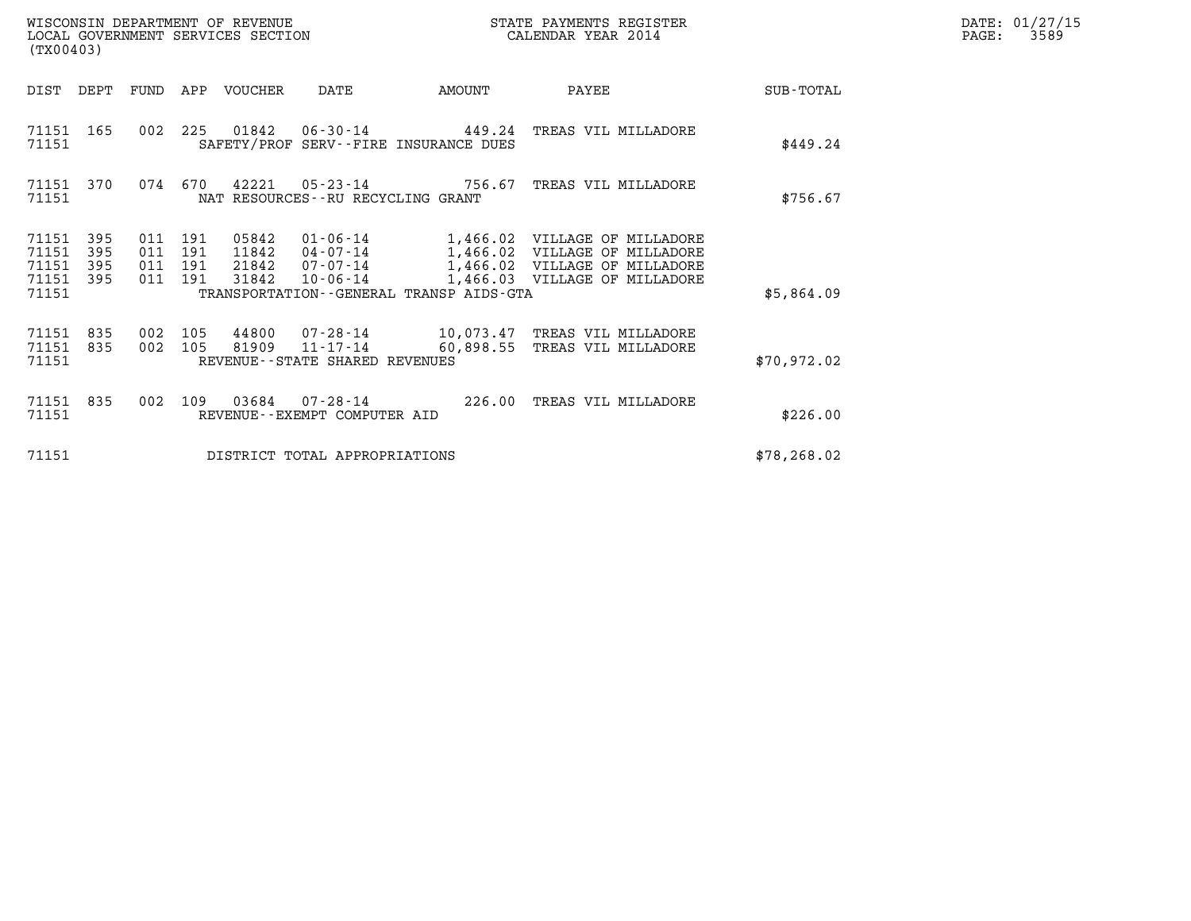WISCONSIN DEPARTMENT OF REVENUE
LOCAL GOVERNMENT SERVICES SECTION
(TX00403)

STATE PAYMENTS REGISTER
CALENDAR YEAR 2014

DATE: 01/27/15

| DIST | DEPT | FUND | APP | VOUCHER | DATE | AMOUNT | PAYEE | SUB-TOTAL |
|---|---|---|---|---|---|---|---|---|
| 71151 | 165 | 002 | 225 | 01842 | 06-30-14 | 449.24 | TREAS VIL MILLADORE | |
| 71151 | | | | | SAFETY/PROF SERV--FIRE INSURANCE DUES | | | $449.24 |
| 71151 | 370 | 074 | 670 | 42221 | 05-23-14 | 756.67 | TREAS VIL MILLADORE | |
| 71151 | | | | | NAT RESOURCES--RU RECYCLING GRANT | | | $756.67 |
| 71151 | 395 | 011 | 191 | 05842 | 01-06-14 | 1,466.02 | VILLAGE OF MILLADORE | |
| 71151 | 395 | 011 | 191 | 11842 | 04-07-14 | 1,466.02 | VILLAGE OF MILLADORE | |
| 71151 | 395 | 011 | 191 | 21842 | 07-07-14 | 1,466.02 | VILLAGE OF MILLADORE | |
| 71151 | 395 | 011 | 191 | 31842 | 10-06-14 | 1,466.03 | VILLAGE OF MILLADORE | |
| 71151 | | | | | TRANSPORTATION--GENERAL TRANSP AIDS-GTA | | | $5,864.09 |
| 71151 | 835 | 002 | 105 | 44800 | 07-28-14 | 10,073.47 | TREAS VIL MILLADORE | |
| 71151 | 835 | 002 | 105 | 81909 | 11-17-14 | 60,898.55 | TREAS VIL MILLADORE | |
| 71151 | | | | | REVENUE--STATE SHARED REVENUES | | | $70,972.02 |
| 71151 | 835 | 002 | 109 | 03684 | 07-28-14 | 226.00 | TREAS VIL MILLADORE | |
| 71151 | | | | | REVENUE--EXEMPT COMPUTER AID | | | $226.00 |
| 71151 | | | | | DISTRICT TOTAL APPROPRIATIONS | | | $78,268.02 |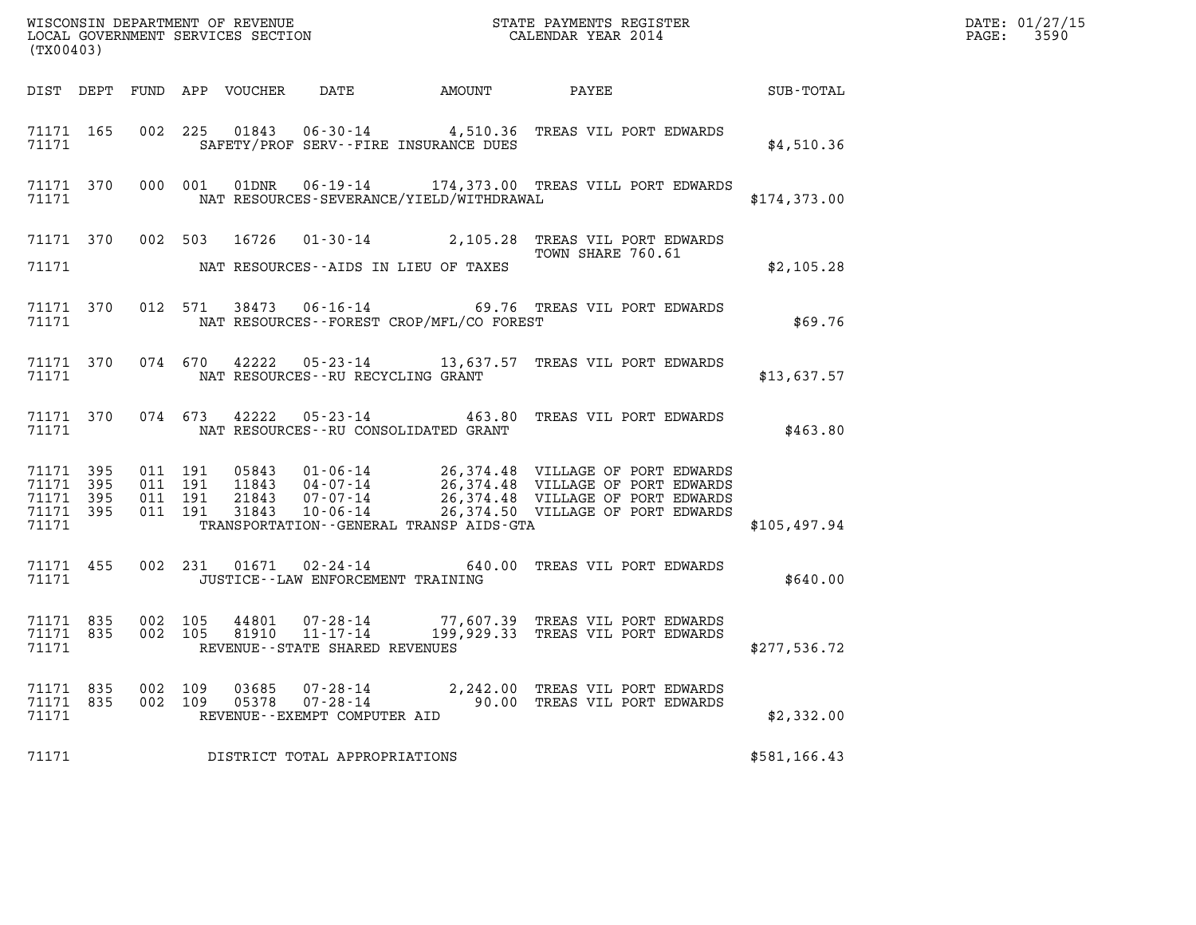WISCONSIN DEPARTMENT OF REVENUE
LOCAL GOVERNMENT SERVICES SECTION
(TX00403)

STATE PAYMENTS REGISTER
CALENDAR YEAR 2014

DATE: 01/27/15
PAGE: 3590

| DIST | DEPT | FUND | APP | VOUCHER | DATE | AMOUNT | PAYEE | SUB-TOTAL |
|---|---|---|---|---|---|---|---|---|
| 71171 | 165 | 002 | 225 | 01843 | 06-30-14 | 4,510.36 | TREAS VIL PORT EDWARDS | |
| 71171 | | | | | SAFETY/PROF SERV--FIRE INSURANCE DUES | | | $4,510.36 |
| 71171 | 370 | 000 | 001 | 01DNR | 06-19-14 | 174,373.00 | TREAS VILL PORT EDWARDS | |
| 71171 | | | | | NAT RESOURCES-SEVERANCE/YIELD/WITHDRAWAL | | | $174,373.00 |
| 71171 | 370 | 002 | 503 | 16726 | 01-30-14 | 2,105.28 | TREAS VIL PORT EDWARDS TOWN SHARE 760.61 | |
| 71171 | | | | | NAT RESOURCES--AIDS IN LIEU OF TAXES | | | $2,105.28 |
| 71171 | 370 | 012 | 571 | 38473 | 06-16-14 | 69.76 | TREAS VIL PORT EDWARDS | |
| 71171 | | | | | NAT RESOURCES--FOREST CROP/MFL/CO FOREST | | | $69.76 |
| 71171 | 370 | 074 | 670 | 42222 | 05-23-14 | 13,637.57 | TREAS VIL PORT EDWARDS | |
| 71171 | | | | | NAT RESOURCES--RU RECYCLING GRANT | | | $13,637.57 |
| 71171 | 370 | 074 | 673 | 42222 | 05-23-14 | 463.80 | TREAS VIL PORT EDWARDS | |
| 71171 | | | | | NAT RESOURCES--RU CONSOLIDATED GRANT | | | $463.80 |
| 71171 | 395 | 011 | 191 | 05843 | 01-06-14 | 26,374.48 | VILLAGE OF PORT EDWARDS | |
| 71171 | 395 | 011 | 191 | 11843 | 04-07-14 | 26,374.48 | VILLAGE OF PORT EDWARDS | |
| 71171 | 395 | 011 | 191 | 21843 | 07-07-14 | 26,374.48 | VILLAGE OF PORT EDWARDS | |
| 71171 | 395 | 011 | 191 | 31843 | 10-06-14 | 26,374.50 | VILLAGE OF PORT EDWARDS | |
| 71171 | | | | | TRANSPORTATION--GENERAL TRANSP AIDS-GTA | | | $105,497.94 |
| 71171 | 455 | 002 | 231 | 01671 | 02-24-14 | 640.00 | TREAS VIL PORT EDWARDS | |
| 71171 | | | | | JUSTICE--LAW ENFORCEMENT TRAINING | | | $640.00 |
| 71171 | 835 | 002 | 105 | 44801 | 07-28-14 | 77,607.39 | TREAS VIL PORT EDWARDS | |
| 71171 | 835 | 002 | 105 | 81910 | 11-17-14 | 199,929.33 | TREAS VIL PORT EDWARDS | |
| 71171 | | | | | REVENUE--STATE SHARED REVENUES | | | $277,536.72 |
| 71171 | 835 | 002 | 109 | 03685 | 07-28-14 | 2,242.00 | TREAS VIL PORT EDWARDS | |
| 71171 | 835 | 002 | 109 | 05378 | 07-28-14 | 90.00 | TREAS VIL PORT EDWARDS | |
| 71171 | | | | | REVENUE--EXEMPT COMPUTER AID | | | $2,332.00 |
| 71171 | | | | | DISTRICT TOTAL APPROPRIATIONS | | | $581,166.43 |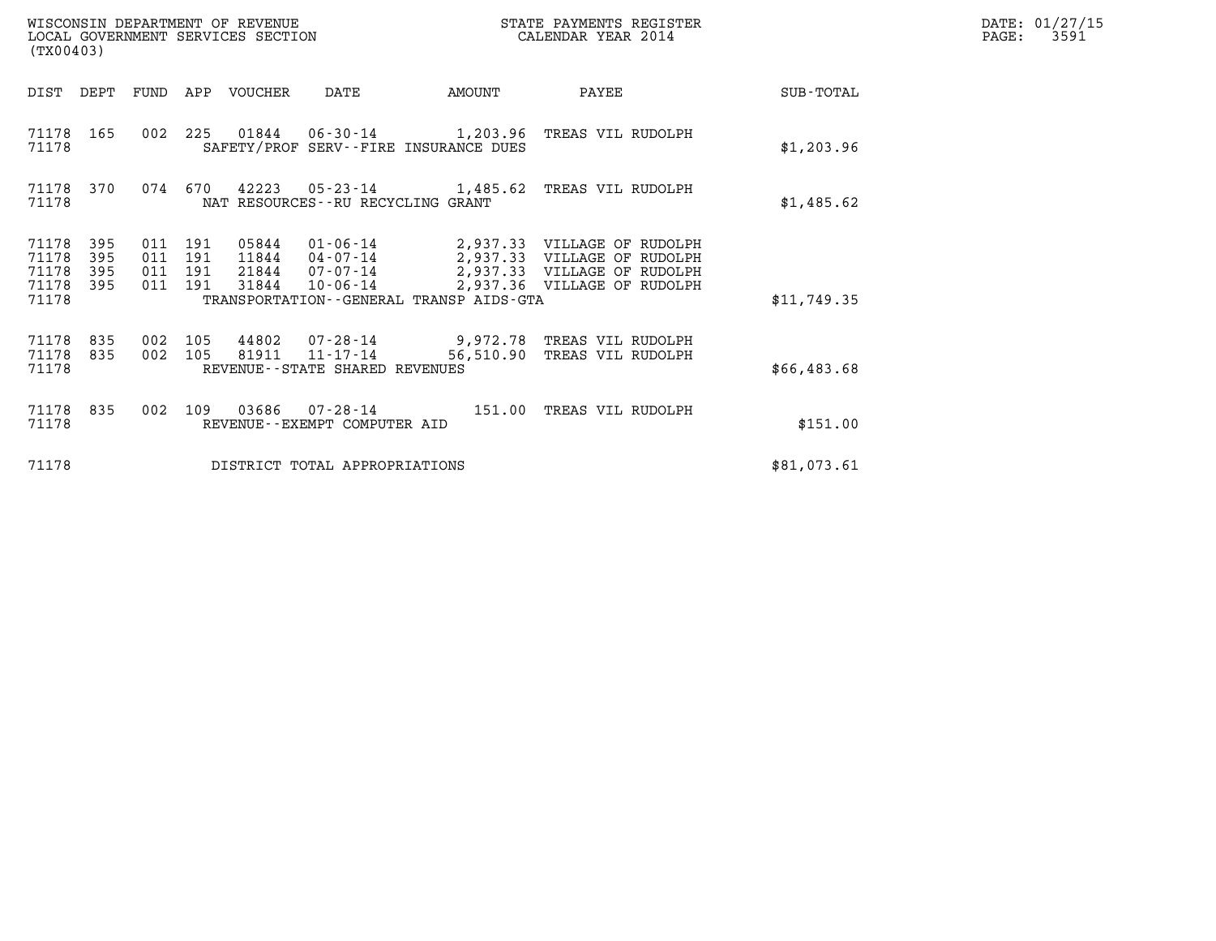WISCONSIN DEPARTMENT OF REVENUE
LOCAL GOVERNMENT SERVICES SECTION
(TX00403)

STATE PAYMENTS REGISTER
CALENDAR YEAR 2014

DATE: 01/27/15

| DIST | DEPT | FUND | APP | VOUCHER | DATE | AMOUNT | PAYEE | SUB-TOTAL |
|---|---|---|---|---|---|---|---|---|
| 71178 | 165 | 002 | 225 | 01844 | 06-30-14 | 1,203.96 | TREAS VIL RUDOLPH | |
| 71178 | | | | | SAFETY/PROF SERV--FIRE INSURANCE DUES | | | $1,203.96 |
| 71178 | 370 | 074 | 670 | 42223 | 05-23-14 | 1,485.62 | TREAS VIL RUDOLPH | |
| 71178 | | | | | NAT RESOURCES--RU RECYCLING GRANT | | | $1,485.62 |
| 71178 | 395 | 011 | 191 | 05844 | 01-06-14 | 2,937.33 | VILLAGE OF RUDOLPH | |
| 71178 | 395 | 011 | 191 | 11844 | 04-07-14 | 2,937.33 | VILLAGE OF RUDOLPH | |
| 71178 | 395 | 011 | 191 | 21844 | 07-07-14 | 2,937.33 | VILLAGE OF RUDOLPH | |
| 71178 | 395 | 011 | 191 | 31844 | 10-06-14 | 2,937.36 | VILLAGE OF RUDOLPH | |
| 71178 | | | | | TRANSPORTATION--GENERAL TRANSP AIDS-GTA | | | $11,749.35 |
| 71178 | 835 | 002 | 105 | 44802 | 07-28-14 | 9,972.78 | TREAS VIL RUDOLPH | |
| 71178 | 835 | 002 | 105 | 81911 | 11-17-14 | 56,510.90 | TREAS VIL RUDOLPH | |
| 71178 | | | | | REVENUE--STATE SHARED REVENUES | | | $66,483.68 |
| 71178 | 835 | 002 | 109 | 03686 | 07-28-14 | 151.00 | TREAS VIL RUDOLPH | |
| 71178 | | | | | REVENUE--EXEMPT COMPUTER AID | | | $151.00 |
| 71178 | | | | | DISTRICT TOTAL APPROPRIATIONS | | | $81,073.61 |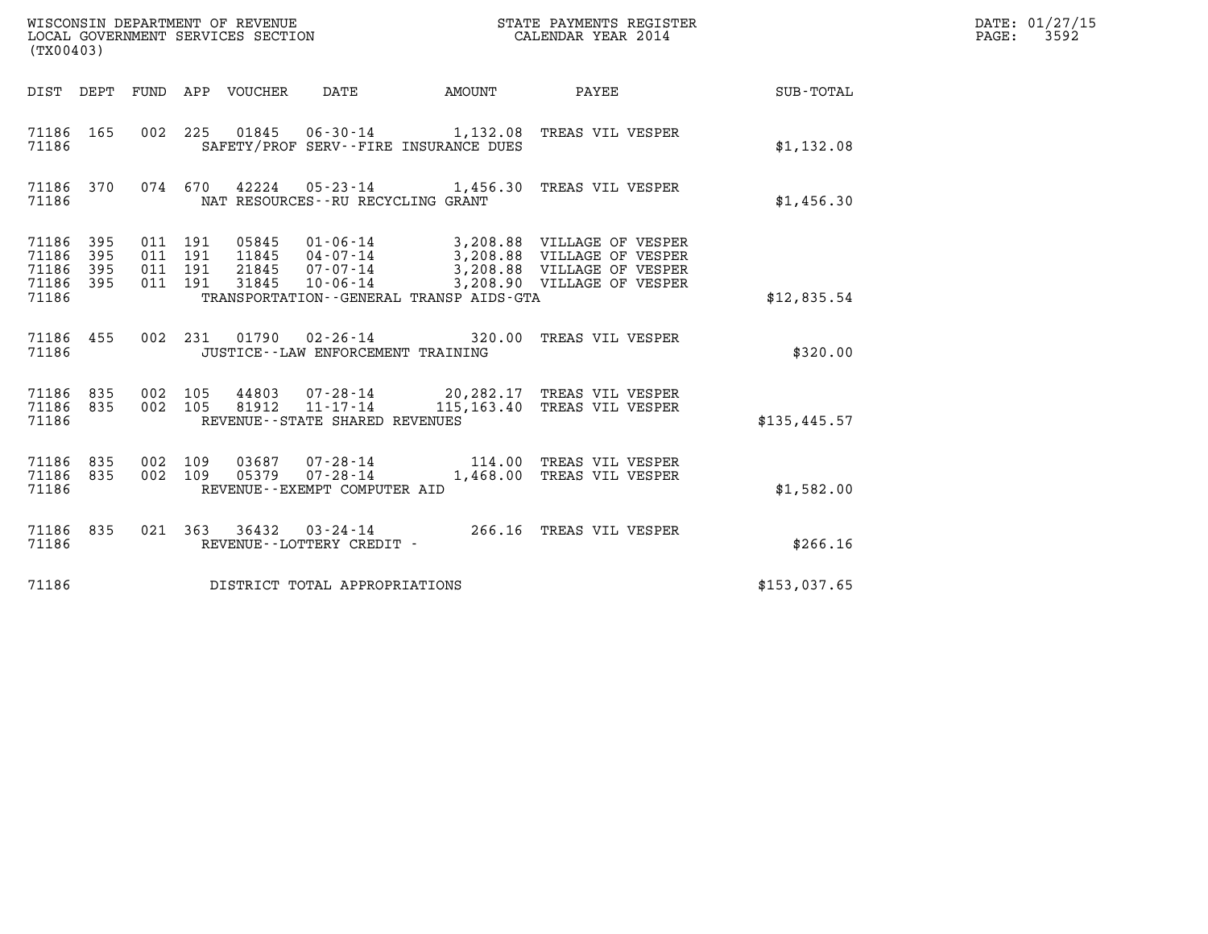WISCONSIN DEPARTMENT OF REVENUE
LOCAL GOVERNMENT SERVICES SECTION
(TX00403)

STATE PAYMENTS REGISTER
CALENDAR YEAR 2014

DATE: 01/27/15
PAGE: 3592

| DIST | DEPT | FUND | APP | VOUCHER | DATE | AMOUNT | PAYEE | SUB-TOTAL |
|---|---|---|---|---|---|---|---|---|
| 71186 | 165 | 002 | 225 | 01845 | 06-30-14 | 1,132.08 | TREAS VIL VESPER | |
| 71186 | | | | | SAFETY/PROF SERV--FIRE INSURANCE DUES | | | $1,132.08 |
| 71186 | 370 | 074 | 670 | 42224 | 05-23-14 | 1,456.30 | TREAS VIL VESPER | |
| 71186 | | | | | NAT RESOURCES--RU RECYCLING GRANT | | | $1,456.30 |
| 71186 | 395 | 011 | 191 | 05845 | 01-06-14 | 3,208.88 | VILLAGE OF VESPER | |
| 71186 | 395 | 011 | 191 | 11845 | 04-07-14 | 3,208.88 | VILLAGE OF VESPER | |
| 71186 | 395 | 011 | 191 | 21845 | 07-07-14 | 3,208.88 | VILLAGE OF VESPER | |
| 71186 | 395 | 011 | 191 | 31845 | 10-06-14 | 3,208.90 | VILLAGE OF VESPER | |
| 71186 | | | | | TRANSPORTATION--GENERAL TRANSP AIDS-GTA | | | $12,835.54 |
| 71186 | 455 | 002 | 231 | 01790 | 02-26-14 | 320.00 | TREAS VIL VESPER | |
| 71186 | | | | | JUSTICE--LAW ENFORCEMENT TRAINING | | | $320.00 |
| 71186 | 835 | 002 | 105 | 44803 | 07-28-14 | 20,282.17 | TREAS VIL VESPER | |
| 71186 | 835 | 002 | 105 | 81912 | 11-17-14 | 115,163.40 | TREAS VIL VESPER | |
| 71186 | | | | | REVENUE--STATE SHARED REVENUES | | | $135,445.57 |
| 71186 | 835 | 002 | 109 | 03687 | 07-28-14 | 114.00 | TREAS VIL VESPER | |
| 71186 | 835 | 002 | 109 | 05379 | 07-28-14 | 1,468.00 | TREAS VIL VESPER | |
| 71186 | | | | | REVENUE--EXEMPT COMPUTER AID | | | $1,582.00 |
| 71186 | 835 | 021 | 363 | 36432 | 03-24-14 | 266.16 | TREAS VIL VESPER | |
| 71186 | | | | | REVENUE--LOTTERY CREDIT - | | | $266.16 |
| 71186 | | | | | DISTRICT TOTAL APPROPRIATIONS | | | $153,037.65 |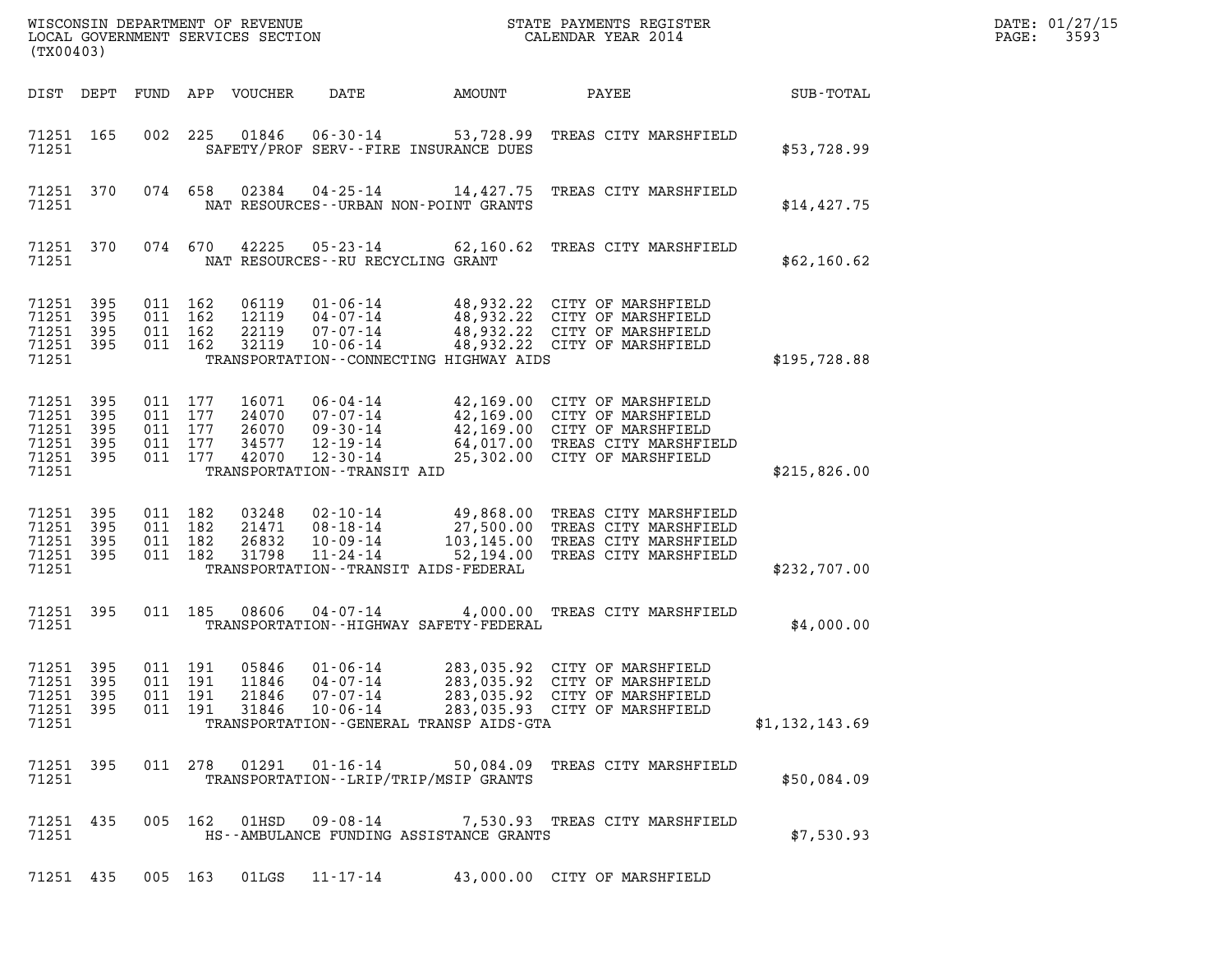| DIST | DEPT | FUND | APP | VOUCHER | DATE | AMOUNT | PAYEE | SUB-TOTAL |
|---|---|---|---|---|---|---|---|---|
| 71251 | 165 | 002 | 225 | 01846 | 06-30-14 | 53,728.99 | TREAS CITY MARSHFIELD | |
| 71251 | | | | SAFETY/PROF SERV--FIRE INSURANCE DUES | | | | $53,728.99 |
| 71251 | 370 | 074 | 658 | 02384 | 04-25-14 | 14,427.75 | TREAS CITY MARSHFIELD | |
| 71251 | | | | NAT RESOURCES--URBAN NON-POINT GRANTS | | | | $14,427.75 |
| 71251 | 370 | 074 | 670 | 42225 | 05-23-14 | 62,160.62 | TREAS CITY MARSHFIELD | |
| 71251 | | | | NAT RESOURCES--RU RECYCLING GRANT | | | | $62,160.62 |
| 71251 | 395 | 011 | 162 | 06119 | 01-06-14 | 48,932.22 | CITY OF MARSHFIELD | |
| 71251 | 395 | 011 | 162 | 12119 | 04-07-14 | 48,932.22 | CITY OF MARSHFIELD | |
| 71251 | 395 | 011 | 162 | 22119 | 07-07-14 | 48,932.22 | CITY OF MARSHFIELD | |
| 71251 | 395 | 011 | 162 | 32119 | 10-06-14 | 48,932.22 | CITY OF MARSHFIELD | |
| 71251 | | | | TRANSPORTATION--CONNECTING HIGHWAY AIDS | | | | $195,728.88 |
| 71251 | 395 | 011 | 177 | 16071 | 06-04-14 | 42,169.00 | CITY OF MARSHFIELD | |
| 71251 | 395 | 011 | 177 | 24070 | 07-07-14 | 42,169.00 | CITY OF MARSHFIELD | |
| 71251 | 395 | 011 | 177 | 26070 | 09-30-14 | 42,169.00 | CITY OF MARSHFIELD | |
| 71251 | 395 | 011 | 177 | 34577 | 12-19-14 | 64,017.00 | TREAS CITY MARSHFIELD | |
| 71251 | 395 | 011 | 177 | 42070 | 12-30-14 | 25,302.00 | CITY OF MARSHFIELD | |
| 71251 | | | | TRANSPORTATION--TRANSIT AID | | | | $215,826.00 |
| 71251 | 395 | 011 | 182 | 03248 | 02-10-14 | 49,868.00 | TREAS CITY MARSHFIELD | |
| 71251 | 395 | 011 | 182 | 21471 | 08-18-14 | 27,500.00 | TREAS CITY MARSHFIELD | |
| 71251 | 395 | 011 | 182 | 26832 | 10-09-14 | 103,145.00 | TREAS CITY MARSHFIELD | |
| 71251 | 395 | 011 | 182 | 31798 | 11-24-14 | 52,194.00 | TREAS CITY MARSHFIELD | |
| 71251 | | | | TRANSPORTATION--TRANSIT AIDS-FEDERAL | | | | $232,707.00 |
| 71251 | 395 | 011 | 185 | 08606 | 04-07-14 | 4,000.00 | TREAS CITY MARSHFIELD | |
| 71251 | | | | TRANSPORTATION--HIGHWAY SAFETY-FEDERAL | | | | $4,000.00 |
| 71251 | 395 | 011 | 191 | 05846 | 01-06-14 | 283,035.92 | CITY OF MARSHFIELD | |
| 71251 | 395 | 011 | 191 | 11846 | 04-07-14 | 283,035.92 | CITY OF MARSHFIELD | |
| 71251 | 395 | 011 | 191 | 21846 | 07-07-14 | 283,035.92 | CITY OF MARSHFIELD | |
| 71251 | 395 | 011 | 191 | 31846 | 10-06-14 | 283,035.93 | CITY OF MARSHFIELD | |
| 71251 | | | | TRANSPORTATION--GENERAL TRANSP AIDS-GTA | | | | $1,132,143.69 |
| 71251 | 395 | 011 | 278 | 01291 | 01-16-14 | 50,084.09 | TREAS CITY MARSHFIELD | |
| 71251 | | | | TRANSPORTATION--LRIP/TRIP/MSIP GRANTS | | | | $50,084.09 |
| 71251 | 435 | 005 | 162 | 01HSD | 09-08-14 | 7,530.93 | TREAS CITY MARSHFIELD | |
| 71251 | | | | HS--AMBULANCE FUNDING ASSISTANCE GRANTS | | | | $7,530.93 |
| 71251 | 435 | 005 | 163 | 01LGS | 11-17-14 | 43,000.00 | CITY OF MARSHFIELD | |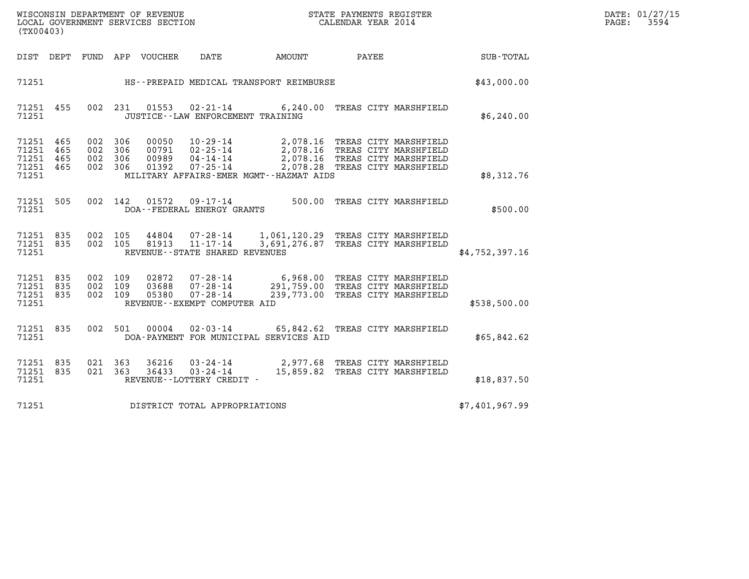| DIST | DEPT | FUND | APP | VOUCHER | DATE | AMOUNT | PAYEE | SUB-TOTAL |
|---|---|---|---|---|---|---|---|---|
| 71251 | | | | | HS--PREPAID MEDICAL TRANSPORT REIMBURSE | | | $43,000.00 |
| 71251 | 455 | 002 | 231 | 01553 | 02-21-14 | 6,240.00 | TREAS CITY MARSHFIELD | |
| 71251 | | | | | JUSTICE--LAW ENFORCEMENT TRAINING | | | $6,240.00 |
| 71251 | 465 | 002 | 306 | 00050 | 10-29-14 | 2,078.16 | TREAS CITY MARSHFIELD | |
| 71251 | 465 | 002 | 306 | 00791 | 02-25-14 | 2,078.16 | TREAS CITY MARSHFIELD | |
| 71251 | 465 | 002 | 306 | 00989 | 04-14-14 | 2,078.16 | TREAS CITY MARSHFIELD | |
| 71251 | 465 | 002 | 306 | 01392 | 07-25-14 | 2,078.28 | TREAS CITY MARSHFIELD | |
| 71251 | | | | | MILITARY AFFAIRS-EMER MGMT--HAZMAT AIDS | | | $8,312.76 |
| 71251 | 505 | 002 | 142 | 01572 | 09-17-14 | 500.00 | TREAS CITY MARSHFIELD | |
| 71251 | | | | | DOA--FEDERAL ENERGY GRANTS | | | $500.00 |
| 71251 | 835 | 002 | 105 | 44804 | 07-28-14 | 1,061,120.29 | TREAS CITY MARSHFIELD | |
| 71251 | 835 | 002 | 105 | 81913 | 11-17-14 | 3,691,276.87 | TREAS CITY MARSHFIELD | |
| 71251 | | | | | REVENUE--STATE SHARED REVENUES | | | $4,752,397.16 |
| 71251 | 835 | 002 | 109 | 02872 | 07-28-14 | 6,968.00 | TREAS CITY MARSHFIELD | |
| 71251 | 835 | 002 | 109 | 03688 | 07-28-14 | 291,759.00 | TREAS CITY MARSHFIELD | |
| 71251 | 835 | 002 | 109 | 05380 | 07-28-14 | 239,773.00 | TREAS CITY MARSHFIELD | |
| 71251 | | | | | REVENUE--EXEMPT COMPUTER AID | | | $538,500.00 |
| 71251 | 835 | 002 | 501 | 00004 | 02-03-14 | 65,842.62 | TREAS CITY MARSHFIELD | |
| 71251 | | | | | DOA-PAYMENT FOR MUNICIPAL SERVICES AID | | | $65,842.62 |
| 71251 | 835 | 021 | 363 | 36216 | 03-24-14 | 2,977.68 | TREAS CITY MARSHFIELD | |
| 71251 | 835 | 021 | 363 | 36433 | 03-24-14 | 15,859.82 | TREAS CITY MARSHFIELD | |
| 71251 | | | | | REVENUE--LOTTERY CREDIT - | | | $18,837.50 |
| 71251 | | | | | DISTRICT TOTAL APPROPRIATIONS | | | $7,401,967.99 |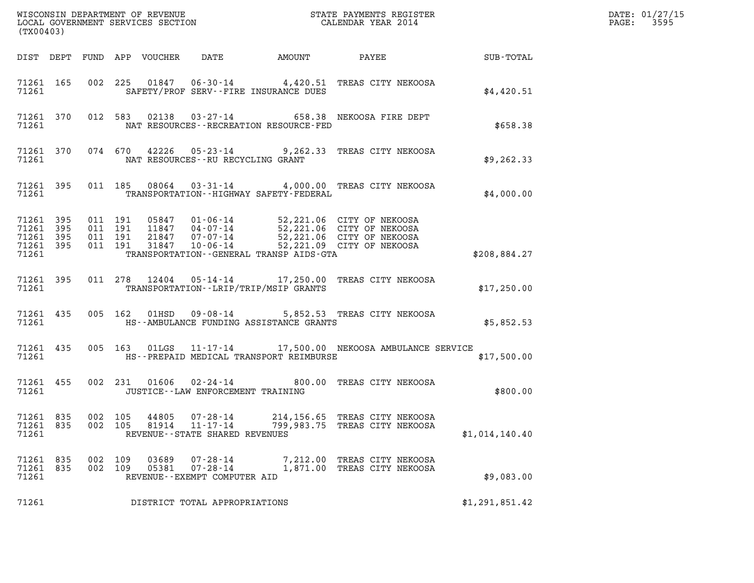WISCONSIN DEPARTMENT OF REVENUE
LOCAL GOVERNMENT SERVICES SECTION
(TX00403)

STATE PAYMENTS REGISTER
CALENDAR YEAR 2014

DATE: 01/27/15

| DIST | DEPT | FUND | APP | VOUCHER | DATE | AMOUNT | PAYEE | SUB-TOTAL |
|---|---|---|---|---|---|---|---|---|
| 71261 | 165 | 002 | 225 | 01847 | 06-30-14 | 4,420.51 | TREAS CITY NEKOOSA | |
| 71261 | | | | | SAFETY/PROF SERV--FIRE INSURANCE DUES | | | $4,420.51 |
| 71261 | 370 | 012 | 583 | 02138 | 03-27-14 | 658.38 | NEKOOSA FIRE DEPT | |
| 71261 | | | | | NAT RESOURCES--RECREATION RESOURCE-FED | | | $658.38 |
| 71261 | 370 | 074 | 670 | 42226 | 05-23-14 | 9,262.33 | TREAS CITY NEKOOSA | |
| 71261 | | | | | NAT RESOURCES--RU RECYCLING GRANT | | | $9,262.33 |
| 71261 | 395 | 011 | 185 | 08064 | 03-31-14 | 4,000.00 | TREAS CITY NEKOOSA | |
| 71261 | | | | | TRANSPORTATION--HIGHWAY SAFETY-FEDERAL | | | $4,000.00 |
| 71261 | 395 | 011 | 191 | 05847 | 01-06-14 | 52,221.06 | CITY OF NEKOOSA | |
| 71261 | 395 | 011 | 191 | 11847 | 04-07-14 | 52,221.06 | CITY OF NEKOOSA | |
| 71261 | 395 | 011 | 191 | 21847 | 07-07-14 | 52,221.06 | CITY OF NEKOOSA | |
| 71261 | 395 | 011 | 191 | 31847 | 10-06-14 | 52,221.09 | CITY OF NEKOOSA | |
| 71261 | | | | | TRANSPORTATION--GENERAL TRANSP AIDS-GTA | | | $208,884.27 |
| 71261 | 395 | 011 | 278 | 12404 | 05-14-14 | 17,250.00 | TREAS CITY NEKOOSA | |
| 71261 | | | | | TRANSPORTATION--LRIP/TRIP/MSIP GRANTS | | | $17,250.00 |
| 71261 | 435 | 005 | 162 | 01HSD | 09-08-14 | 5,852.53 | TREAS CITY NEKOOSA | |
| 71261 | | | | | HS--AMBULANCE FUNDING ASSISTANCE GRANTS | | | $5,852.53 |
| 71261 | 435 | 005 | 163 | 01LGS | 11-17-14 | 17,500.00 | NEKOOSA AMBULANCE SERVICE | |
| 71261 | | | | | HS--PREPAID MEDICAL TRANSPORT REIMBURSE | | | $17,500.00 |
| 71261 | 455 | 002 | 231 | 01606 | 02-24-14 | 800.00 | TREAS CITY NEKOOSA | |
| 71261 | | | | | JUSTICE--LAW ENFORCEMENT TRAINING | | | $800.00 |
| 71261 | 835 | 002 | 105 | 44805 | 07-28-14 | 214,156.65 | TREAS CITY NEKOOSA | |
| 71261 | 835 | 002 | 105 | 81914 | 11-17-14 | 799,983.75 | TREAS CITY NEKOOSA | |
| 71261 | | | | | REVENUE--STATE SHARED REVENUES | | | $1,014,140.40 |
| 71261 | 835 | 002 | 109 | 03689 | 07-28-14 | 7,212.00 | TREAS CITY NEKOOSA | |
| 71261 | 835 | 002 | 109 | 05381 | 07-28-14 | 1,871.00 | TREAS CITY NEKOOSA | |
| 71261 | | | | | REVENUE--EXEMPT COMPUTER AID | | | $9,083.00 |
| 71261 | | | | | DISTRICT TOTAL APPROPRIATIONS | | | $1,291,851.42 |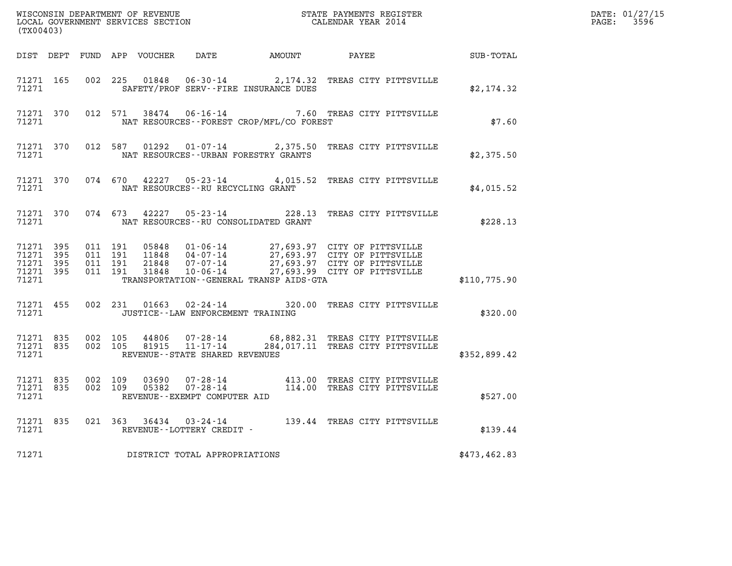WISCONSIN DEPARTMENT OF REVENUE
LOCAL GOVERNMENT SERVICES SECTION
(TX00403)

STATE PAYMENTS REGISTER
CALENDAR YEAR 2014

DATE: 01/27/15
PAGE: 3596

| DIST | DEPT | FUND | APP | VOUCHER | DATE | AMOUNT | PAYEE | SUB-TOTAL |
|---|---|---|---|---|---|---|---|---|
| 71271 | 165 | 002 | 225 | 01848 | 06-30-14 | 2,174.32 | TREAS CITY PITTSVILLE | |
| 71271 | | | | | SAFETY/PROF SERV--FIRE INSURANCE DUES | | | $2,174.32 |
| 71271 | 370 | 012 | 571 | 38474 | 06-16-14 | 7.60 | TREAS CITY PITTSVILLE | |
| 71271 | | | | | NAT RESOURCES--FOREST CROP/MFL/CO FOREST | | | $7.60 |
| 71271 | 370 | 012 | 587 | 01292 | 01-07-14 | 2,375.50 | TREAS CITY PITTSVILLE | |
| 71271 | | | | | NAT RESOURCES--URBAN FORESTRY GRANTS | | | $2,375.50 |
| 71271 | 370 | 074 | 670 | 42227 | 05-23-14 | 4,015.52 | TREAS CITY PITTSVILLE | |
| 71271 | | | | | NAT RESOURCES--RU RECYCLING GRANT | | | $4,015.52 |
| 71271 | 370 | 074 | 673 | 42227 | 05-23-14 | 228.13 | TREAS CITY PITTSVILLE | |
| 71271 | | | | | NAT RESOURCES--RU CONSOLIDATED GRANT | | | $228.13 |
| 71271 | 395 | 011 | 191 | 05848 | 01-06-14 | 27,693.97 | CITY OF PITTSVILLE | |
| 71271 | 395 | 011 | 191 | 11848 | 04-07-14 | 27,693.97 | CITY OF PITTSVILLE | |
| 71271 | 395 | 011 | 191 | 21848 | 07-07-14 | 27,693.97 | CITY OF PITTSVILLE | |
| 71271 | 395 | 011 | 191 | 31848 | 10-06-14 | 27,693.99 | CITY OF PITTSVILLE | |
| 71271 | | | | | TRANSPORTATION--GENERAL TRANSP AIDS-GTA | | | $110,775.90 |
| 71271 | 455 | 002 | 231 | 01663 | 02-24-14 | 320.00 | TREAS CITY PITTSVILLE | |
| 71271 | | | | | JUSTICE--LAW ENFORCEMENT TRAINING | | | $320.00 |
| 71271 | 835 | 002 | 105 | 44806 | 07-28-14 | 68,882.31 | TREAS CITY PITTSVILLE | |
| 71271 | 835 | 002 | 105 | 81915 | 11-17-14 | 284,017.11 | TREAS CITY PITTSVILLE | |
| 71271 | | | | | REVENUE--STATE SHARED REVENUES | | | $352,899.42 |
| 71271 | 835 | 002 | 109 | 03690 | 07-28-14 | 413.00 | TREAS CITY PITTSVILLE | |
| 71271 | 835 | 002 | 109 | 05382 | 07-28-14 | 114.00 | TREAS CITY PITTSVILLE | |
| 71271 | | | | | REVENUE--EXEMPT COMPUTER AID | | | $527.00 |
| 71271 | 835 | 021 | 363 | 36434 | 03-24-14 | 139.44 | TREAS CITY PITTSVILLE | |
| 71271 | | | | | REVENUE--LOTTERY CREDIT - | | | $139.44 |
| 71271 | | | | | DISTRICT TOTAL APPROPRIATIONS | | | $473,462.83 |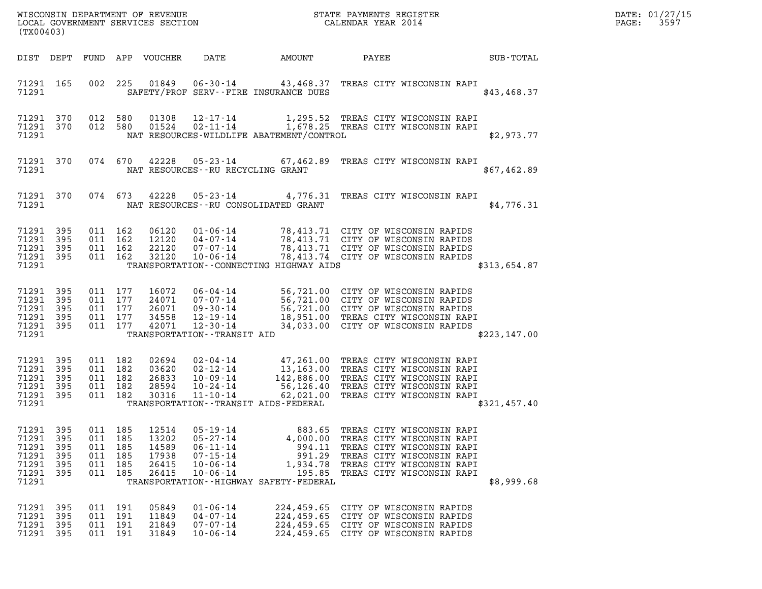WISCONSIN DEPARTMENT OF REVENUE
LOCAL GOVERNMENT SERVICES SECTION
(TX00403)

STATE PAYMENTS REGISTER
CALENDAR YEAR 2014

DATE: 01/27/15

| DIST | DEPT | FUND | APP | VOUCHER | DATE | AMOUNT | PAYEE | SUB-TOTAL |
|---|---|---|---|---|---|---|---|---|
| 71291 | 165 | 002 | 225 | 01849 | 06-30-14 | 43,468.37 | TREAS CITY WISCONSIN RAPI | |
| 71291 | | | | | SAFETY/PROF SERV--FIRE INSURANCE DUES | | | $43,468.37 |
| 71291 | 370 | 012 | 580 | 01308 | 12-17-14 | 1,295.52 | TREAS CITY WISCONSIN RAPI | |
| 71291 | 370 | 012 | 580 | 01524 | 02-11-14 | 1,678.25 | TREAS CITY WISCONSIN RAPI | |
| 71291 | | | | | NAT RESOURCES-WILDLIFE ABATEMENT/CONTROL | | | $2,973.77 |
| 71291 | 370 | 074 | 670 | 42228 | 05-23-14 | 67,462.89 | TREAS CITY WISCONSIN RAPI | |
| 71291 | | | | | NAT RESOURCES--RU RECYCLING GRANT | | | $67,462.89 |
| 71291 | 370 | 074 | 673 | 42228 | 05-23-14 | 4,776.31 | TREAS CITY WISCONSIN RAPI | |
| 71291 | | | | | NAT RESOURCES--RU CONSOLIDATED GRANT | | | $4,776.31 |
| 71291 | 395 | 011 | 162 | 06120 | 01-06-14 | 78,413.71 | CITY OF WISCONSIN RAPIDS | |
| 71291 | 395 | 011 | 162 | 12120 | 04-07-14 | 78,413.71 | CITY OF WISCONSIN RAPIDS | |
| 71291 | 395 | 011 | 162 | 22120 | 07-07-14 | 78,413.71 | CITY OF WISCONSIN RAPIDS | |
| 71291 | 395 | 011 | 162 | 32120 | 10-06-14 | 78,413.74 | CITY OF WISCONSIN RAPIDS | |
| 71291 | | | | | TRANSPORTATION--CONNECTING HIGHWAY AIDS | | | $313,654.87 |
| 71291 | 395 | 011 | 177 | 16072 | 06-04-14 | 56,721.00 | CITY OF WISCONSIN RAPIDS | |
| 71291 | 395 | 011 | 177 | 24071 | 07-07-14 | 56,721.00 | CITY OF WISCONSIN RAPIDS | |
| 71291 | 395 | 011 | 177 | 26071 | 09-30-14 | 56,721.00 | CITY OF WISCONSIN RAPIDS | |
| 71291 | 395 | 011 | 177 | 34558 | 12-19-14 | 18,951.00 | TREAS CITY WISCONSIN RAPI | |
| 71291 | 395 | 011 | 177 | 42071 | 12-30-14 | 34,033.00 | CITY OF WISCONSIN RAPIDS | |
| 71291 | | | | | TRANSPORTATION--TRANSIT AID | | | $223,147.00 |
| 71291 | 395 | 011 | 182 | 02694 | 02-04-14 | 47,261.00 | TREAS CITY WISCONSIN RAPI | |
| 71291 | 395 | 011 | 182 | 03620 | 02-12-14 | 13,163.00 | TREAS CITY WISCONSIN RAPI | |
| 71291 | 395 | 011 | 182 | 26833 | 10-09-14 | 142,886.00 | TREAS CITY WISCONSIN RAPI | |
| 71291 | 395 | 011 | 182 | 28594 | 10-24-14 | 56,126.40 | TREAS CITY WISCONSIN RAPI | |
| 71291 | 395 | 011 | 182 | 30316 | 11-10-14 | 62,021.00 | TREAS CITY WISCONSIN RAPI | |
| 71291 | | | | | TRANSPORTATION--TRANSIT AIDS-FEDERAL | | | $321,457.40 |
| 71291 | 395 | 011 | 185 | 12514 | 05-19-14 | 883.65 | TREAS CITY WISCONSIN RAPI | |
| 71291 | 395 | 011 | 185 | 13202 | 05-27-14 | 4,000.00 | TREAS CITY WISCONSIN RAPI | |
| 71291 | 395 | 011 | 185 | 14589 | 06-11-14 | 994.11 | TREAS CITY WISCONSIN RAPI | |
| 71291 | 395 | 011 | 185 | 17938 | 07-15-14 | 991.29 | TREAS CITY WISCONSIN RAPI | |
| 71291 | 395 | 011 | 185 | 26415 | 10-06-14 | 1,934.78 | TREAS CITY WISCONSIN RAPI | |
| 71291 | 395 | 011 | 185 | 26415 | 10-06-14 | 195.85 | TREAS CITY WISCONSIN RAPI | |
| 71291 | | | | | TRANSPORTATION--HIGHWAY SAFETY-FEDERAL | | | $8,999.68 |
| 71291 | 395 | 011 | 191 | 05849 | 01-06-14 | 224,459.65 | CITY OF WISCONSIN RAPIDS | |
| 71291 | 395 | 011 | 191 | 11849 | 04-07-14 | 224,459.65 | CITY OF WISCONSIN RAPIDS | |
| 71291 | 395 | 011 | 191 | 21849 | 07-07-14 | 224,459.65 | CITY OF WISCONSIN RAPIDS | |
| 71291 | 395 | 011 | 191 | 31849 | 10-06-14 | 224,459.65 | CITY OF WISCONSIN RAPIDS | |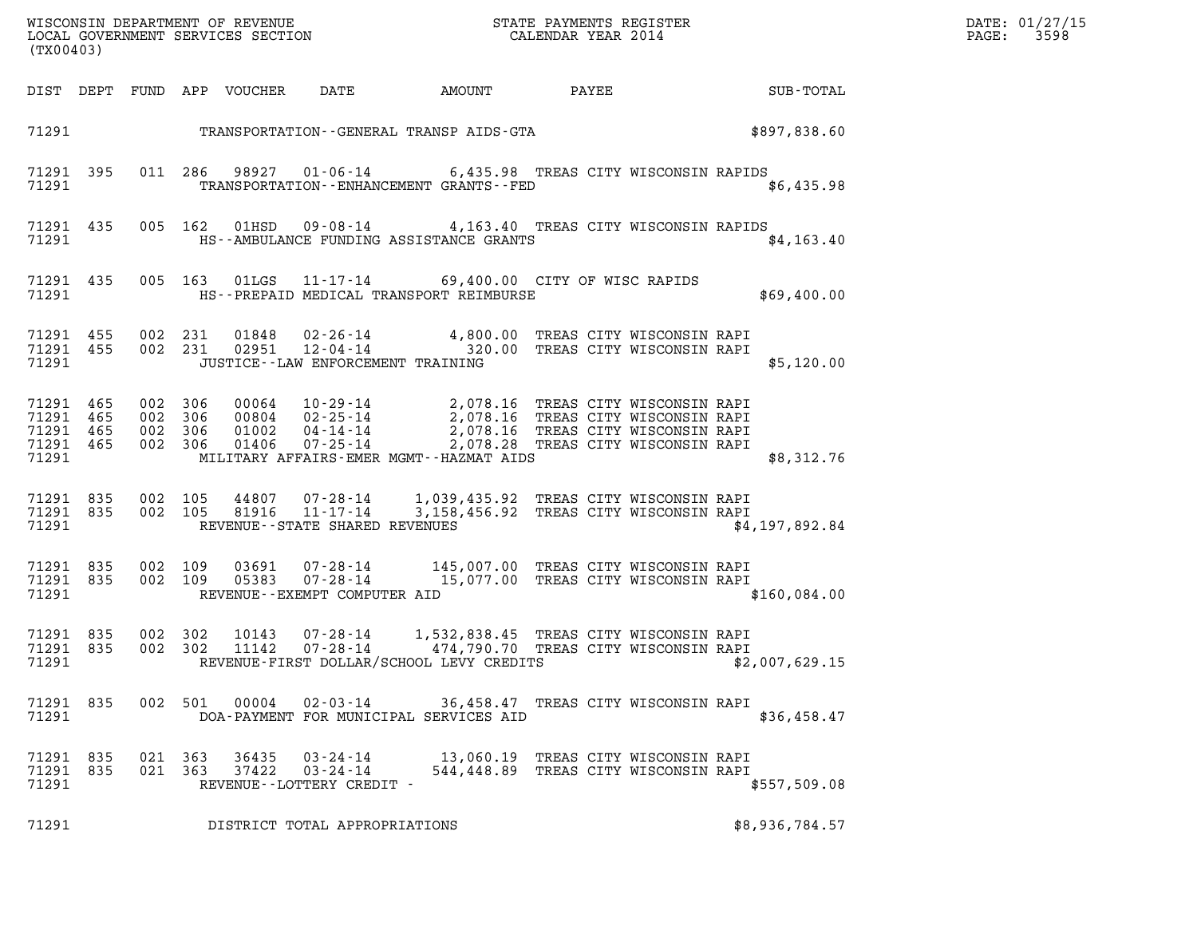WISCONSIN DEPARTMENT OF REVENUE
LOCAL GOVERNMENT SERVICES SECTION
(TX00403)

STATE PAYMENTS REGISTER
CALENDAR YEAR 2014

DATE: 01/27/15
PAGE: 3598

| DIST | DEPT | FUND | APP | VOUCHER | DATE | AMOUNT | PAYEE | SUB-TOTAL |
|---|---|---|---|---|---|---|---|---|
| 71291 | | | | | TRANSPORTATION--GENERAL TRANSP AIDS-GTA | | | $897,838.60 |
| 71291 | 395 | 011 | 286 | 98927 | 01-06-14 | 6,435.98 | TREAS CITY WISCONSIN RAPIDS | |
| 71291 | | | | | TRANSPORTATION--ENHANCEMENT GRANTS--FED | | | $6,435.98 |
| 71291 | 435 | 005 | 162 | 01HSD | 09-08-14 | 4,163.40 | TREAS CITY WISCONSIN RAPIDS | |
| 71291 | | | | | HS--AMBULANCE FUNDING ASSISTANCE GRANTS | | | $4,163.40 |
| 71291 | 435 | 005 | 163 | 01LGS | 11-17-14 | 69,400.00 | CITY OF WISC RAPIDS | |
| 71291 | | | | | HS--PREPAID MEDICAL TRANSPORT REIMBURSE | | | $69,400.00 |
| 71291 | 455 | 002 | 231 | 01848 | 02-26-14 | 4,800.00 | TREAS CITY WISCONSIN RAPI | |
| 71291 | 455 | 002 | 231 | 02951 | 12-04-14 | 320.00 | TREAS CITY WISCONSIN RAPI | |
| 71291 | | | | | JUSTICE--LAW ENFORCEMENT TRAINING | | | $5,120.00 |
| 71291 | 465 | 002 | 306 | 00064 | 10-29-14 | 2,078.16 | TREAS CITY WISCONSIN RAPI | |
| 71291 | 465 | 002 | 306 | 00804 | 02-25-14 | 2,078.16 | TREAS CITY WISCONSIN RAPI | |
| 71291 | 465 | 002 | 306 | 01002 | 04-14-14 | 2,078.16 | TREAS CITY WISCONSIN RAPI | |
| 71291 | 465 | 002 | 306 | 01406 | 07-25-14 | 2,078.28 | TREAS CITY WISCONSIN RAPI | |
| 71291 | | | | | MILITARY AFFAIRS-EMER MGMT--HAZMAT AIDS | | | $8,312.76 |
| 71291 | 835 | 002 | 105 | 44807 | 07-28-14 | 1,039,435.92 | TREAS CITY WISCONSIN RAPI | |
| 71291 | 835 | 002 | 105 | 81916 | 11-17-14 | 3,158,456.92 | TREAS CITY WISCONSIN RAPI | |
| 71291 | | | | | REVENUE--STATE SHARED REVENUES | | | $4,197,892.84 |
| 71291 | 835 | 002 | 109 | 03691 | 07-28-14 | 145,007.00 | TREAS CITY WISCONSIN RAPI | |
| 71291 | 835 | 002 | 109 | 05383 | 07-28-14 | 15,077.00 | TREAS CITY WISCONSIN RAPI | |
| 71291 | | | | | REVENUE--EXEMPT COMPUTER AID | | | $160,084.00 |
| 71291 | 835 | 002 | 302 | 10143 | 07-28-14 | 1,532,838.45 | TREAS CITY WISCONSIN RAPI | |
| 71291 | 835 | 002 | 302 | 11142 | 07-28-14 | 474,790.70 | TREAS CITY WISCONSIN RAPI | |
| 71291 | | | | | REVENUE-FIRST DOLLAR/SCHOOL LEVY CREDITS | | | $2,007,629.15 |
| 71291 | 835 | 002 | 501 | 00004 | 02-03-14 | 36,458.47 | TREAS CITY WISCONSIN RAPI | |
| 71291 | | | | | DOA-PAYMENT FOR MUNICIPAL SERVICES AID | | | $36,458.47 |
| 71291 | 835 | 021 | 363 | 36435 | 03-24-14 | 13,060.19 | TREAS CITY WISCONSIN RAPI | |
| 71291 | 835 | 021 | 363 | 37422 | 03-24-14 | 544,448.89 | TREAS CITY WISCONSIN RAPI | |
| 71291 | | | | | REVENUE--LOTTERY CREDIT - | | | $557,509.08 |
| 71291 | | | | | DISTRICT TOTAL APPROPRIATIONS | | | $8,936,784.57 |